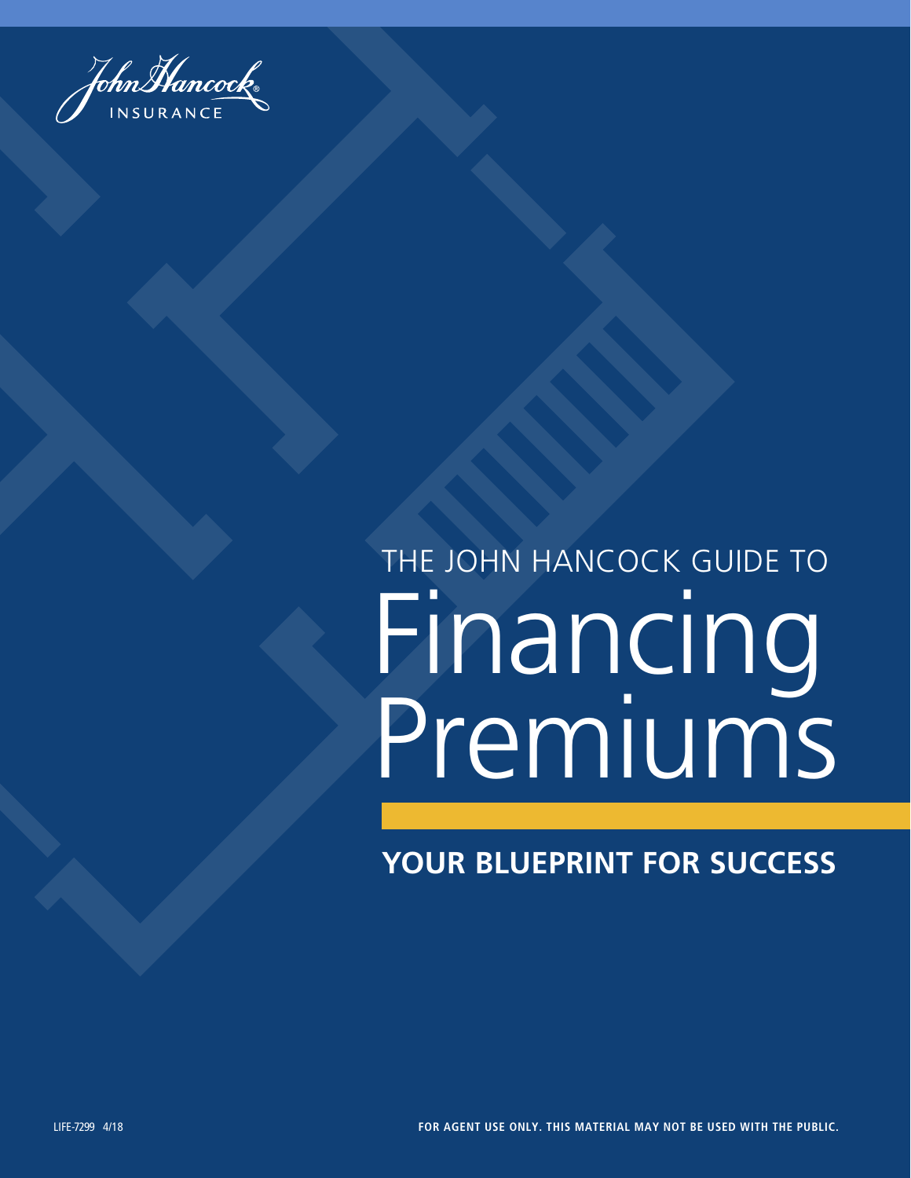John Hancock INSURANCE

THE JOHN HANCOCK GUIDE TO

# Financing Premiums

**YOUR BLUEPRINT FOR SUCCESS**

LIFE-7299 4/18

**FOR AGENT USE ONLY. THIS MATERIAL MAY NOT BE USED WITH THE PUBLIC.**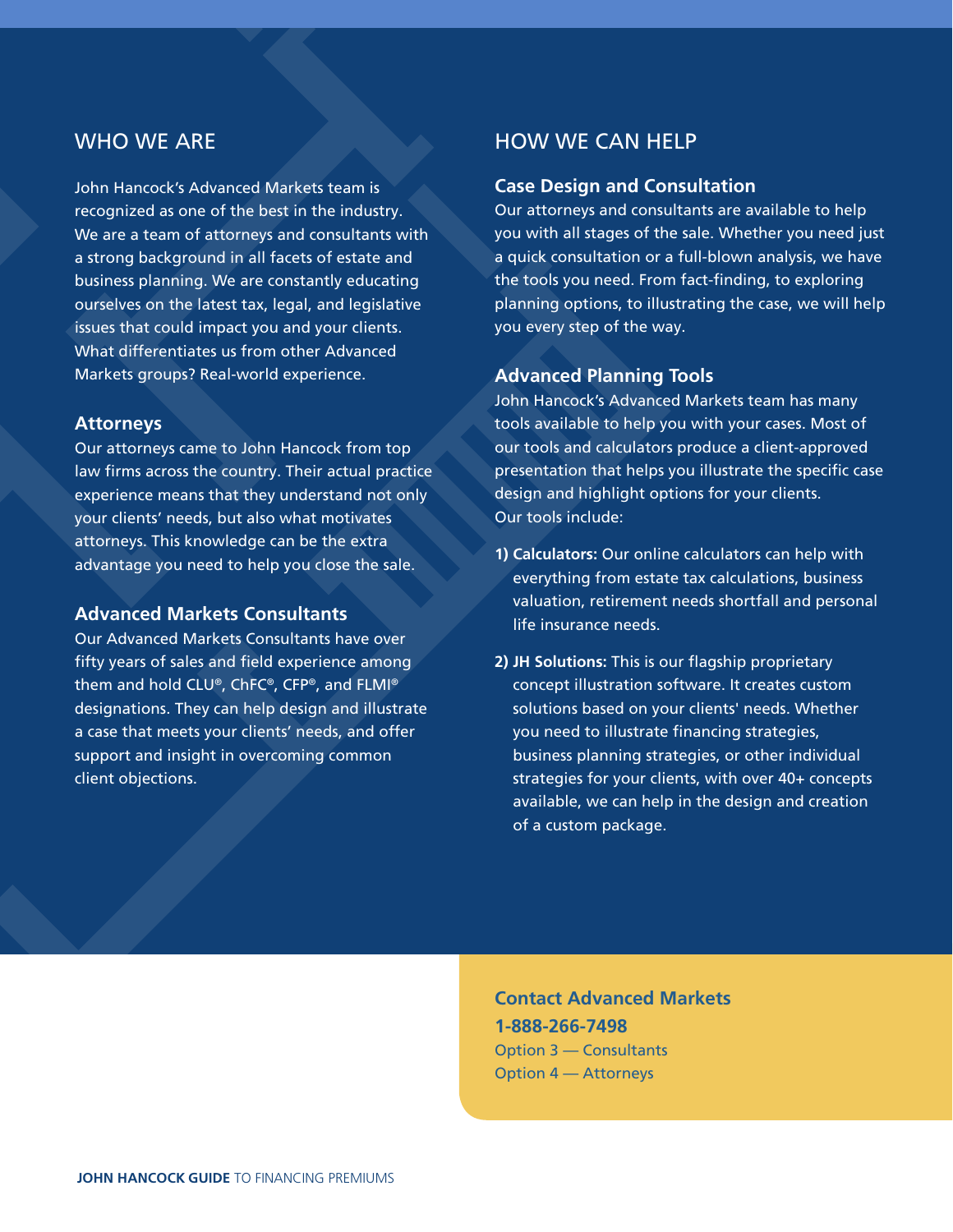## WHO WE ARE

John Hancock's Advanced Markets team is recognized as one of the best in the industry. We are a team of attorneys and consultants with a strong background in all facets of estate and business planning. We are constantly educating ourselves on the latest tax, legal, and legislative issues that could impact you and your clients. What differentiates us from other Advanced Markets groups? Real-world experience.

### Attorneys

Our attorneys came to John Hancock from top law firms across the country. Their actual practice experience means that they understand not only your clients' needs, but also what motivates attorneys. This knowledge can be the extra advantage you need to help you close the sale.

### Advanced Markets Consultants

Our Advanced Markets Consultants have over fifty years of sales and field experience among them and hold CLU®, ChFC®, CFP®, and FLMI® designations. They can help design and illustrate a case that meets your clients' needs, and offer support and insight in overcoming common client objections.

## HOW WE CAN HELP

### Case Design and Consultation

Our attorneys and consultants are available to help you with all stages of the sale. Whether you need just a quick consultation or a full-blown analysis, we have the tools you need. From fact-finding, to exploring planning options, to illustrating the case, we will help you every step of the way.

### Advanced Planning Tools

John Hancock's Advanced Markets team has many tools available to help you with your cases. Most of our tools and calculators produce a client-approved presentation that helps you illustrate the specific case design and highlight options for your clients. Our tools include:

1) **Calculators:** Our online calculators can help with everything from estate tax calculations, business valuation, retirement needs shortfall and personal life insurance needs.

2) **JH Solutions:** This is our flagship proprietary concept illustration software. It creates custom solutions based on your clients' needs. Whether you need to illustrate financing strategies, business planning strategies, or other individual strategies for your clients, with over 40+ concepts available, we can help in the design and creation of a custom package.

**Contact Advanced Markets**
**1-888-266-7498**
Option 3 — Consultants
Option 4 — Attorneys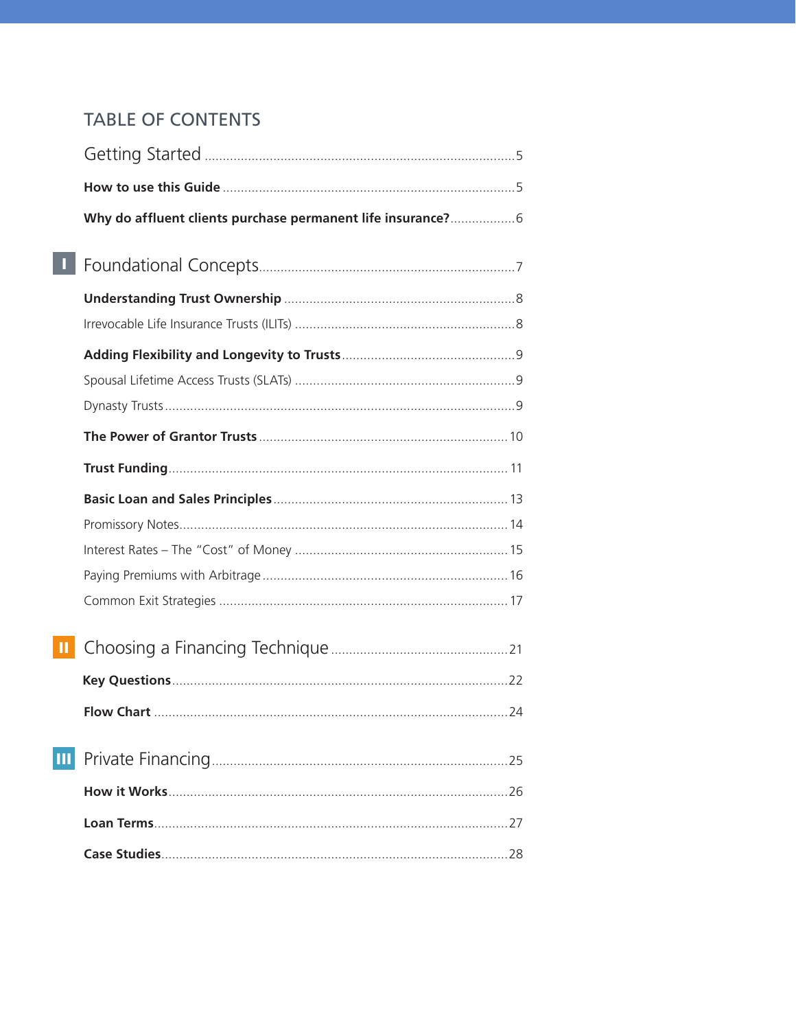# TABLE OF CONTENTS

Getting Started ........................................................................................ 5

**How to use this Guide** ........................................................................ 5

**Why do affluent clients purchase permanent life insurance?** .................. 6

I Foundational Concepts ............................................................................ 7

**Understanding Trust Ownership** ........................................................... 8

Irrevocable Life Insurance Trusts (ILITs) ................................................... 8

**Adding Flexibility and Longevity to Trusts** ............................................. 9

Spousal Lifetime Access Trusts (SLATs) .................................................... 9

Dynasty Trusts ......................................................................................... 9

**The Power of Grantor Trusts** ................................................................ 10

**Trust Funding** ...................................................................................... 11

**Basic Loan and Sales Principles** ........................................................... 13

Promissory Notes ..................................................................................... 14

Interest Rates – The "Cost" of Money ..................................................... 15

Paying Premiums with Arbitrage .............................................................. 16

Common Exit Strategies .......................................................................... 17

II Choosing a Financing Technique ........................................................... 21

**Key Questions** ...................................................................................... 22

**Flow Chart** ........................................................................................... 24

III Private Financing .................................................................................. 25

**How it Works** ...................................................................................... 26

**Loan Terms** .......................................................................................... 27

**Case Studies** ........................................................................................ 28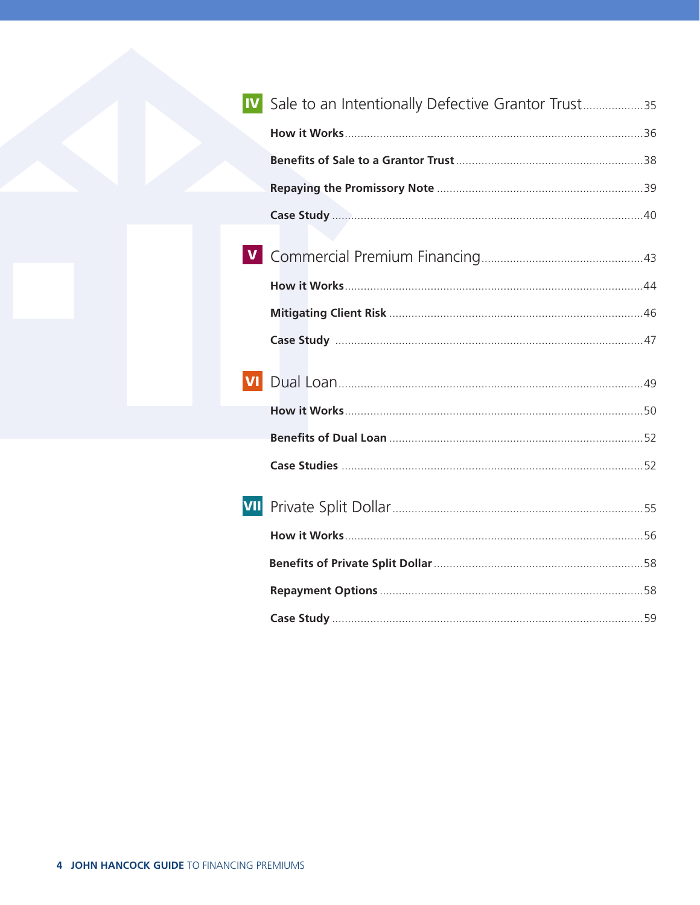## IV Sale to an Intentionally Defective Grantor Trust ....................35

**How it Works** ....................36

**Benefits of Sale to a Grantor Trust** ....................38

**Repaying the Promissory Note** ....................39

**Case Study** ....................40

## V Commercial Premium Financing ....................43

**How it Works** ....................44

**Mitigating Client Risk** ....................46

**Case Study** ....................47

## VI Dual Loan ....................49

**How it Works** ....................50

**Benefits of Dual Loan** ....................52

**Case Studies** ....................52

## VII Private Split Dollar ....................55

**How it Works** ....................56

**Benefits of Private Split Dollar** ....................58

**Repayment Options** ....................58

**Case Study** ....................59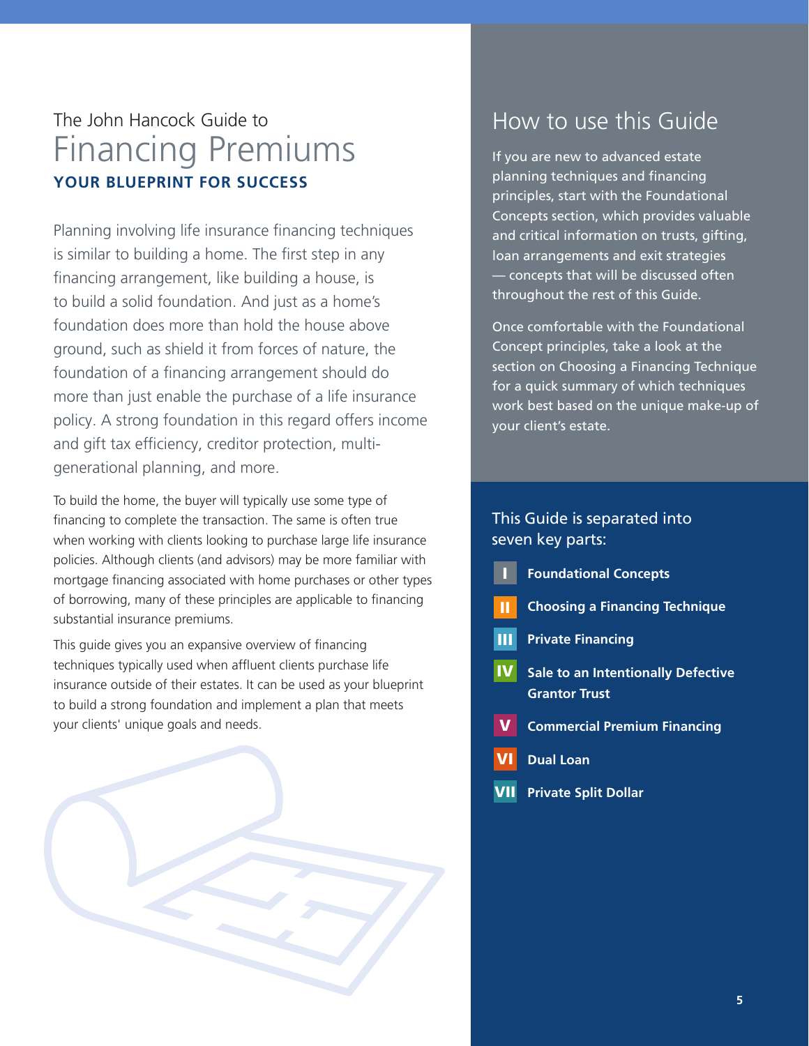The John Hancock Guide to

# Financing Premiums

**YOUR BLUEPRINT FOR SUCCESS**

Planning involving life insurance financing techniques is similar to building a home. The first step in any financing arrangement, like building a house, is to build a solid foundation. And just as a home's foundation does more than hold the house above ground, such as shield it from forces of nature, the foundation of a financing arrangement should do more than just enable the purchase of a life insurance policy. A strong foundation in this regard offers income and gift tax efficiency, creditor protection, multi-generational planning, and more.

To build the home, the buyer will typically use some type of financing to complete the transaction. The same is often true when working with clients looking to purchase large life insurance policies. Although clients (and advisors) may be more familiar with mortgage financing associated with home purchases or other types of borrowing, many of these principles are applicable to financing substantial insurance premiums.

This guide gives you an expansive overview of financing techniques typically used when affluent clients purchase life insurance outside of their estates. It can be used as your blueprint to build a strong foundation and implement a plan that meets your clients' unique goals and needs.

## How to use this Guide

If you are new to advanced estate planning techniques and financing principles, start with the Foundational Concepts section, which provides valuable and critical information on trusts, gifting, loan arrangements and exit strategies — concepts that will be discussed often throughout the rest of this Guide.

Once comfortable with the Foundational Concept principles, take a look at the section on Choosing a Financing Technique for a quick summary of which techniques work best based on the unique make-up of your client's estate.

This Guide is separated into seven key parts:

- **I** **Foundational Concepts**
- **II** **Choosing a Financing Technique**
- **III** **Private Financing**
- **IV** **Sale to an Intentionally Defective Grantor Trust**
- **V** **Commercial Premium Financing**
- **VI** **Dual Loan**
- **VII** **Private Split Dollar**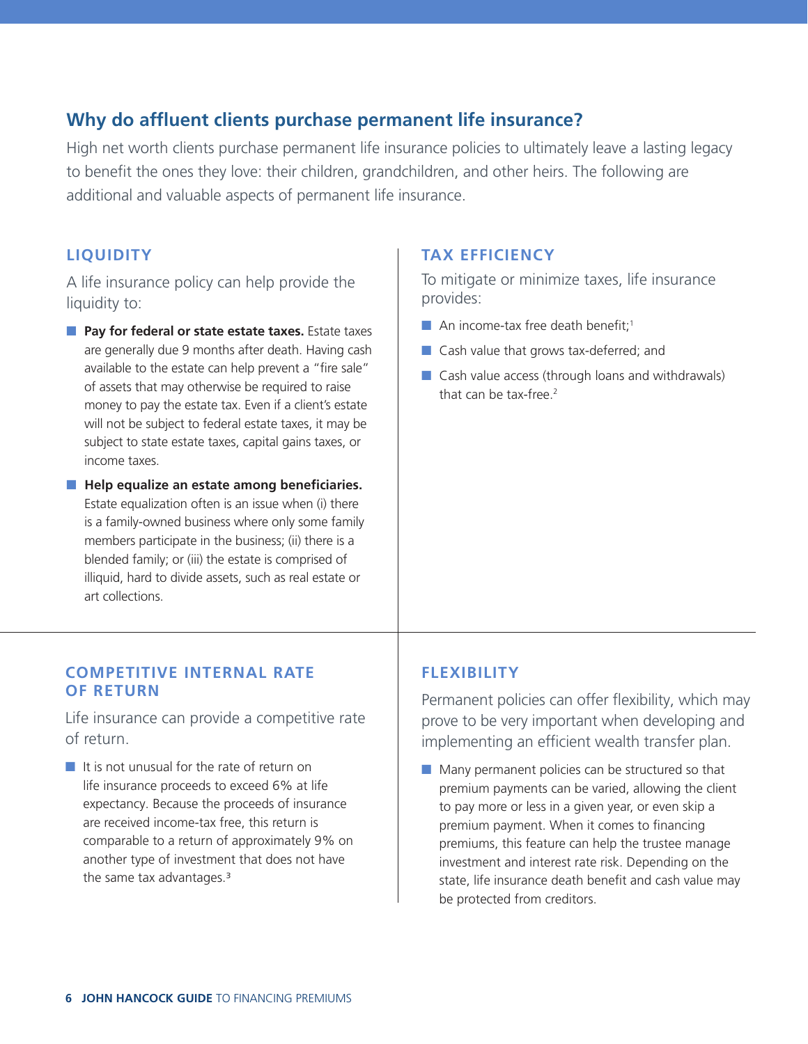## Why do affluent clients purchase permanent life insurance?

High net worth clients purchase permanent life insurance policies to ultimately leave a lasting legacy to benefit the ones they love: their children, grandchildren, and other heirs. The following are additional and valuable aspects of permanent life insurance.

### LIQUIDITY

A life insurance policy can help provide the liquidity to:

- **Pay for federal or state estate taxes.** Estate taxes are generally due 9 months after death. Having cash available to the estate can help prevent a "fire sale" of assets that may otherwise be required to raise money to pay the estate tax. Even if a client's estate will not be subject to federal estate taxes, it may be subject to state estate taxes, capital gains taxes, or income taxes.
- **Help equalize an estate among beneficiaries.** Estate equalization often is an issue when (i) there is a family-owned business where only some family members participate in the business; (ii) there is a blended family; or (iii) the estate is comprised of illiquid, hard to divide assets, such as real estate or art collections.

### TAX EFFICIENCY

To mitigate or minimize taxes, life insurance provides:

- An income-tax free death benefit;[1]
- Cash value that grows tax-deferred; and
- Cash value access (through loans and withdrawals) that can be tax-free.[2]

### COMPETITIVE INTERNAL RATE OF RETURN

Life insurance can provide a competitive rate of return.

- It is not unusual for the rate of return on life insurance proceeds to exceed 6% at life expectancy. Because the proceeds of insurance are received income-tax free, this return is comparable to a return of approximately 9% on another type of investment that does not have the same tax advantages.[3]

### FLEXIBILITY

Permanent policies can offer flexibility, which may prove to be very important when developing and implementing an efficient wealth transfer plan.

- Many permanent policies can be structured so that premium payments can be varied, allowing the client to pay more or less in a given year, or even skip a premium payment. When it comes to financing premiums, this feature can help the trustee manage investment and interest rate risk. Depending on the state, life insurance death benefit and cash value may be protected from creditors.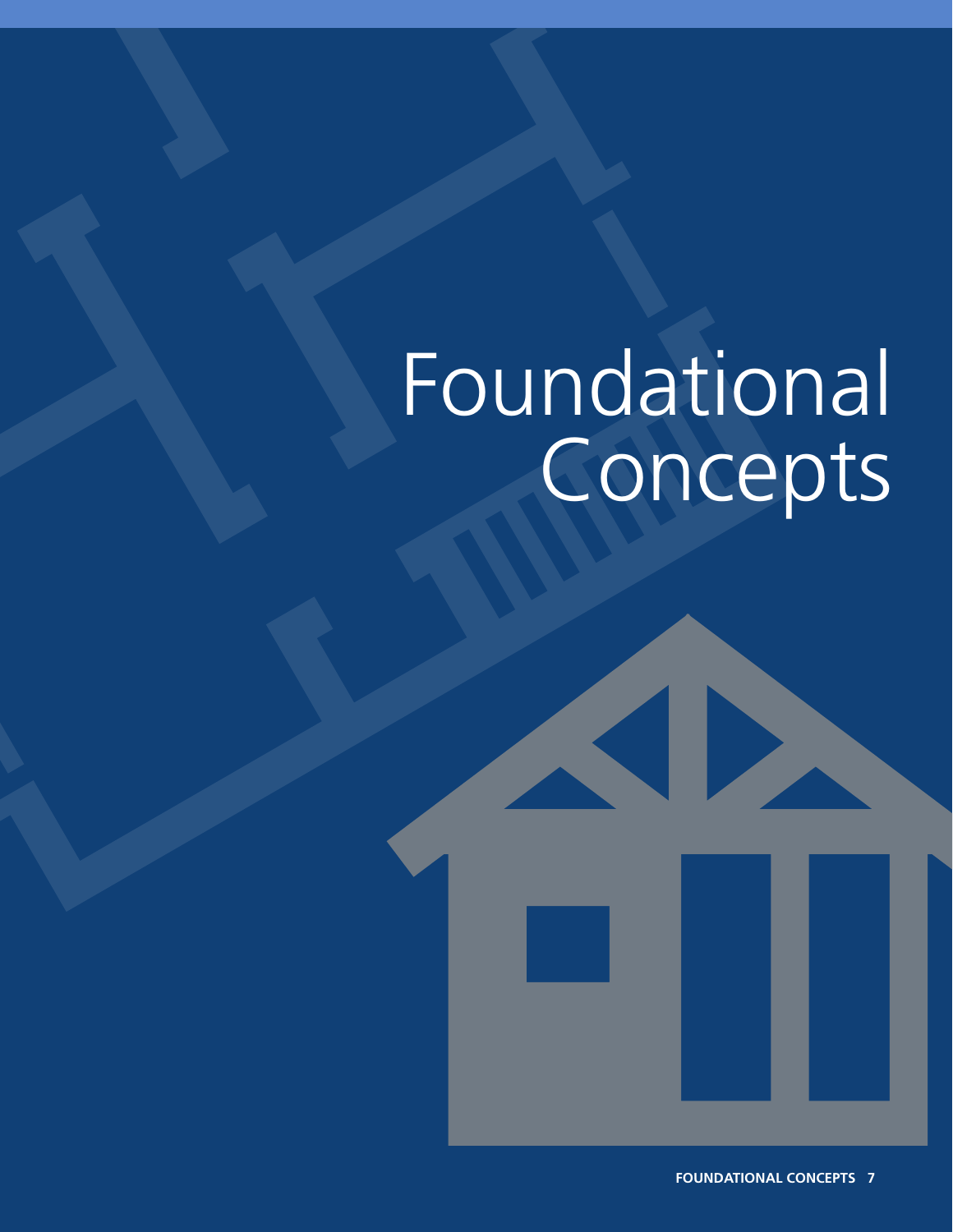# Foundational Concepts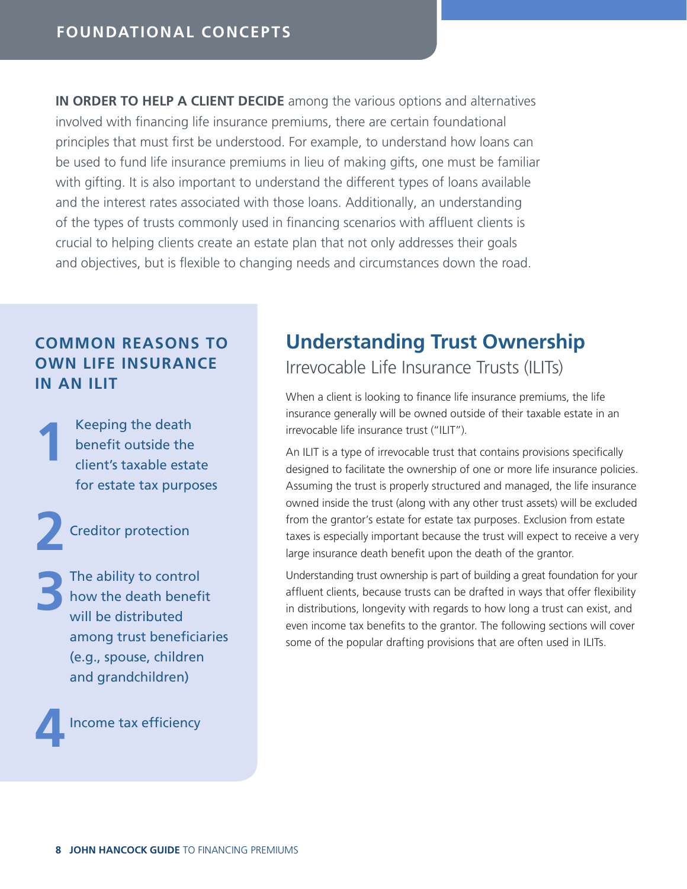# FOUNDATIONAL CONCEPTS

**IN ORDER TO HELP A CLIENT DECIDE** among the various options and alternatives involved with financing life insurance premiums, there are certain foundational principles that must first be understood. For example, to understand how loans can be used to fund life insurance premiums in lieu of making gifts, one must be familiar with gifting. It is also important to understand the different types of loans available and the interest rates associated with those loans. Additionally, an understanding of the types of trusts commonly used in financing scenarios with affluent clients is crucial to helping clients create an estate plan that not only addresses their goals and objectives, but is flexible to changing needs and circumstances down the road.

### COMMON REASONS TO OWN LIFE INSURANCE IN AN ILIT

1. Keeping the death benefit outside the client's taxable estate for estate tax purposes
2. Creditor protection
3. The ability to control how the death benefit will be distributed among trust beneficiaries (e.g., spouse, children and grandchildren)
4. Income tax efficiency

## Understanding Trust Ownership

### Irrevocable Life Insurance Trusts (ILITs)

When a client is looking to finance life insurance premiums, the life insurance generally will be owned outside of their taxable estate in an irrevocable life insurance trust ("ILIT").

An ILIT is a type of irrevocable trust that contains provisions specifically designed to facilitate the ownership of one or more life insurance policies. Assuming the trust is properly structured and managed, the life insurance owned inside the trust (along with any other trust assets) will be excluded from the grantor's estate for estate tax purposes. Exclusion from estate taxes is especially important because the trust will expect to receive a very large insurance death benefit upon the death of the grantor.

Understanding trust ownership is part of building a great foundation for your affluent clients, because trusts can be drafted in ways that offer flexibility in distributions, longevity with regards to how long a trust can exist, and even income tax benefits to the grantor. The following sections will cover some of the popular drafting provisions that are often used in ILITs.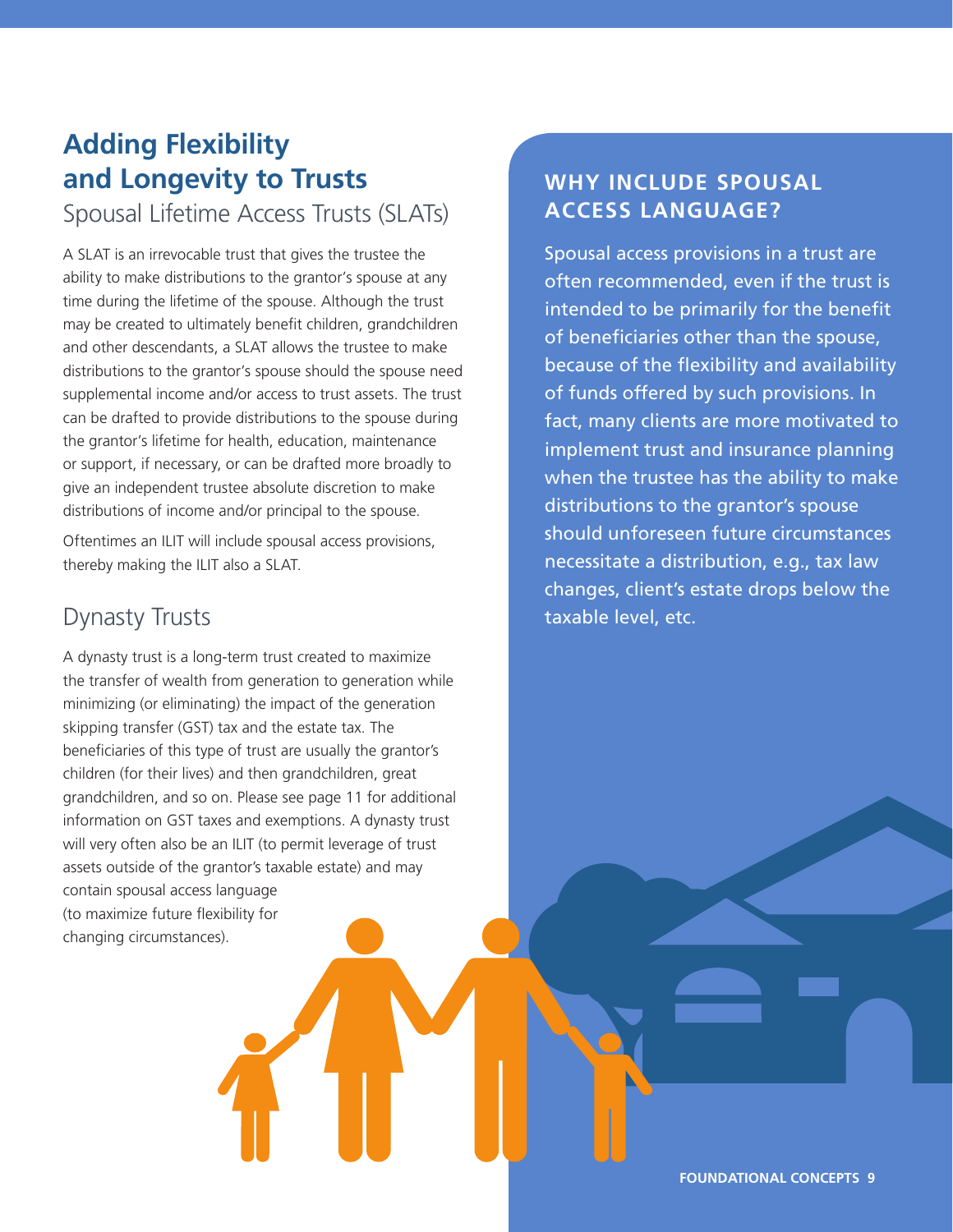# Adding Flexibility and Longevity to Trusts

## Spousal Lifetime Access Trusts (SLATs)

A SLAT is an irrevocable trust that gives the trustee the ability to make distributions to the grantor's spouse at any time during the lifetime of the spouse. Although the trust may be created to ultimately benefit children, grandchildren and other descendants, a SLAT allows the trustee to make distributions to the grantor's spouse should the spouse need supplemental income and/or access to trust assets. The trust can be drafted to provide distributions to the spouse during the grantor's lifetime for health, education, maintenance or support, if necessary, or can be drafted more broadly to give an independent trustee absolute discretion to make distributions of income and/or principal to the spouse.

Oftentimes an ILIT will include spousal access provisions, thereby making the ILIT also a SLAT.

## Dynasty Trusts

A dynasty trust is a long-term trust created to maximize the transfer of wealth from generation to generation while minimizing (or eliminating) the impact of the generation skipping transfer (GST) tax and the estate tax. The beneficiaries of this type of trust are usually the grantor's children (for their lives) and then grandchildren, great grandchildren, and so on. Please see page 11 for additional information on GST taxes and exemptions. A dynasty trust will very often also be an ILIT (to permit leverage of trust assets outside of the grantor's taxable estate) and may contain spousal access language (to maximize future flexibility for changing circumstances).

### WHY INCLUDE SPOUSAL ACCESS LANGUAGE?

Spousal access provisions in a trust are often recommended, even if the trust is intended to be primarily for the benefit of beneficiaries other than the spouse, because of the flexibility and availability of funds offered by such provisions. In fact, many clients are more motivated to implement trust and insurance planning when the trustee has the ability to make distributions to the grantor's spouse should unforeseen future circumstances necessitate a distribution, e.g., tax law changes, client's estate drops below the taxable level, etc.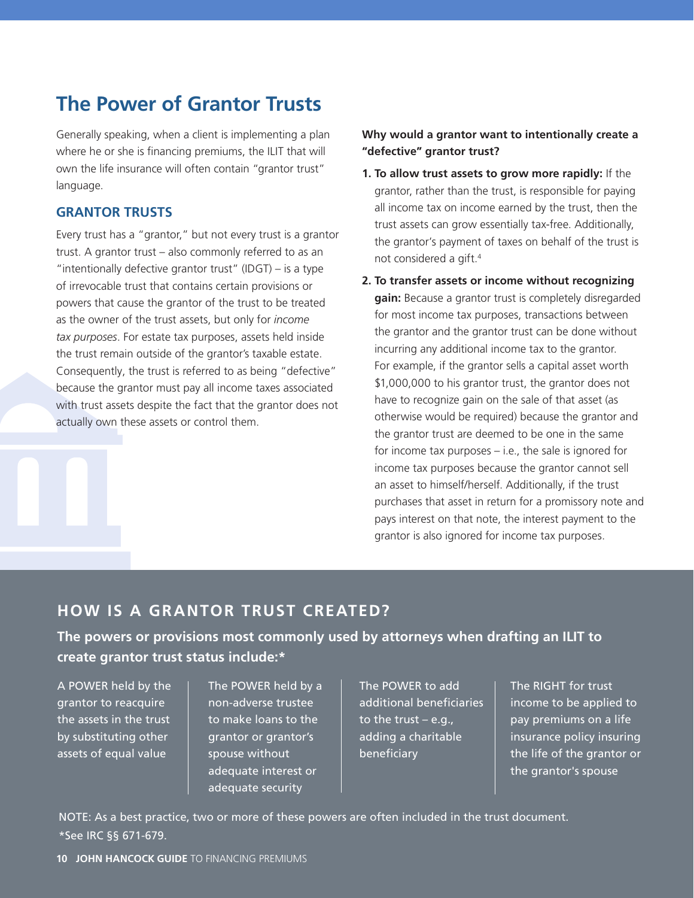# The Power of Grantor Trusts

Generally speaking, when a client is implementing a plan where he or she is financing premiums, the ILIT that will own the life insurance will often contain "grantor trust" language.

## GRANTOR TRUSTS

Every trust has a "grantor," but not every trust is a grantor trust. A grantor trust – also commonly referred to as an "intentionally defective grantor trust" (IDGT) – is a type of irrevocable trust that contains certain provisions or powers that cause the grantor of the trust to be treated as the owner of the trust assets, but only for *income tax purposes*. For estate tax purposes, assets held inside the trust remain outside of the grantor's taxable estate. Consequently, the trust is referred to as being "defective" because the grantor must pay all income taxes associated with trust assets despite the fact that the grantor does not actually own these assets or control them.

**Why would a grantor want to intentionally create a "defective" grantor trust?**

1. **To allow trust assets to grow more rapidly:** If the grantor, rather than the trust, is responsible for paying all income tax on income earned by the trust, then the trust assets can grow essentially tax-free. Additionally, the grantor's payment of taxes on behalf of the trust is not considered a gift.[4]
2. **To transfer assets or income without recognizing gain:** Because a grantor trust is completely disregarded for most income tax purposes, transactions between the grantor and the grantor trust can be done without incurring any additional income tax to the grantor. For example, if the grantor sells a capital asset worth $1,000,000 to his grantor trust, the grantor does not have to recognize gain on the sale of that asset (as otherwise would be required) because the grantor and the grantor trust are deemed to be one in the same for income tax purposes – i.e., the sale is ignored for income tax purposes because the grantor cannot sell an asset to himself/herself. Additionally, if the trust purchases that asset in return for a promissory note and pays interest on that note, the interest payment to the grantor is also ignored for income tax purposes.

## HOW IS A GRANTOR TRUST CREATED?

**The powers or provisions most commonly used by attorneys when drafting an ILIT to create grantor trust status include:***

- A POWER held by the grantor to reacquire the assets in the trust by substituting other assets of equal value
- The POWER held by a non-adverse trustee to make loans to the grantor or grantor's spouse without adequate interest or adequate security
- The POWER to add additional beneficiaries to the trust – e.g., adding a charitable beneficiary
- The RIGHT for trust income to be applied to pay premiums on a life insurance policy insuring the life of the grantor or the grantor's spouse

NOTE: As a best practice, two or more of these powers are often included in the trust document.

*See IRC §§ 671-679.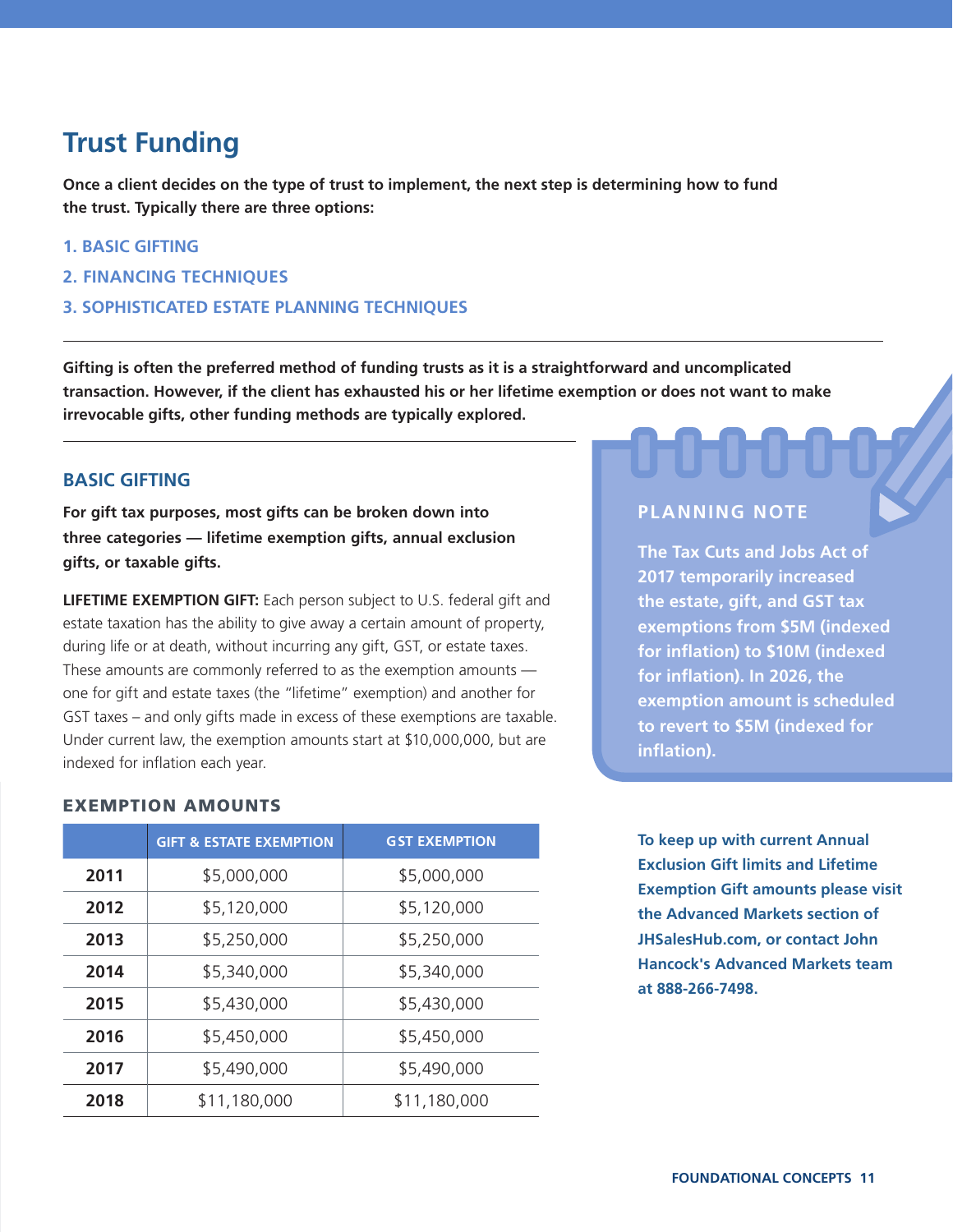# Trust Funding

**Once a client decides on the type of trust to implement, the next step is determining how to fund the trust. Typically there are three options:**

1. BASIC GIFTING
2. FINANCING TECHNIQUES
3. SOPHISTICATED ESTATE PLANNING TECHNIQUES

---

**Gifting is often the preferred method of funding trusts as it is a straightforward and uncomplicated transaction. However, if the client has exhausted his or her lifetime exemption or does not want to make irrevocable gifts, other funding methods are typically explored.**

---

## BASIC GIFTING

**For gift tax purposes, most gifts can be broken down into three categories — lifetime exemption gifts, annual exclusion gifts, or taxable gifts.**

**LIFETIME EXEMPTION GIFT:** Each person subject to U.S. federal gift and estate taxation has the ability to give away a certain amount of property, during life or at death, without incurring any gift, GST, or estate taxes. These amounts are commonly referred to as the exemption amounts — one for gift and estate taxes (the "lifetime" exemption) and another for GST taxes – and only gifts made in excess of these exemptions are taxable. Under current law, the exemption amounts start at $10,000,000, but are indexed for inflation each year.

### EXEMPTION AMOUNTS

| | GIFT & ESTATE EXEMPTION | GST EXEMPTION |
|---|---|---|
| **2011** | $5,000,000 | $5,000,000 |
| **2012** | $5,120,000 | $5,120,000 |
| **2013** | $5,250,000 | $5,250,000 |
| **2014** | $5,340,000 | $5,340,000 |
| **2015** | $5,430,000 | $5,430,000 |
| **2016** | $5,450,000 | $5,450,000 |
| **2017** | $5,490,000 | $5,490,000 |
| **2018** | $11,180,000 | $11,180,000 |

### PLANNING NOTE

**The Tax Cuts and Jobs Act of 2017 temporarily increased the estate, gift, and GST tax exemptions from $5M (indexed for inflation) to $10M (indexed for inflation). In 2026, the exemption amount is scheduled to revert to $5M (indexed for inflation).**

**To keep up with current Annual Exclusion Gift limits and Lifetime Exemption Gift amounts please visit the Advanced Markets section of JHSalesHub.com, or contact John Hancock's Advanced Markets team at 888-266-7498.**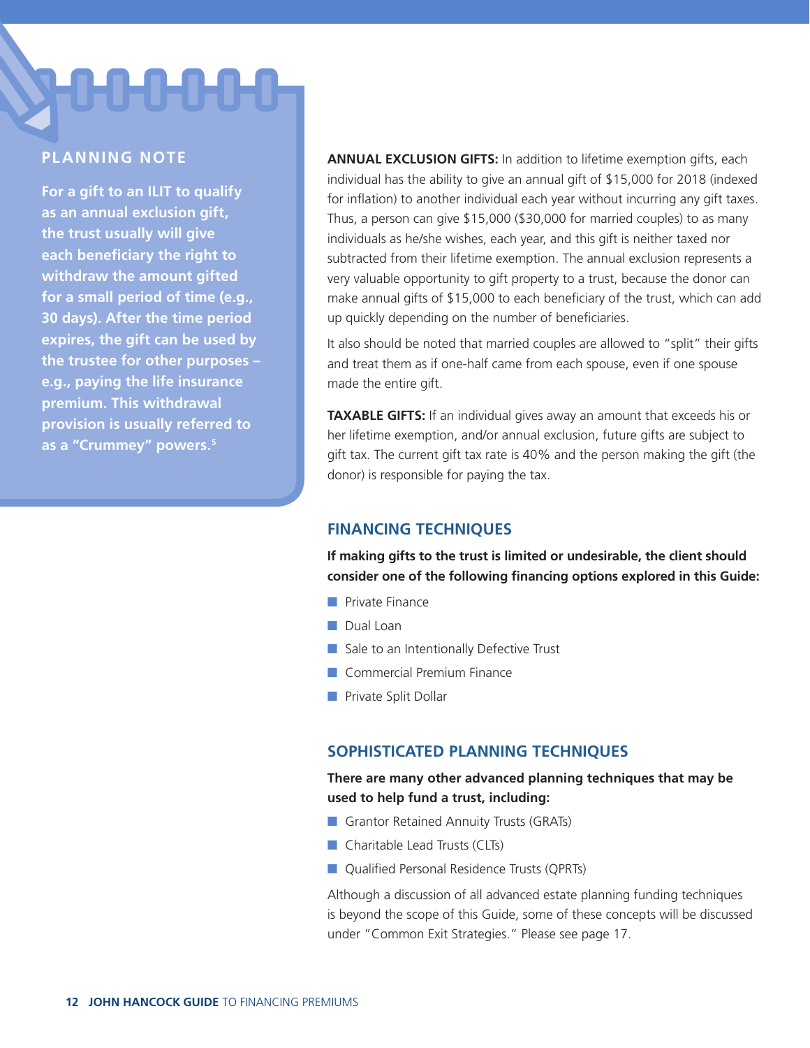**PLANNING NOTE**

**For a gift to an ILIT to qualify as an annual exclusion gift, the trust usually will give each beneficiary the right to withdraw the amount gifted for a small period of time (e.g., 30 days). After the time period expires, the gift can be used by the trustee for other purposes – e.g., paying the life insurance premium. This withdrawal provision is usually referred to as a "Crummey" powers.[5]**

**ANNUAL EXCLUSION GIFTS:** In addition to lifetime exemption gifts, each individual has the ability to give an annual gift of $15,000 for 2018 (indexed for inflation) to another individual each year without incurring any gift taxes. Thus, a person can give $15,000 ($30,000 for married couples) to as many individuals as he/she wishes, each year, and this gift is neither taxed nor subtracted from their lifetime exemption. The annual exclusion represents a very valuable opportunity to gift property to a trust, because the donor can make annual gifts of $15,000 to each beneficiary of the trust, which can add up quickly depending on the number of beneficiaries.

It also should be noted that married couples are allowed to "split" their gifts and treat them as if one-half came from each spouse, even if one spouse made the entire gift.

**TAXABLE GIFTS:** If an individual gives away an amount that exceeds his or her lifetime exemption, and/or annual exclusion, future gifts are subject to gift tax. The current gift tax rate is 40% and the person making the gift (the donor) is responsible for paying the tax.

## FINANCING TECHNIQUES

**If making gifts to the trust is limited or undesirable, the client should consider one of the following financing options explored in this Guide:**

- Private Finance
- Dual Loan
- Sale to an Intentionally Defective Trust
- Commercial Premium Finance
- Private Split Dollar

## SOPHISTICATED PLANNING TECHNIQUES

**There are many other advanced planning techniques that may be used to help fund a trust, including:**

- Grantor Retained Annuity Trusts (GRATs)
- Charitable Lead Trusts (CLTs)
- Qualified Personal Residence Trusts (QPRTs)

Although a discussion of all advanced estate planning funding techniques is beyond the scope of this Guide, some of these concepts will be discussed under "Common Exit Strategies." Please see page 17.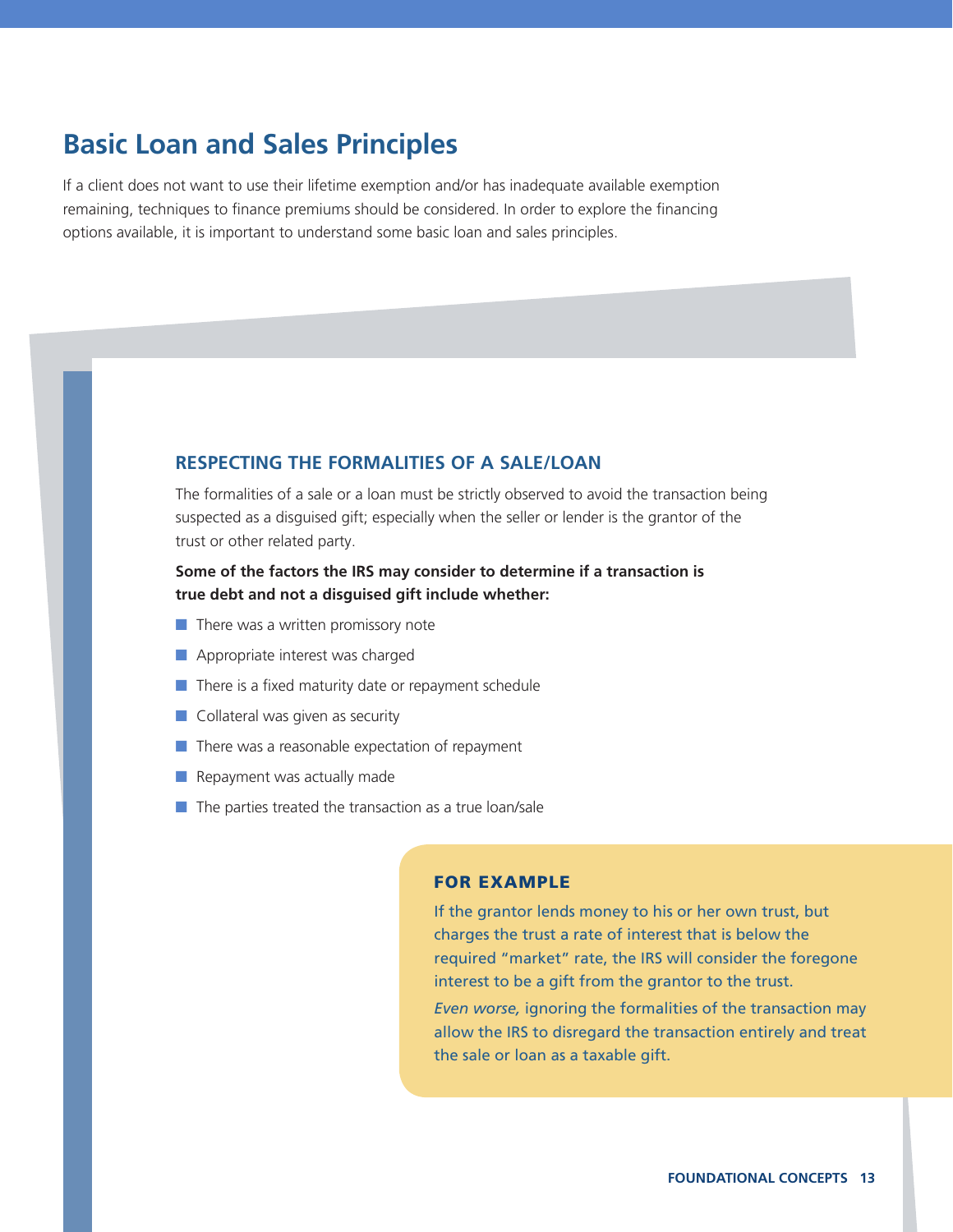# Basic Loan and Sales Principles

If a client does not want to use their lifetime exemption and/or has inadequate available exemption remaining, techniques to finance premiums should be considered. In order to explore the financing options available, it is important to understand some basic loan and sales principles.

## RESPECTING THE FORMALITIES OF A SALE/LOAN

The formalities of a sale or a loan must be strictly observed to avoid the transaction being suspected as a disguised gift; especially when the seller or lender is the grantor of the trust or other related party.

**Some of the factors the IRS may consider to determine if a transaction is true debt and not a disguised gift include whether:**

- There was a written promissory note
- Appropriate interest was charged
- There is a fixed maturity date or repayment schedule
- Collateral was given as security
- There was a reasonable expectation of repayment
- Repayment was actually made
- The parties treated the transaction as a true loan/sale

### FOR EXAMPLE

If the grantor lends money to his or her own trust, but charges the trust a rate of interest that is below the required "market" rate, the IRS will consider the foregone interest to be a gift from the grantor to the trust.

*Even worse,* ignoring the formalities of the transaction may allow the IRS to disregard the transaction entirely and treat the sale or loan as a taxable gift.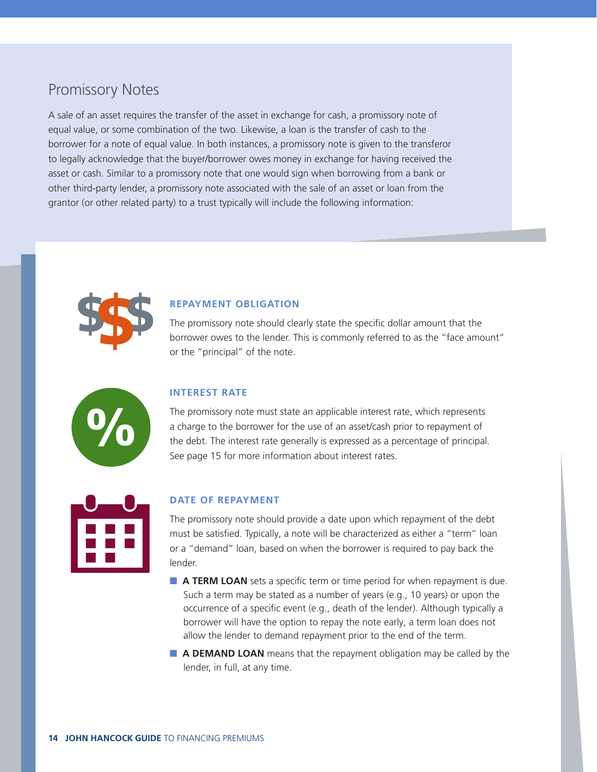## Promissory Notes

A sale of an asset requires the transfer of the asset in exchange for cash, a promissory note of equal value, or some combination of the two. Likewise, a loan is the transfer of cash to the borrower for a note of equal value. In both instances, a promissory note is given to the transferor to legally acknowledge that the buyer/borrower owes money in exchange for having received the asset or cash. Similar to a promissory note that one would sign when borrowing from a bank or other third-party lender, a promissory note associated with the sale of an asset or loan from the grantor (or other related party) to a trust typically will include the following information:

### REPAYMENT OBLIGATION

The promissory note should clearly state the specific dollar amount that the borrower owes to the lender. This is commonly referred to as the "face amount" or the "principal" of the note.

### INTEREST RATE

The promissory note must state an applicable interest rate, which represents a charge to the borrower for the use of an asset/cash prior to repayment of the debt. The interest rate generally is expressed as a percentage of principal. See page 15 for more information about interest rates.

### DATE OF REPAYMENT

The promissory note should provide a date upon which repayment of the debt must be satisfied. Typically, a note will be characterized as either a "term" loan or a "demand" loan, based on when the borrower is required to pay back the lender.

- **A TERM LOAN** sets a specific term or time period for when repayment is due. Such a term may be stated as a number of years (e.g., 10 years) or upon the occurrence of a specific event (e.g., death of the lender). Although typically a borrower will have the option to repay the note early, a term loan does not allow the lender to demand repayment prior to the end of the term.
- **A DEMAND LOAN** means that the repayment obligation may be called by the lender, in full, at any time.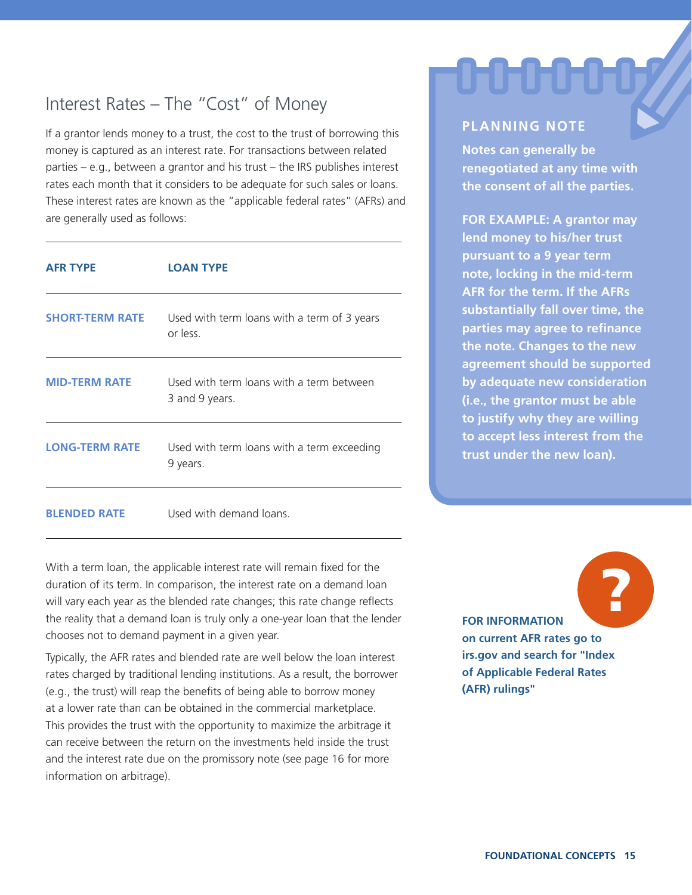## Interest Rates – The "Cost" of Money

If a grantor lends money to a trust, the cost to the trust of borrowing this money is captured as an interest rate. For transactions between related parties – e.g., between a grantor and his trust – the IRS publishes interest rates each month that it considers to be adequate for such sales or loans. These interest rates are known as the "applicable federal rates" (AFRs) and are generally used as follows:

| AFR TYPE | LOAN TYPE |
|---|---|
| **SHORT-TERM RATE** | Used with term loans with a term of 3 years or less. |
| **MID-TERM RATE** | Used with term loans with a term between 3 and 9 years. |
| **LONG-TERM RATE** | Used with term loans with a term exceeding 9 years. |
| **BLENDED RATE** | Used with demand loans. |

With a term loan, the applicable interest rate will remain fixed for the duration of its term. In comparison, the interest rate on a demand loan will vary each year as the blended rate changes; this rate change reflects the reality that a demand loan is truly only a one-year loan that the lender chooses not to demand payment in a given year.

Typically, the AFR rates and blended rate are well below the loan interest rates charged by traditional lending institutions. As a result, the borrower (e.g., the trust) will reap the benefits of being able to borrow money at a lower rate than can be obtained in the commercial marketplace. This provides the trust with the opportunity to maximize the arbitrage it can receive between the return on the investments held inside the trust and the interest rate due on the promissory note (see page 16 for more information on arbitrage).

**PLANNING NOTE**

**Notes can generally be renegotiated at any time with the consent of all the parties.**

**FOR EXAMPLE: A grantor may lend money to his/her trust pursuant to a 9 year term note, locking in the mid-term AFR for the term. If the AFRs substantially fall over time, the parties may agree to refinance the note. Changes to the new agreement should be supported by adequate new consideration (i.e., the grantor must be able to justify why they are willing to accept less interest from the trust under the new loan).**

**FOR INFORMATION on current AFR rates go to irs.gov and search for "Index of Applicable Federal Rates (AFR) rulings"**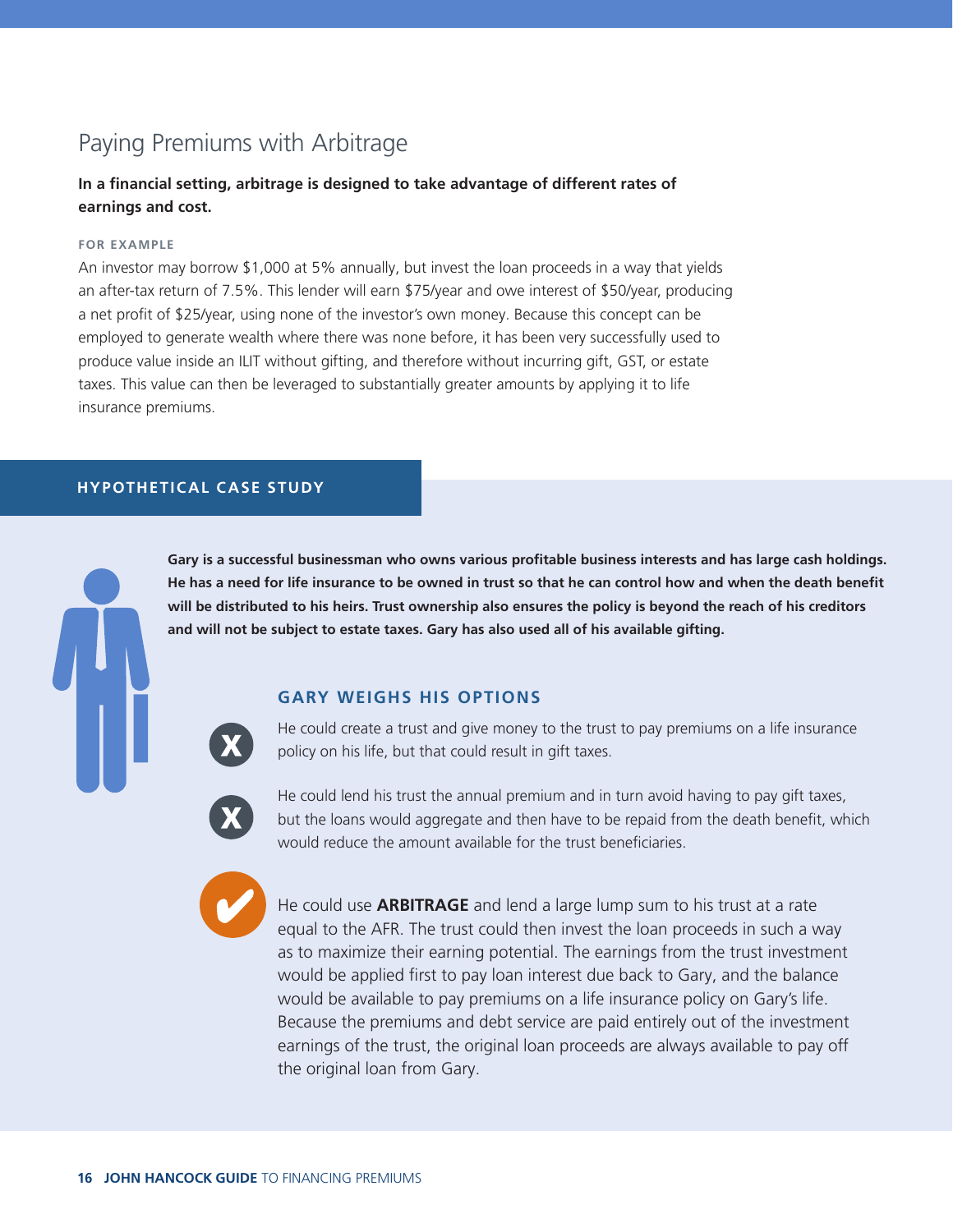# Paying Premiums with Arbitrage

**In a financial setting, arbitrage is designed to take advantage of different rates of earnings and cost.**

**FOR EXAMPLE**

An investor may borrow $1,000 at 5% annually, but invest the loan proceeds in a way that yields an after-tax return of 7.5%. This lender will earn $75/year and owe interest of $50/year, producing a net profit of $25/year, using none of the investor's own money. Because this concept can be employed to generate wealth where there was none before, it has been very successfully used to produce value inside an ILIT without gifting, and therefore without incurring gift, GST, or estate taxes. This value can then be leveraged to substantially greater amounts by applying it to life insurance premiums.

## HYPOTHETICAL CASE STUDY

**Gary is a successful businessman who owns various profitable business interests and has large cash holdings. He has a need for life insurance to be owned in trust so that he can control how and when the death benefit will be distributed to his heirs. Trust ownership also ensures the policy is beyond the reach of his creditors and will not be subject to estate taxes. Gary has also used all of his available gifting.**

### GARY WEIGHS HIS OPTIONS

- ✗ He could create a trust and give money to the trust to pay premiums on a life insurance policy on his life, but that could result in gift taxes.
- ✗ He could lend his trust the annual premium and in turn avoid having to pay gift taxes, but the loans would aggregate and then have to be repaid from the death benefit, which would reduce the amount available for the trust beneficiaries.
- ✓ He could use **ARBITRAGE** and lend a large lump sum to his trust at a rate equal to the AFR. The trust could then invest the loan proceeds in such a way as to maximize their earning potential. The earnings from the trust investment would be applied first to pay loan interest due back to Gary, and the balance would be available to pay premiums on a life insurance policy on Gary's life. Because the premiums and debt service are paid entirely out of the investment earnings of the trust, the original loan proceeds are always available to pay off the original loan from Gary.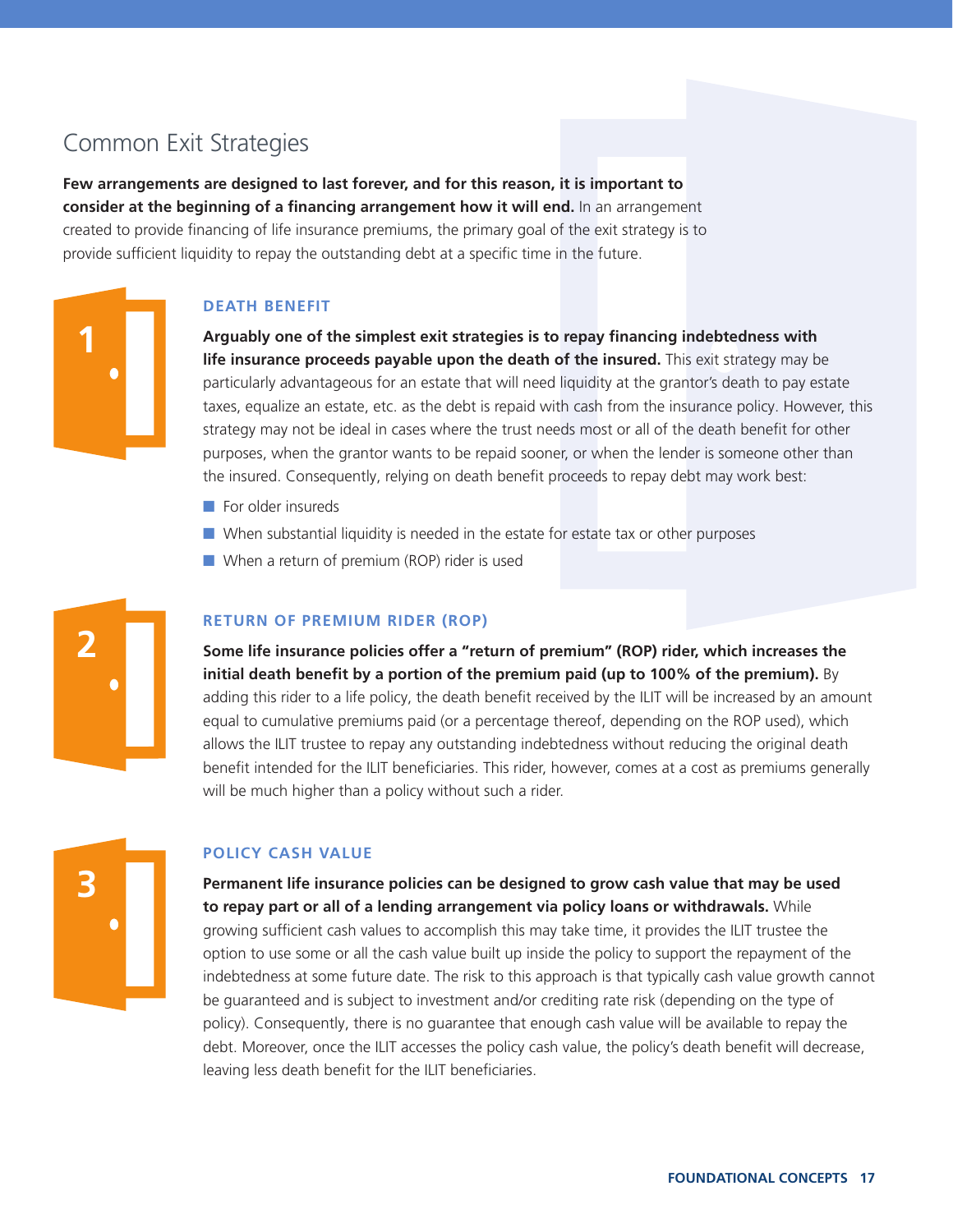## Common Exit Strategies

**Few arrangements are designed to last forever, and for this reason, it is important to consider at the beginning of a financing arrangement how it will end.** In an arrangement created to provide financing of life insurance premiums, the primary goal of the exit strategy is to provide sufficient liquidity to repay the outstanding debt at a specific time in the future.

### 1. DEATH BENEFIT

**Arguably one of the simplest exit strategies is to repay financing indebtedness with life insurance proceeds payable upon the death of the insured.** This exit strategy may be particularly advantageous for an estate that will need liquidity at the grantor's death to pay estate taxes, equalize an estate, etc. as the debt is repaid with cash from the insurance policy. However, this strategy may not be ideal in cases where the trust needs most or all of the death benefit for other purposes, when the grantor wants to be repaid sooner, or when the lender is someone other than the insured. Consequently, relying on death benefit proceeds to repay debt may work best:

- For older insureds
- When substantial liquidity is needed in the estate for estate tax or other purposes
- When a return of premium (ROP) rider is used

### 2. RETURN OF PREMIUM RIDER (ROP)

**Some life insurance policies offer a "return of premium" (ROP) rider, which increases the initial death benefit by a portion of the premium paid (up to 100% of the premium).** By adding this rider to a life policy, the death benefit received by the ILIT will be increased by an amount equal to cumulative premiums paid (or a percentage thereof, depending on the ROP used), which allows the ILIT trustee to repay any outstanding indebtedness without reducing the original death benefit intended for the ILIT beneficiaries. This rider, however, comes at a cost as premiums generally will be much higher than a policy without such a rider.

### 3. POLICY CASH VALUE

**Permanent life insurance policies can be designed to grow cash value that may be used to repay part or all of a lending arrangement via policy loans or withdrawals.** While growing sufficient cash values to accomplish this may take time, it provides the ILIT trustee the option to use some or all the cash value built up inside the policy to support the repayment of the indebtedness at some future date. The risk to this approach is that typically cash value growth cannot be guaranteed and is subject to investment and/or crediting rate risk (depending on the type of policy). Consequently, there is no guarantee that enough cash value will be available to repay the debt. Moreover, once the ILIT accesses the policy cash value, the policy's death benefit will decrease, leaving less death benefit for the ILIT beneficiaries.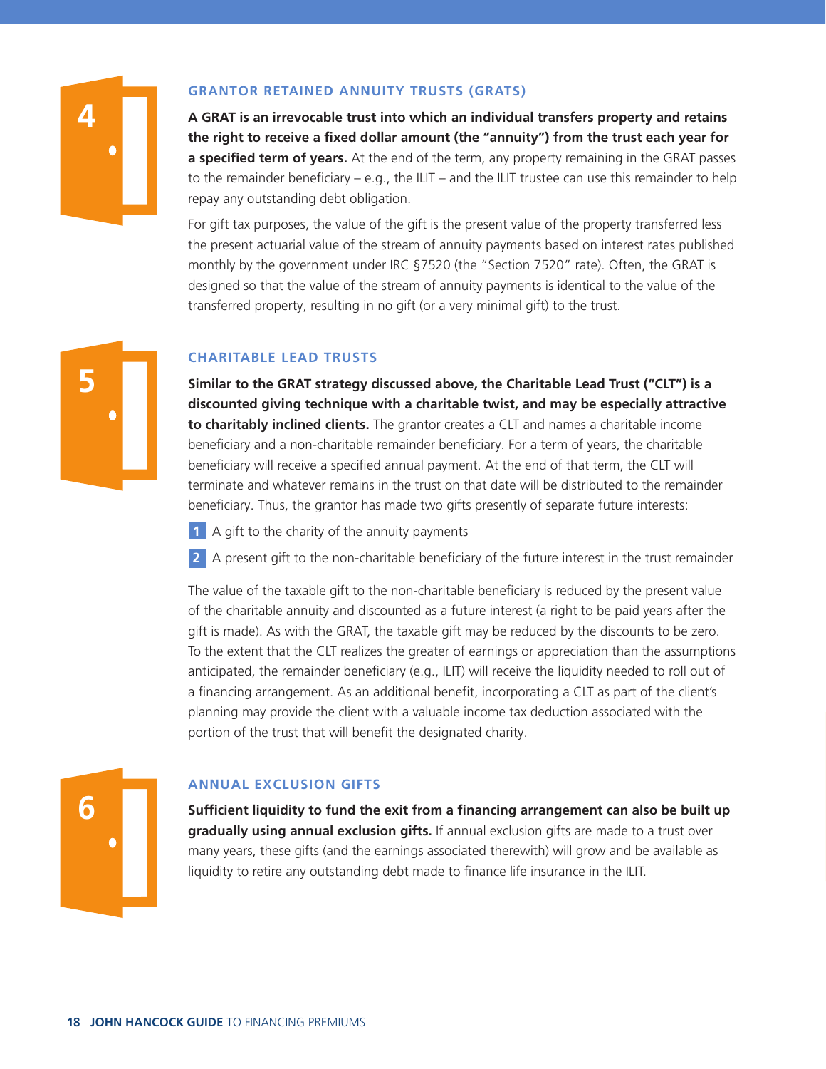## 4 GRANTOR RETAINED ANNUITY TRUSTS (GRATS)

**A GRAT is an irrevocable trust into which an individual transfers property and retains the right to receive a fixed dollar amount (the "annuity") from the trust each year for a specified term of years.** At the end of the term, any property remaining in the GRAT passes to the remainder beneficiary – e.g., the ILIT – and the ILIT trustee can use this remainder to help repay any outstanding debt obligation.

For gift tax purposes, the value of the gift is the present value of the property transferred less the present actuarial value of the stream of annuity payments based on interest rates published monthly by the government under IRC §7520 (the "Section 7520" rate). Often, the GRAT is designed so that the value of the stream of annuity payments is identical to the value of the transferred property, resulting in no gift (or a very minimal gift) to the trust.

## 5 CHARITABLE LEAD TRUSTS

**Similar to the GRAT strategy discussed above, the Charitable Lead Trust ("CLT") is a discounted giving technique with a charitable twist, and may be especially attractive to charitably inclined clients.** The grantor creates a CLT and names a charitable income beneficiary and a non-charitable remainder beneficiary. For a term of years, the charitable beneficiary will receive a specified annual payment. At the end of that term, the CLT will terminate and whatever remains in the trust on that date will be distributed to the remainder beneficiary. Thus, the grantor has made two gifts presently of separate future interests:

1. A gift to the charity of the annuity payments
2. A present gift to the non-charitable beneficiary of the future interest in the trust remainder

The value of the taxable gift to the non-charitable beneficiary is reduced by the present value of the charitable annuity and discounted as a future interest (a right to be paid years after the gift is made). As with the GRAT, the taxable gift may be reduced by the discounts to be zero. To the extent that the CLT realizes the greater of earnings or appreciation than the assumptions anticipated, the remainder beneficiary (e.g., ILIT) will receive the liquidity needed to roll out of a financing arrangement. As an additional benefit, incorporating a CLT as part of the client's planning may provide the client with a valuable income tax deduction associated with the portion of the trust that will benefit the designated charity.

## 6 ANNUAL EXCLUSION GIFTS

**Sufficient liquidity to fund the exit from a financing arrangement can also be built up gradually using annual exclusion gifts.** If annual exclusion gifts are made to a trust over many years, these gifts (and the earnings associated therewith) will grow and be available as liquidity to retire any outstanding debt made to finance life insurance in the ILIT.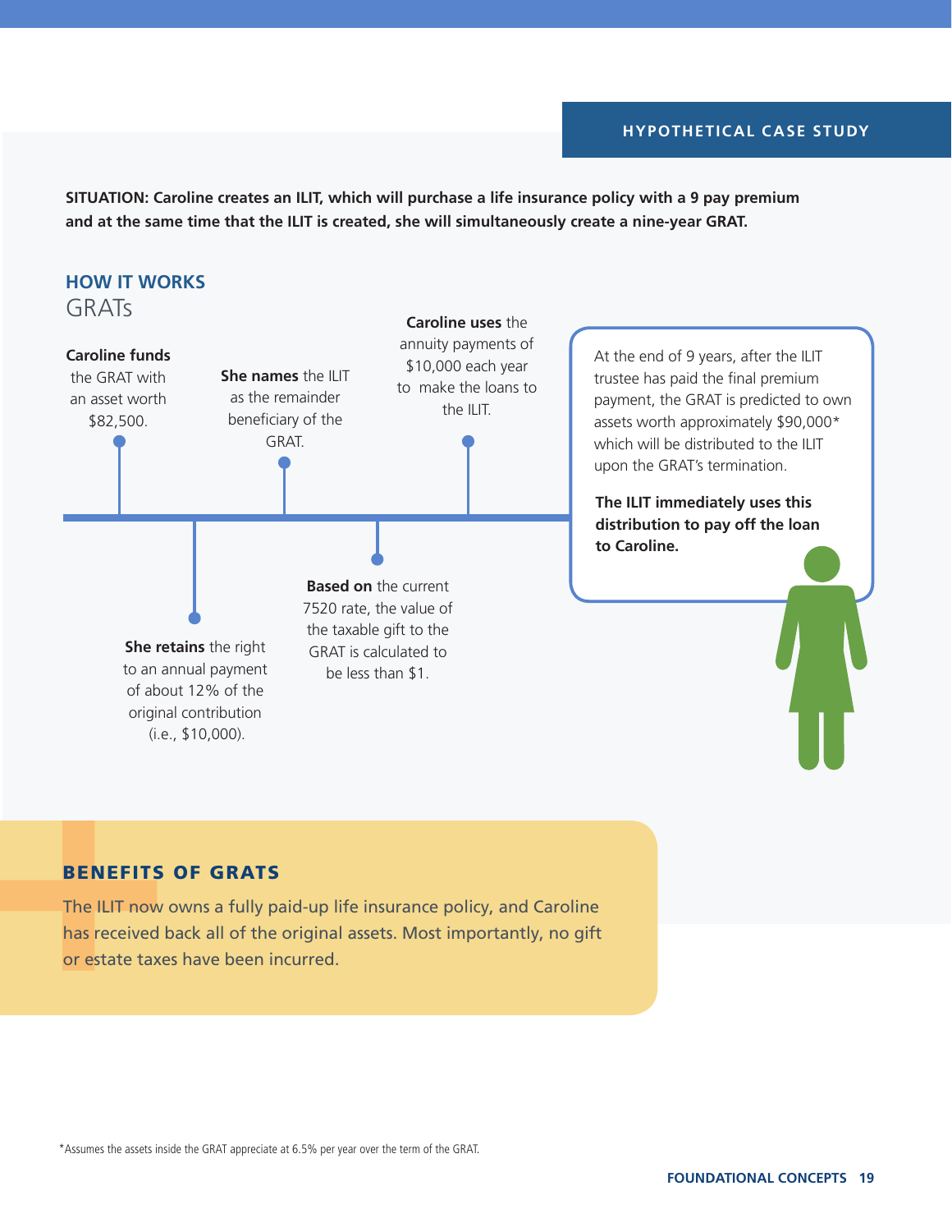HYPOTHETICAL CASE STUDY

**SITUATION: Caroline creates an ILIT, which will purchase a life insurance policy with a 9 pay premium and at the same time that the ILIT is created, she will simultaneously create a nine-year GRAT.**

## HOW IT WORKS

### GRATs

**Caroline funds** the GRAT with an asset worth $82,500.

**She retains** the right to an annual payment of about 12% of the original contribution (i.e., $10,000).

**She names** the ILIT as the remainder beneficiary of the GRAT.

**Based on** the current 7520 rate, the value of the taxable gift to the GRAT is calculated to be less than $1.

**Caroline uses** the annuity payments of $10,000 each year to make the loans to the ILIT.

At the end of 9 years, after the ILIT trustee has paid the final premium payment, the GRAT is predicted to own assets worth approximately $90,000* which will be distributed to the ILIT upon the GRAT's termination.

**The ILIT immediately uses this distribution to pay off the loan to Caroline.**

## BENEFITS OF GRATS

The ILIT now owns a fully paid-up life insurance policy, and Caroline has received back all of the original assets. Most importantly, no gift or estate taxes have been incurred.

*Assumes the assets inside the GRAT appreciate at 6.5% per year over the term of the GRAT.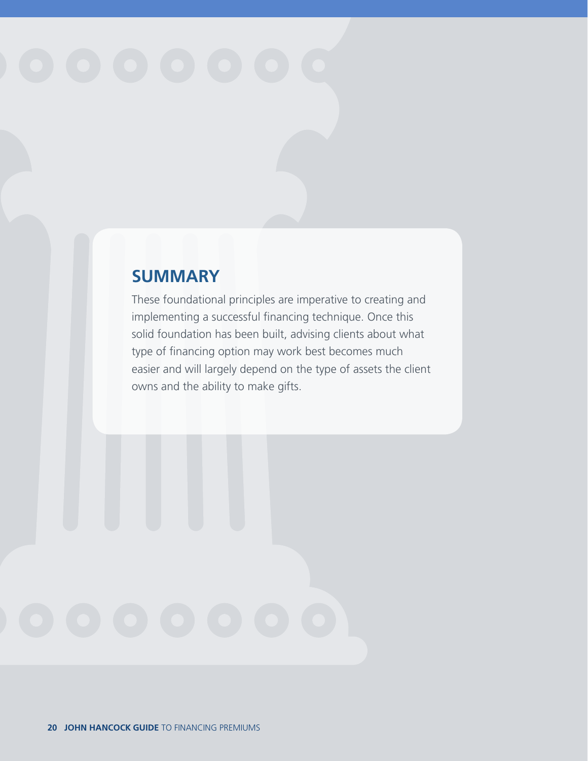## SUMMARY

These foundational principles are imperative to creating and implementing a successful financing technique. Once this solid foundation has been built, advising clients about what type of financing option may work best becomes much easier and will largely depend on the type of assets the client owns and the ability to make gifts.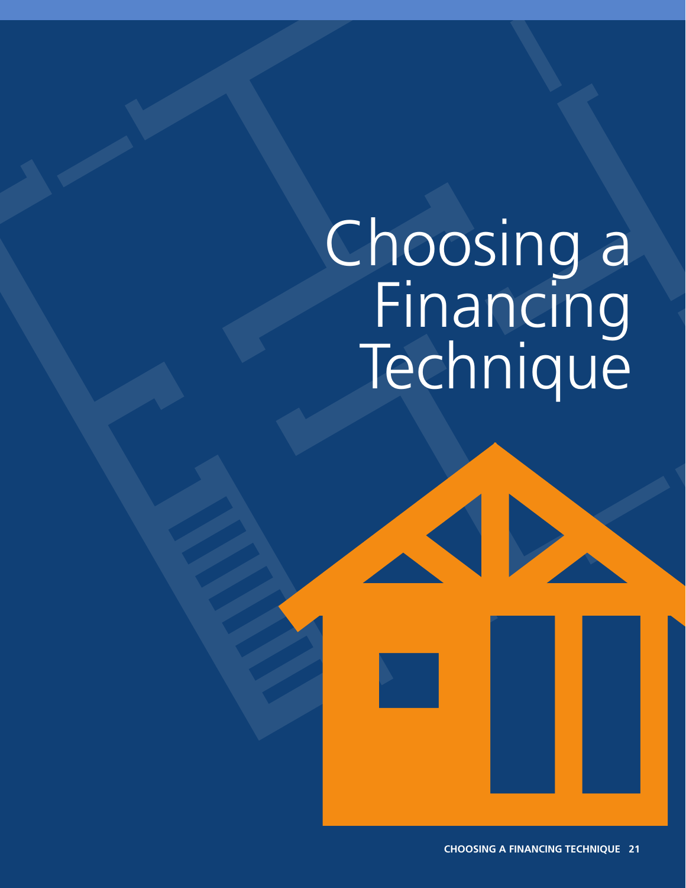# Choosing a Financing Technique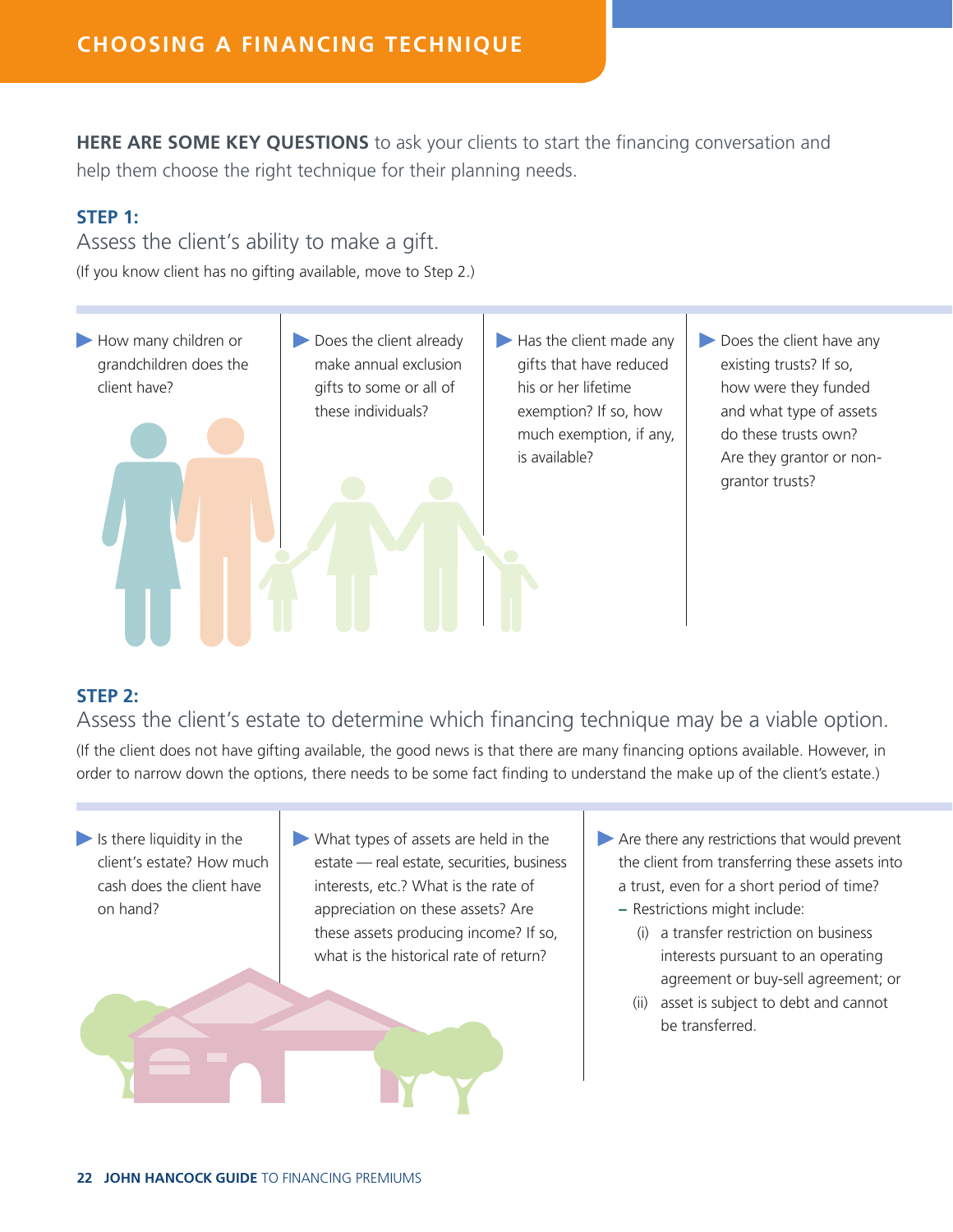# CHOOSING A FINANCING TECHNIQUE

**HERE ARE SOME KEY QUESTIONS** to ask your clients to start the financing conversation and help them choose the right technique for their planning needs.

## STEP 1:

### Assess the client's ability to make a gift.

(If you know client has no gifting available, move to Step 2.)

- How many children or grandchildren does the client have?
- Does the client already make annual exclusion gifts to some or all of these individuals?
- Has the client made any gifts that have reduced his or her lifetime exemption? If so, how much exemption, if any, is available?
- Does the client have any existing trusts? If so, how were they funded and what type of assets do these trusts own? Are they grantor or non-grantor trusts?

## STEP 2:

### Assess the client's estate to determine which financing technique may be a viable option.

(If the client does not have gifting available, the good news is that there are many financing options available. However, in order to narrow down the options, there needs to be some fact finding to understand the make up of the client's estate.)

- Is there liquidity in the client's estate? How much cash does the client have on hand?
- What types of assets are held in the estate — real estate, securities, business interests, etc.? What is the rate of appreciation on these assets? Are these assets producing income? If so, what is the historical rate of return?
- Are there any restrictions that would prevent the client from transferring these assets into a trust, even for a short period of time?
  - Restrictions might include:
    - (i) a transfer restriction on business interests pursuant to an operating agreement or buy-sell agreement; or
    - (ii) asset is subject to debt and cannot be transferred.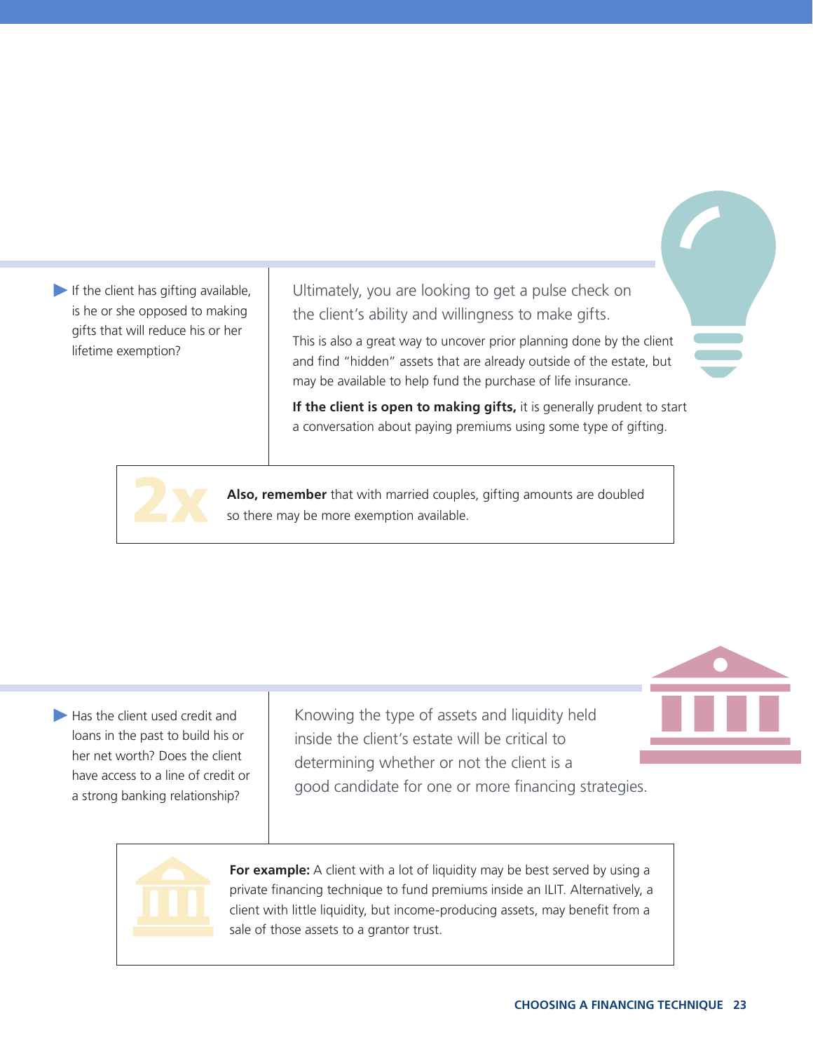- If the client has gifting available, is he or she opposed to making gifts that will reduce his or her lifetime exemption?

Ultimately, you are looking to get a pulse check on the client's ability and willingness to make gifts.

This is also a great way to uncover prior planning done by the client and find "hidden" assets that are already outside of the estate, but may be available to help fund the purchase of life insurance.

**If the client is open to making gifts,** it is generally prudent to start a conversation about paying premiums using some type of gifting.

> 2x
>
> **Also, remember** that with married couples, gifting amounts are doubled so there may be more exemption available.

- Has the client used credit and loans in the past to build his or her net worth? Does the client have access to a line of credit or a strong banking relationship?

Knowing the type of assets and liquidity held inside the client's estate will be critical to determining whether or not the client is a good candidate for one or more financing strategies.

> **For example:** A client with a lot of liquidity may be best served by using a private financing technique to fund premiums inside an ILIT. Alternatively, a client with little liquidity, but income-producing assets, may benefit from a sale of those assets to a grantor trust.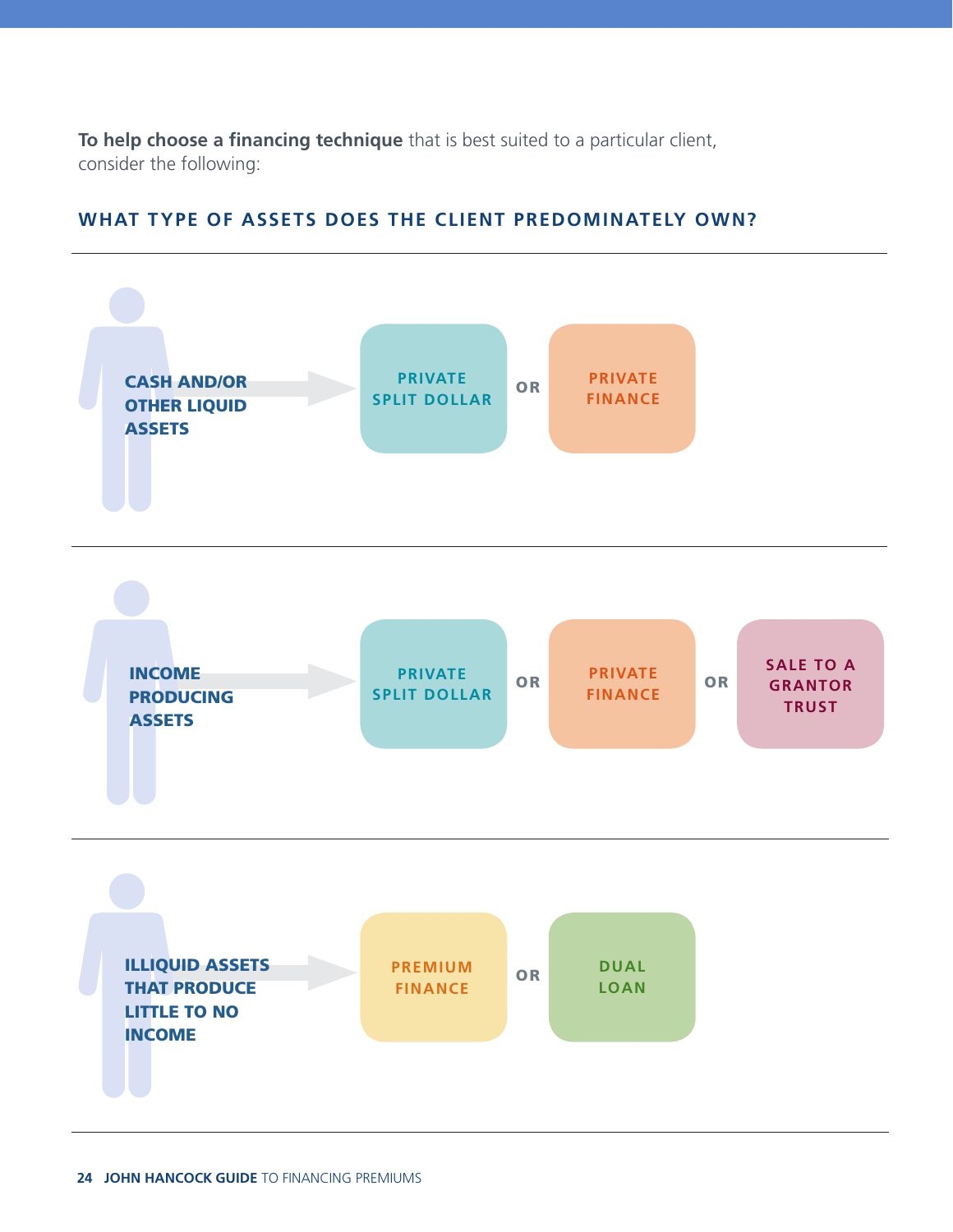**To help choose a financing technique** that is best suited to a particular client, consider the following:

## WHAT TYPE OF ASSETS DOES THE CLIENT PREDOMINATELY OWN?

**CASH AND/OR OTHER LIQUID ASSETS** → PRIVATE SPLIT DOLLAR OR PRIVATE FINANCE

**INCOME PRODUCING ASSETS** → PRIVATE SPLIT DOLLAR OR PRIVATE FINANCE OR SALE TO A GRANTOR TRUST

**ILLIQUID ASSETS THAT PRODUCE LITTLE TO NO INCOME** → PREMIUM FINANCE OR DUAL LOAN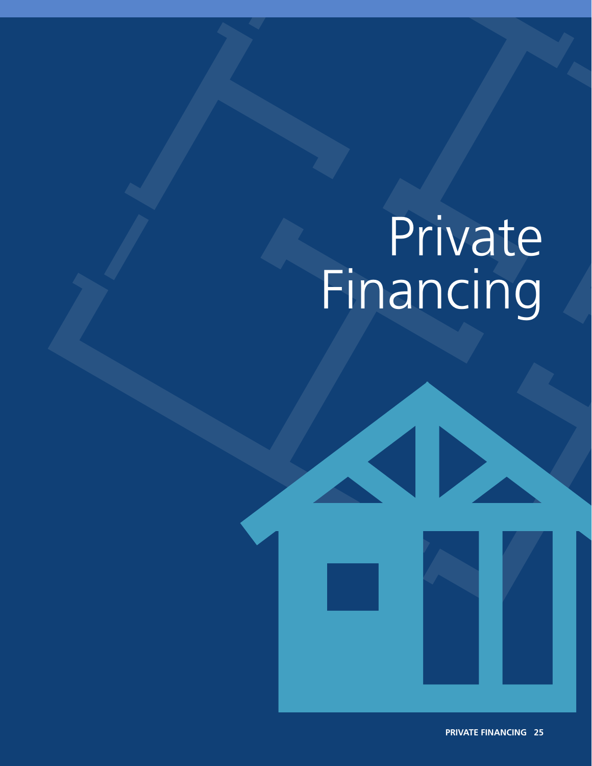# Private Financing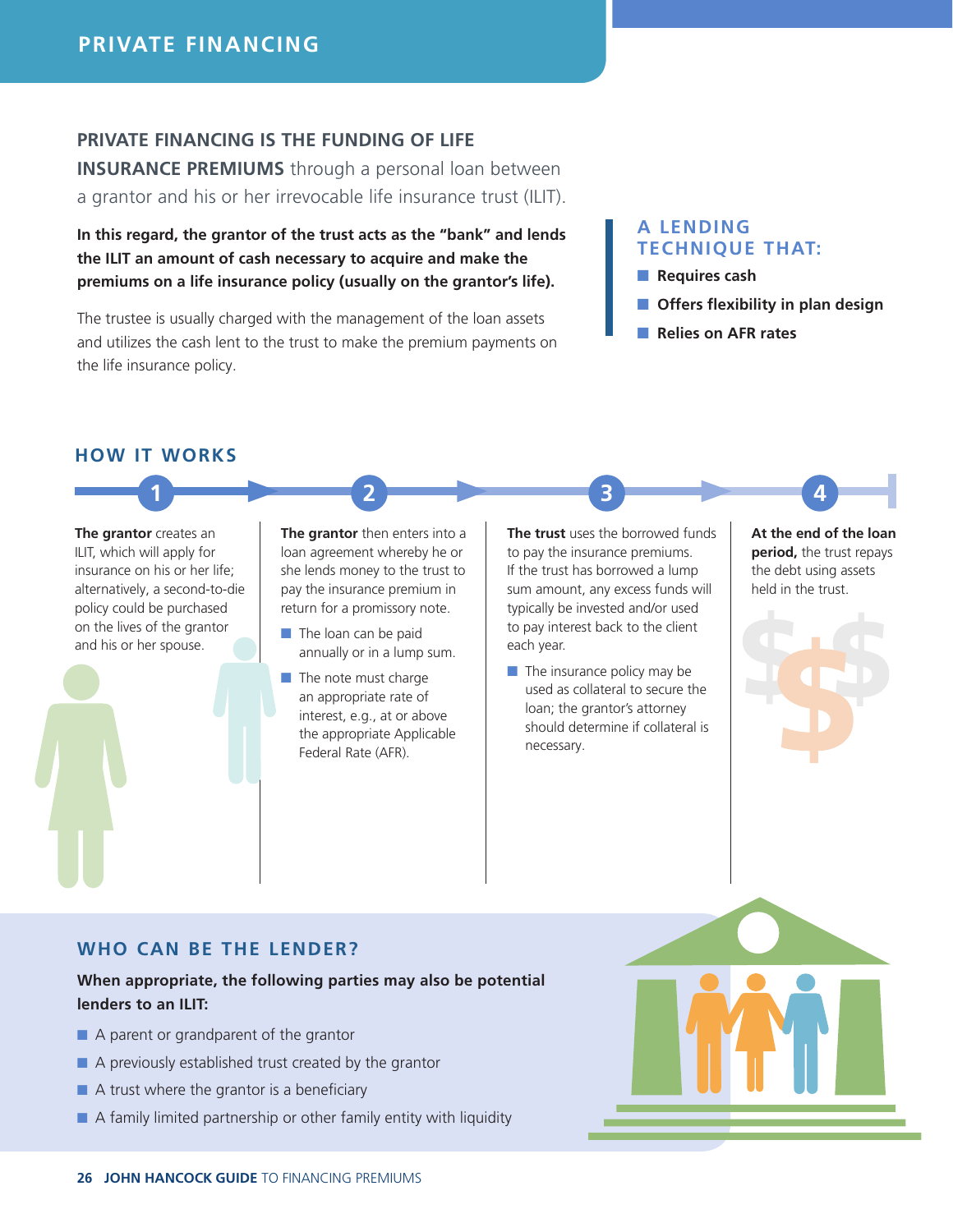# PRIVATE FINANCING

**PRIVATE FINANCING IS THE FUNDING OF LIFE INSURANCE PREMIUMS** through a personal loan between a grantor and his or her irrevocable life insurance trust (ILIT).

**In this regard, the grantor of the trust acts as the "bank" and lends the ILIT an amount of cash necessary to acquire and make the premiums on a life insurance policy (usually on the grantor's life).**

The trustee is usually charged with the management of the loan assets and utilizes the cash lent to the trust to make the premium payments on the life insurance policy.

### A LENDING TECHNIQUE THAT:

- **Requires cash**
- **Offers flexibility in plan design**
- **Relies on AFR rates**

## HOW IT WORKS

**1**

**The grantor** creates an ILIT, which will apply for insurance on his or her life; alternatively, a second-to-die policy could be purchased on the lives of the grantor and his or her spouse.

**2**

**The grantor** then enters into a loan agreement whereby he or she lends money to the trust to pay the insurance premium in return for a promissory note.

- The loan can be paid annually or in a lump sum.
- The note must charge an appropriate rate of interest, e.g., at or above the appropriate Applicable Federal Rate (AFR).

**3**

**The trust** uses the borrowed funds to pay the insurance premiums. If the trust has borrowed a lump sum amount, any excess funds will typically be invested and/or used to pay interest back to the client each year.

- The insurance policy may be used as collateral to secure the loan; the grantor's attorney should determine if collateral is necessary.

**4**

**At the end of the loan period,** the trust repays the debt using assets held in the trust.

## WHO CAN BE THE LENDER?

**When appropriate, the following parties may also be potential lenders to an ILIT:**

- A parent or grandparent of the grantor
- A previously established trust created by the grantor
- A trust where the grantor is a beneficiary
- A family limited partnership or other family entity with liquidity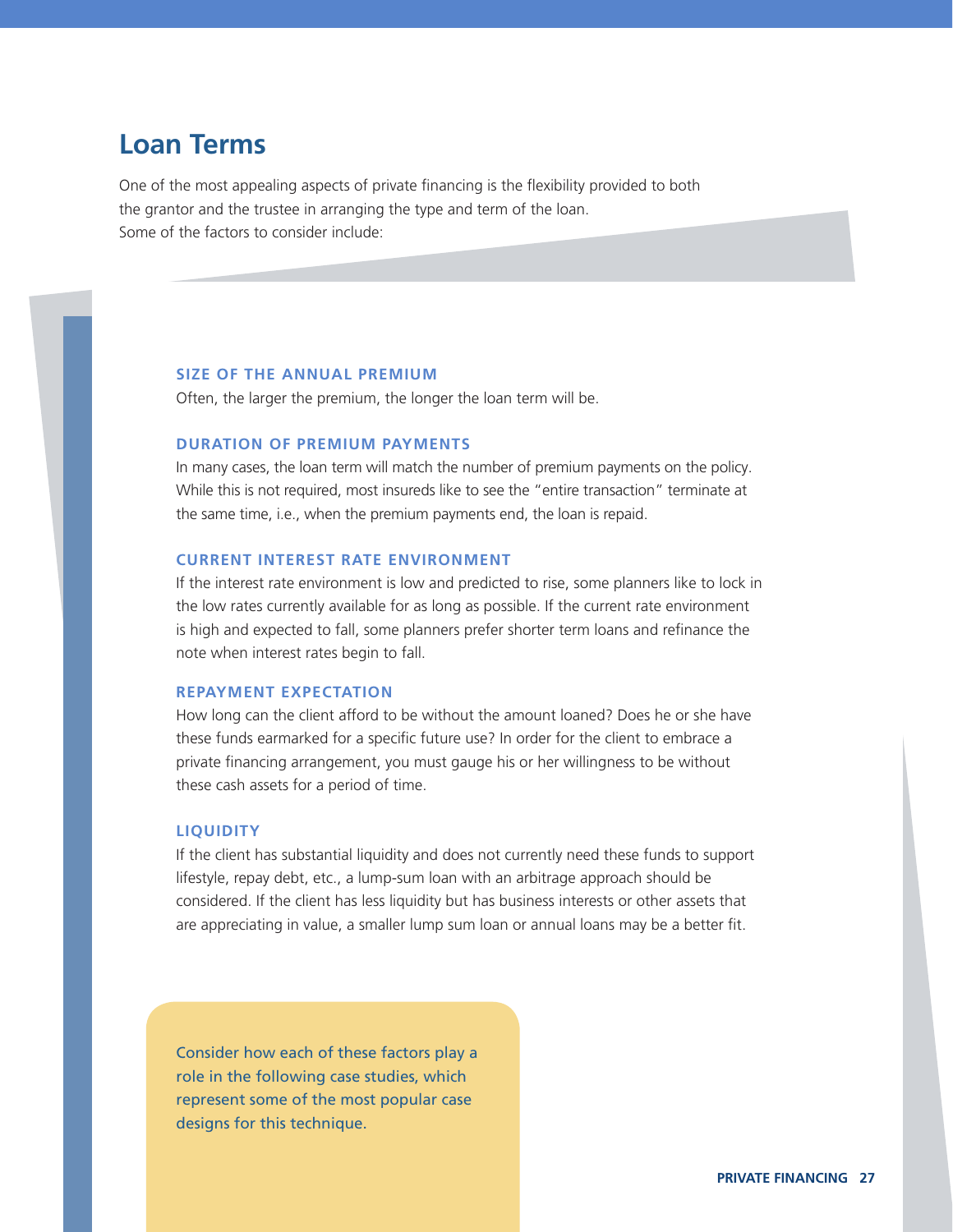## Loan Terms

One of the most appealing aspects of private financing is the flexibility provided to both the grantor and the trustee in arranging the type and term of the loan. Some of the factors to consider include:

### SIZE OF THE ANNUAL PREMIUM

Often, the larger the premium, the longer the loan term will be.

### DURATION OF PREMIUM PAYMENTS

In many cases, the loan term will match the number of premium payments on the policy. While this is not required, most insureds like to see the "entire transaction" terminate at the same time, i.e., when the premium payments end, the loan is repaid.

### CURRENT INTEREST RATE ENVIRONMENT

If the interest rate environment is low and predicted to rise, some planners like to lock in the low rates currently available for as long as possible. If the current rate environment is high and expected to fall, some planners prefer shorter term loans and refinance the note when interest rates begin to fall.

### REPAYMENT EXPECTATION

How long can the client afford to be without the amount loaned? Does he or she have these funds earmarked for a specific future use? In order for the client to embrace a private financing arrangement, you must gauge his or her willingness to be without these cash assets for a period of time.

### LIQUIDITY

If the client has substantial liquidity and does not currently need these funds to support lifestyle, repay debt, etc., a lump-sum loan with an arbitrage approach should be considered. If the client has less liquidity but has business interests or other assets that are appreciating in value, a smaller lump sum loan or annual loans may be a better fit.

Consider how each of these factors play a role in the following case studies, which represent some of the most popular case designs for this technique.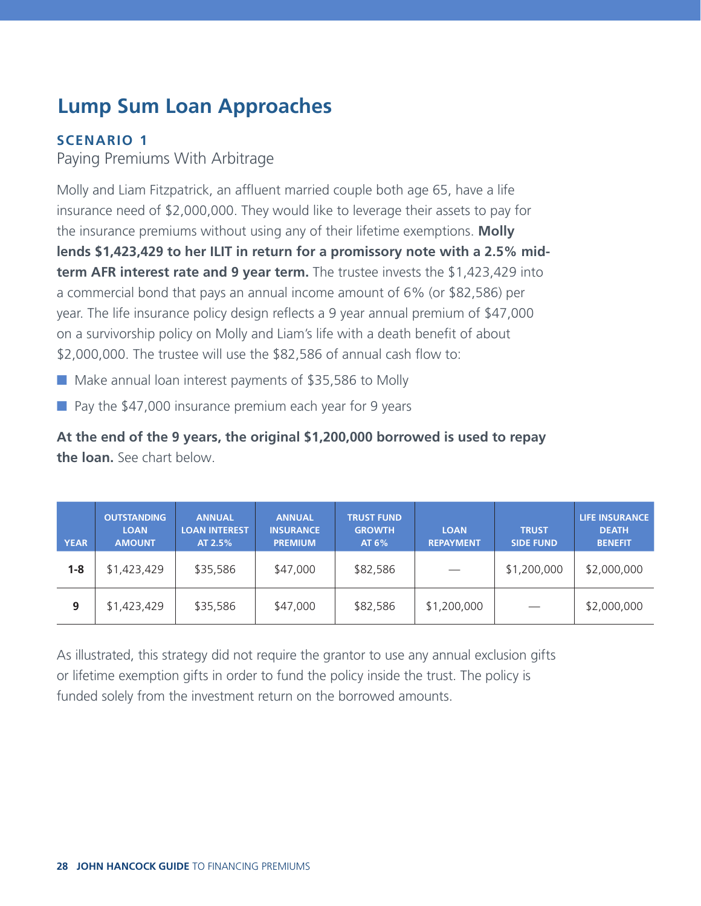## Lump Sum Loan Approaches

### SCENARIO 1

Paying Premiums With Arbitrage

Molly and Liam Fitzpatrick, an affluent married couple both age 65, have a life insurance need of $2,000,000. They would like to leverage their assets to pay for the insurance premiums without using any of their lifetime exemptions. **Molly lends $1,423,429 to her ILIT in return for a promissory note with a 2.5% mid-term AFR interest rate and 9 year term.** The trustee invests the $1,423,429 into a commercial bond that pays an annual income amount of 6% (or $82,586) per year. The life insurance policy design reflects a 9 year annual premium of $47,000 on a survivorship policy on Molly and Liam's life with a death benefit of about $2,000,000. The trustee will use the $82,586 of annual cash flow to:

- Make annual loan interest payments of $35,586 to Molly
- Pay the $47,000 insurance premium each year for 9 years

**At the end of the 9 years, the original $1,200,000 borrowed is used to repay the loan.** See chart below.

| YEAR | OUTSTANDING LOAN AMOUNT | ANNUAL LOAN INTEREST AT 2.5% | ANNUAL INSURANCE PREMIUM | TRUST FUND GROWTH AT 6% | LOAN REPAYMENT | TRUST SIDE FUND | LIFE INSURANCE DEATH BENEFIT |
|---|---|---|---|---|---|---|---|
| **1-8** | $1,423,429 | $35,586 | $47,000 | $82,586 | — | $1,200,000 | $2,000,000 |
| **9** | $1,423,429 | $35,586 | $47,000 | $82,586 | $1,200,000 | — | $2,000,000 |

As illustrated, this strategy did not require the grantor to use any annual exclusion gifts or lifetime exemption gifts in order to fund the policy inside the trust. The policy is funded solely from the investment return on the borrowed amounts.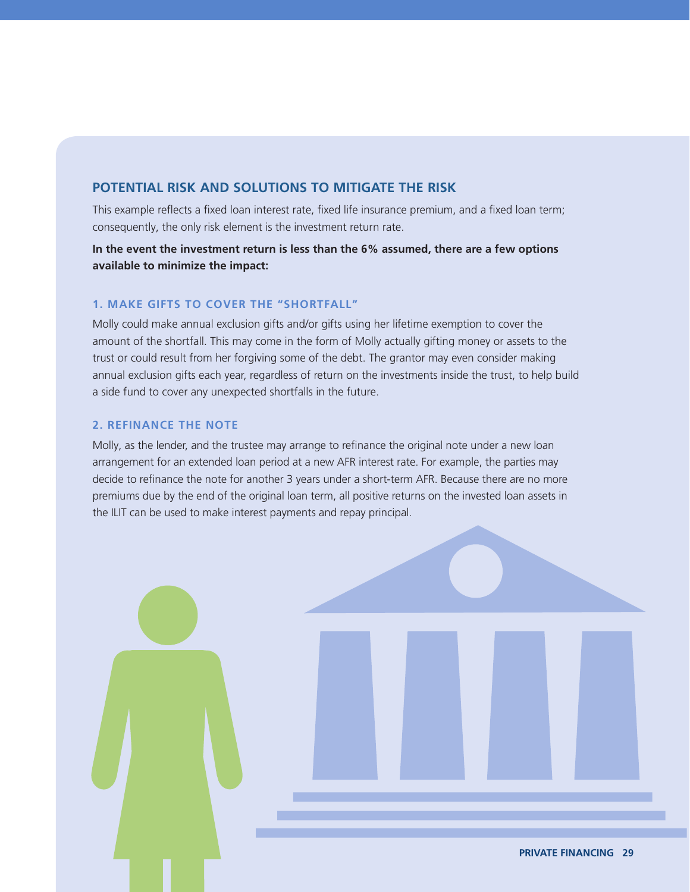## POTENTIAL RISK AND SOLUTIONS TO MITIGATE THE RISK

This example reflects a fixed loan interest rate, fixed life insurance premium, and a fixed loan term; consequently, the only risk element is the investment return rate.

**In the event the investment return is less than the 6% assumed, there are a few options available to minimize the impact:**

### 1. MAKE GIFTS TO COVER THE "SHORTFALL"

Molly could make annual exclusion gifts and/or gifts using her lifetime exemption to cover the amount of the shortfall. This may come in the form of Molly actually gifting money or assets to the trust or could result from her forgiving some of the debt. The grantor may even consider making annual exclusion gifts each year, regardless of return on the investments inside the trust, to help build a side fund to cover any unexpected shortfalls in the future.

### 2. REFINANCE THE NOTE

Molly, as the lender, and the trustee may arrange to refinance the original note under a new loan arrangement for an extended loan period at a new AFR interest rate. For example, the parties may decide to refinance the note for another 3 years under a short-term AFR. Because there are no more premiums due by the end of the original loan term, all positive returns on the invested loan assets in the ILIT can be used to make interest payments and repay principal.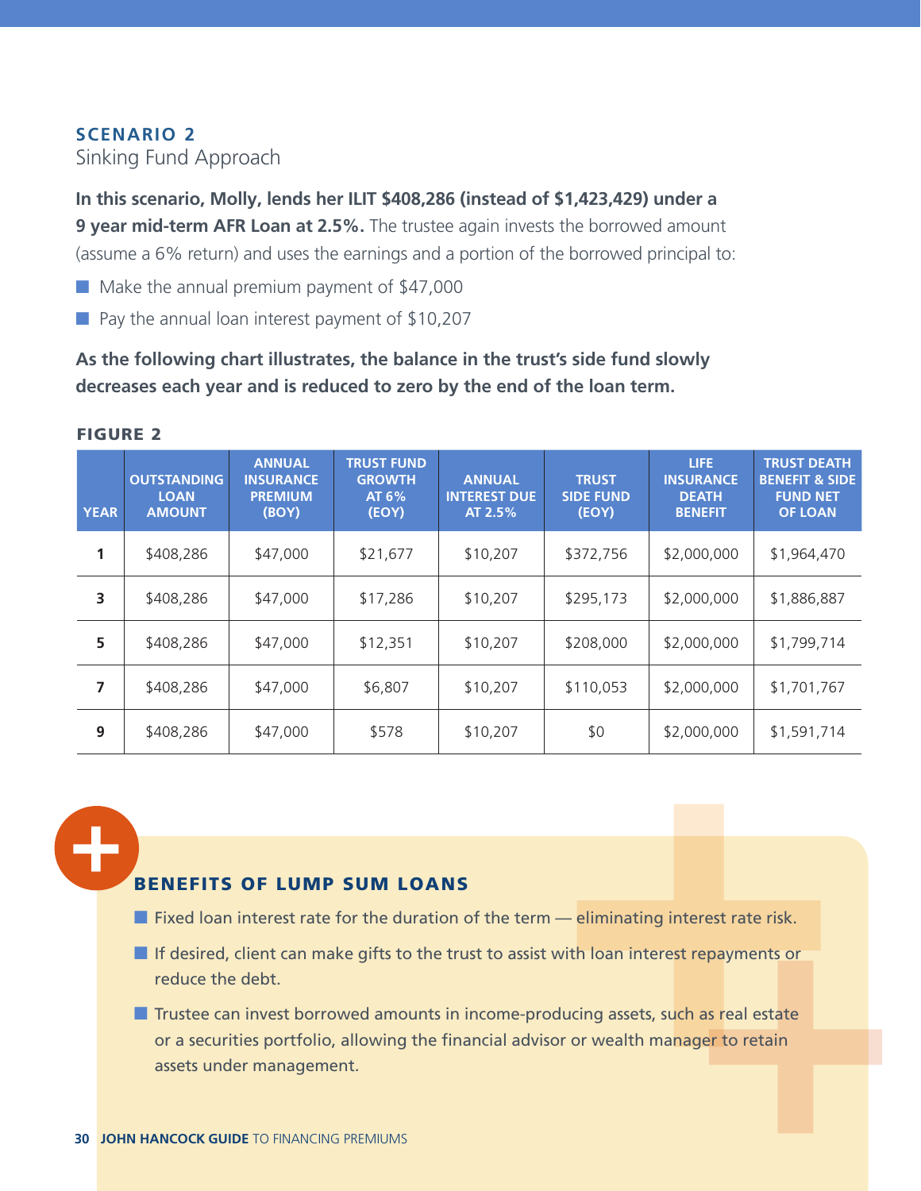## SCENARIO 2
Sinking Fund Approach

**In this scenario, Molly, lends her ILIT $408,286 (instead of $1,423,429) under a 9 year mid-term AFR Loan at 2.5%.** The trustee again invests the borrowed amount (assume a 6% return) and uses the earnings and a portion of the borrowed principal to:

- Make the annual premium payment of $47,000
- Pay the annual loan interest payment of $10,207

**As the following chart illustrates, the balance in the trust's side fund slowly decreases each year and is reduced to zero by the end of the loan term.**

**FIGURE 2**

| YEAR | OUTSTANDING LOAN AMOUNT | ANNUAL INSURANCE PREMIUM (BOY) | TRUST FUND GROWTH AT 6% (EOY) | ANNUAL INTEREST DUE AT 2.5% | TRUST SIDE FUND (EOY) | LIFE INSURANCE DEATH BENEFIT | TRUST DEATH BENEFIT & SIDE FUND NET OF LOAN |
|---|---|---|---|---|---|---|---|
| 1 | $408,286 | $47,000 | $21,677 | $10,207 | $372,756 | $2,000,000 | $1,964,470 |
| 3 | $408,286 | $47,000 | $17,286 | $10,207 | $295,173 | $2,000,000 | $1,886,887 |
| 5 | $408,286 | $47,000 | $12,351 | $10,207 | $208,000 | $2,000,000 | $1,799,714 |
| 7 | $408,286 | $47,000 | $6,807 | $10,207 | $110,053 | $2,000,000 | $1,701,767 |
| 9 | $408,286 | $47,000 | $578 | $10,207 | $0 | $2,000,000 | $1,591,714 |

### BENEFITS OF LUMP SUM LOANS

- Fixed loan interest rate for the duration of the term — eliminating interest rate risk.
- If desired, client can make gifts to the trust to assist with loan interest repayments or reduce the debt.
- Trustee can invest borrowed amounts in income-producing assets, such as real estate or a securities portfolio, allowing the financial advisor or wealth manager to retain assets under management.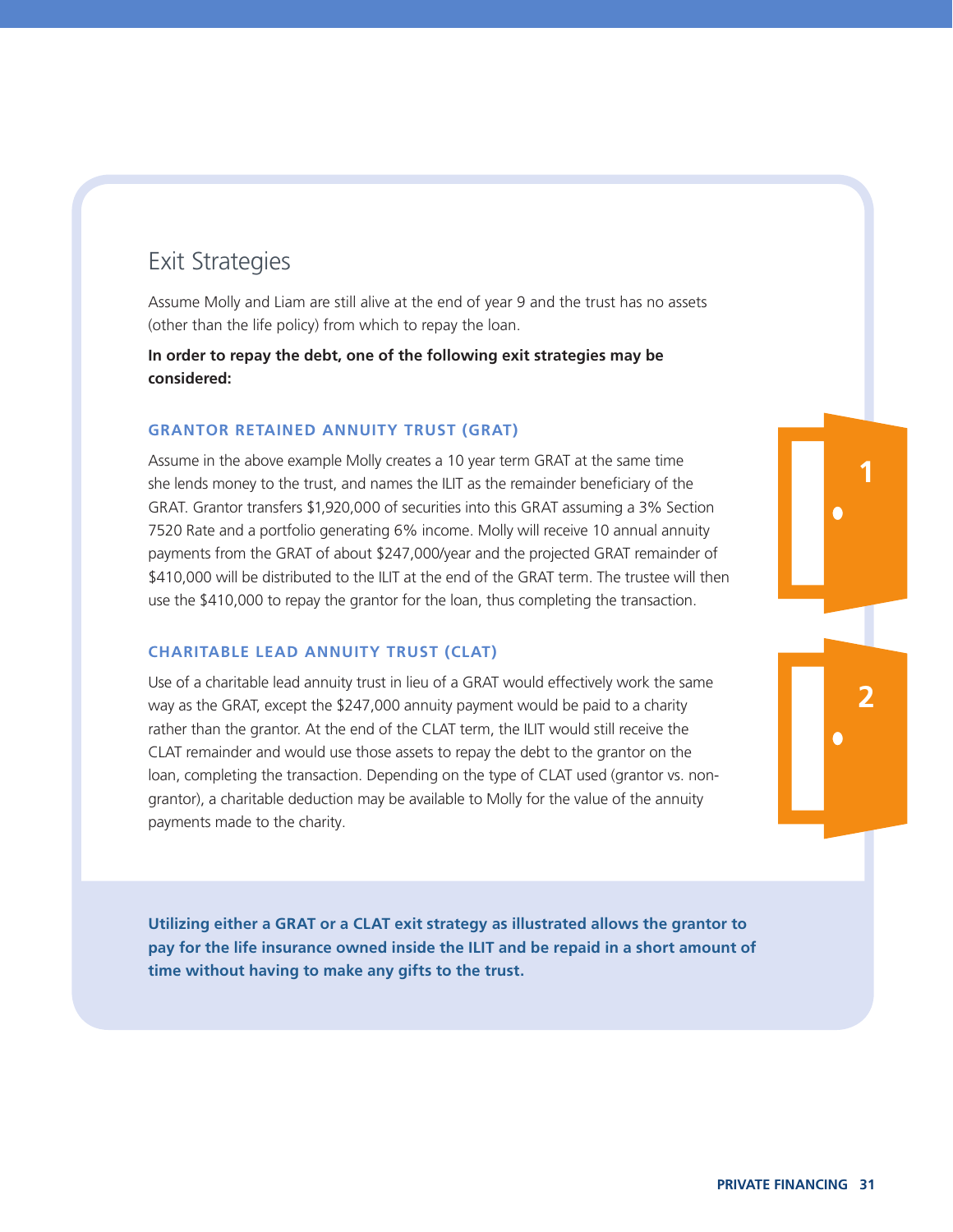## Exit Strategies

Assume Molly and Liam are still alive at the end of year 9 and the trust has no assets (other than the life policy) from which to repay the loan.

**In order to repay the debt, one of the following exit strategies may be considered:**

### GRANTOR RETAINED ANNUITY TRUST (GRAT)

Assume in the above example Molly creates a 10 year term GRAT at the same time she lends money to the trust, and names the ILIT as the remainder beneficiary of the GRAT. Grantor transfers $1,920,000 of securities into this GRAT assuming a 3% Section 7520 Rate and a portfolio generating 6% income. Molly will receive 10 annual annuity payments from the GRAT of about $247,000/year and the projected GRAT remainder of $410,000 will be distributed to the ILIT at the end of the GRAT term. The trustee will then use the $410,000 to repay the grantor for the loan, thus completing the transaction.

### CHARITABLE LEAD ANNUITY TRUST (CLAT)

Use of a charitable lead annuity trust in lieu of a GRAT would effectively work the same way as the GRAT, except the $247,000 annuity payment would be paid to a charity rather than the grantor. At the end of the CLAT term, the ILIT would still receive the CLAT remainder and would use those assets to repay the debt to the grantor on the loan, completing the transaction. Depending on the type of CLAT used (grantor vs. non-grantor), a charitable deduction may be available to Molly for the value of the annuity payments made to the charity.

**Utilizing either a GRAT or a CLAT exit strategy as illustrated allows the grantor to pay for the life insurance owned inside the ILIT and be repaid in a short amount of time without having to make any gifts to the trust.**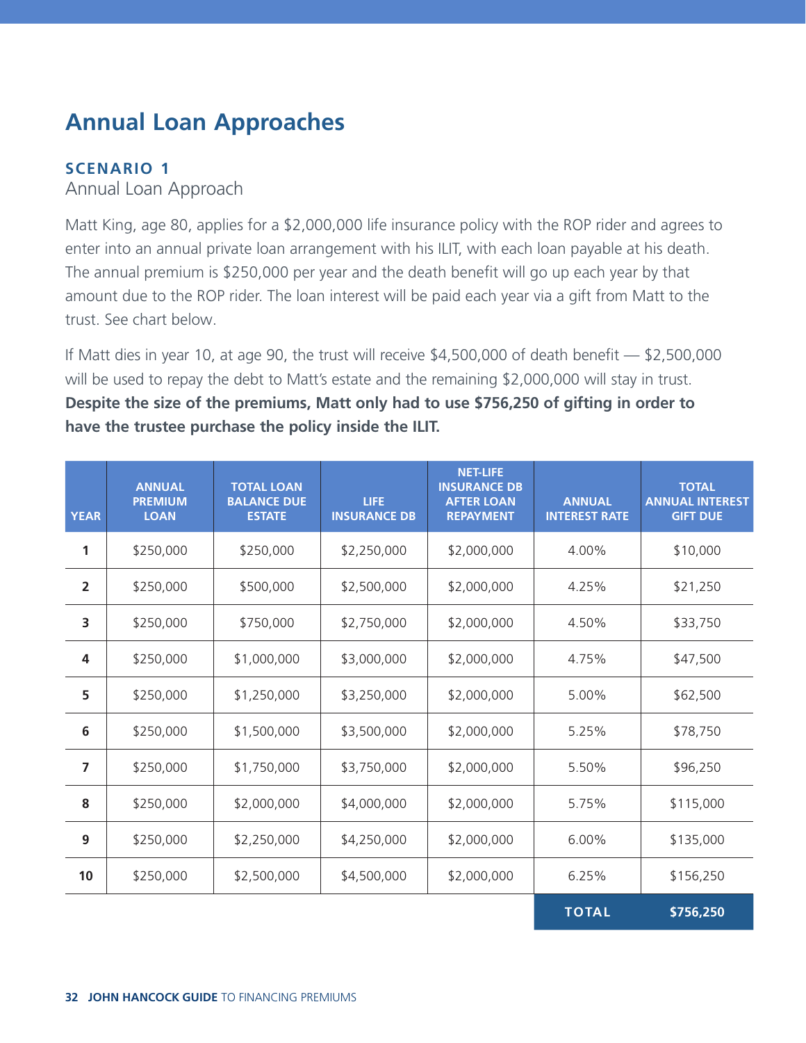## Annual Loan Approaches

### SCENARIO 1

Annual Loan Approach

Matt King, age 80, applies for a $2,000,000 life insurance policy with the ROP rider and agrees to enter into an annual private loan arrangement with his ILIT, with each loan payable at his death. The annual premium is $250,000 per year and the death benefit will go up each year by that amount due to the ROP rider. The loan interest will be paid each year via a gift from Matt to the trust. See chart below.

If Matt dies in year 10, at age 90, the trust will receive $4,500,000 of death benefit — $2,500,000 will be used to repay the debt to Matt's estate and the remaining $2,000,000 will stay in trust. **Despite the size of the premiums, Matt only had to use $756,250 of gifting in order to have the trustee purchase the policy inside the ILIT.**

| YEAR | ANNUAL PREMIUM LOAN | TOTAL LOAN BALANCE DUE ESTATE | LIFE INSURANCE DB | NET-LIFE INSURANCE DB AFTER LOAN REPAYMENT | ANNUAL INTEREST RATE | TOTAL ANNUAL INTEREST GIFT DUE |
|---|---|---|---|---|---|---|
| **1** | $250,000 | $250,000 | $2,250,000 | $2,000,000 | 4.00% | $10,000 |
| **2** | $250,000 | $500,000 | $2,500,000 | $2,000,000 | 4.25% | $21,250 |
| **3** | $250,000 | $750,000 | $2,750,000 | $2,000,000 | 4.50% | $33,750 |
| **4** | $250,000 | $1,000,000 | $3,000,000 | $2,000,000 | 4.75% | $47,500 |
| **5** | $250,000 | $1,250,000 | $3,250,000 | $2,000,000 | 5.00% | $62,500 |
| **6** | $250,000 | $1,500,000 | $3,500,000 | $2,000,000 | 5.25% | $78,750 |
| **7** | $250,000 | $1,750,000 | $3,750,000 | $2,000,000 | 5.50% | $96,250 |
| **8** | $250,000 | $2,000,000 | $4,000,000 | $2,000,000 | 5.75% | $115,000 |
| **9** | $250,000 | $2,250,000 | $4,250,000 | $2,000,000 | 6.00% | $135,000 |
| **10** | $250,000 | $2,500,000 | $4,500,000 | $2,000,000 | 6.25% | $156,250 |
| | | | | | **TOTAL** | **$756,250** |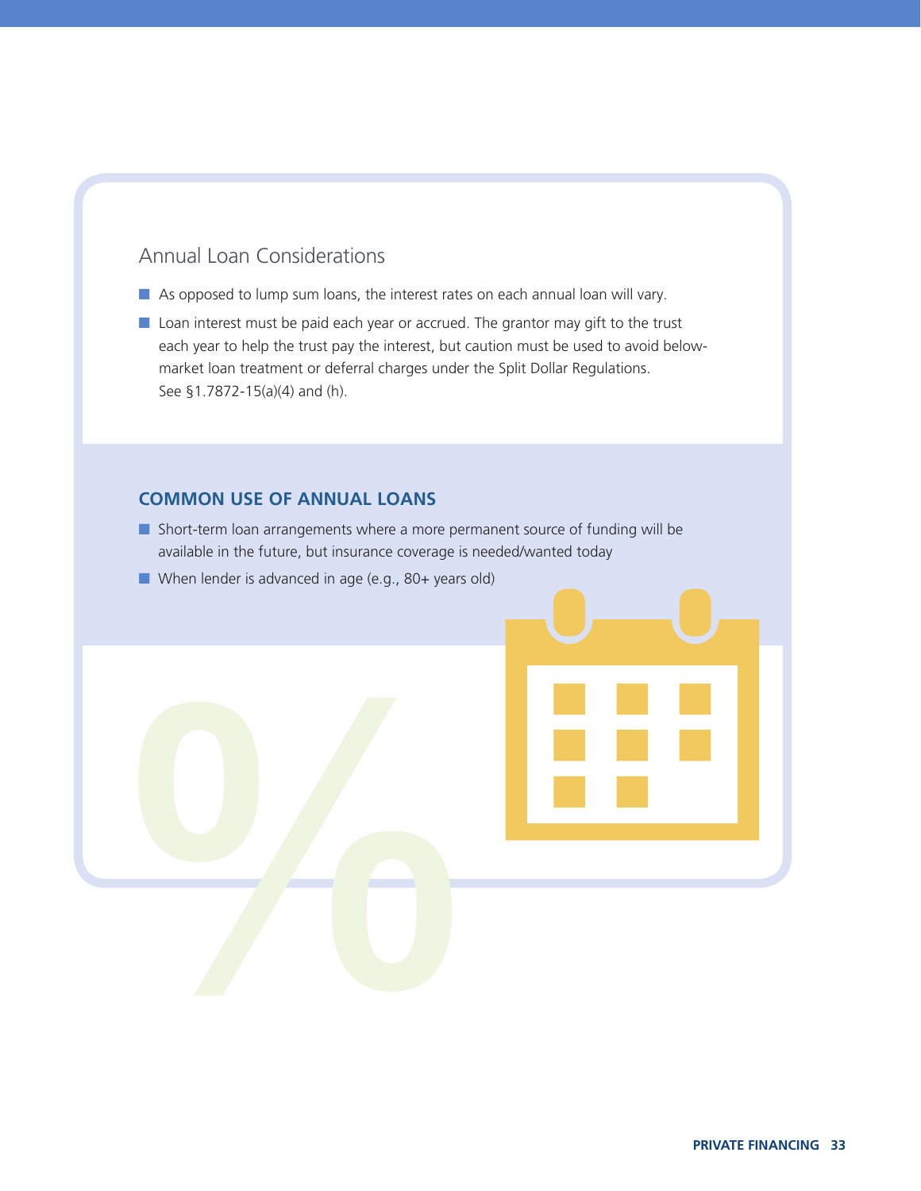## Annual Loan Considerations

- As opposed to lump sum loans, the interest rates on each annual loan will vary.
- Loan interest must be paid each year or accrued. The grantor may gift to the trust each year to help the trust pay the interest, but caution must be used to avoid below-market loan treatment or deferral charges under the Split Dollar Regulations. See §1.7872-15(a)(4) and (h).

### COMMON USE OF ANNUAL LOANS

- Short-term loan arrangements where a more permanent source of funding will be available in the future, but insurance coverage is needed/wanted today
- When lender is advanced in age (e.g., 80+ years old)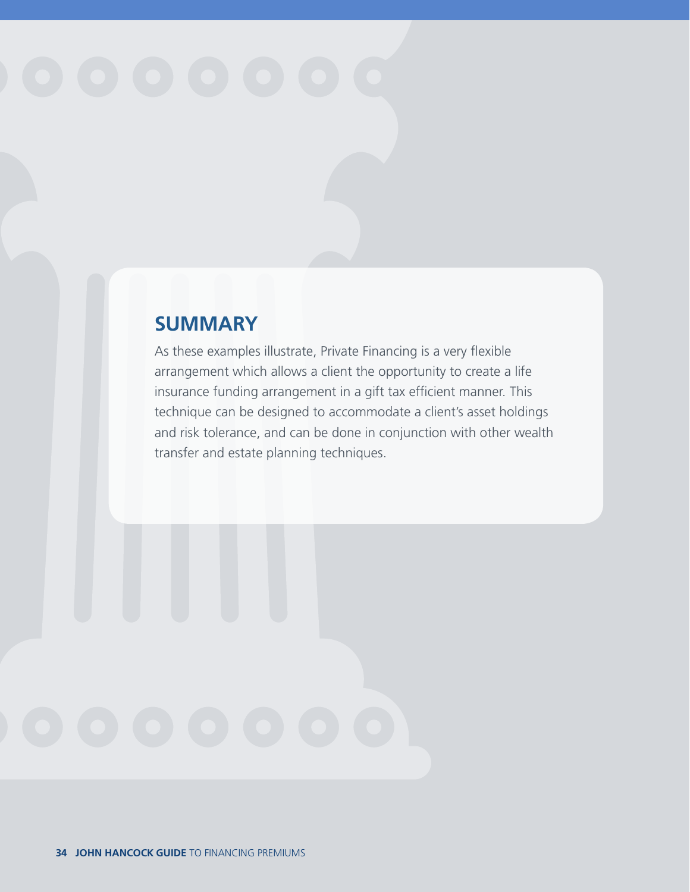## SUMMARY

As these examples illustrate, Private Financing is a very flexible arrangement which allows a client the opportunity to create a life insurance funding arrangement in a gift tax efficient manner. This technique can be designed to accommodate a client's asset holdings and risk tolerance, and can be done in conjunction with other wealth transfer and estate planning techniques.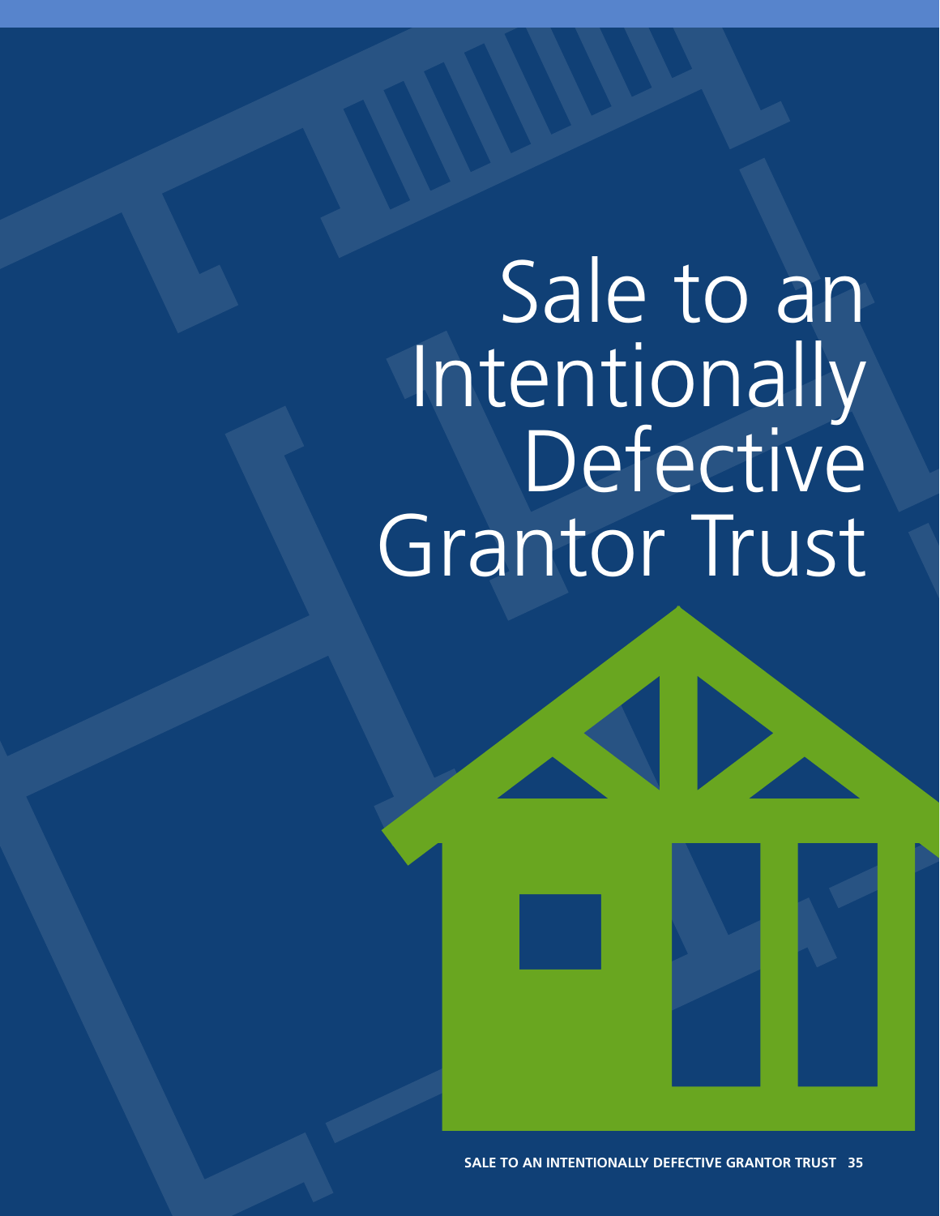# Sale to an Intentionally Defective Grantor Trust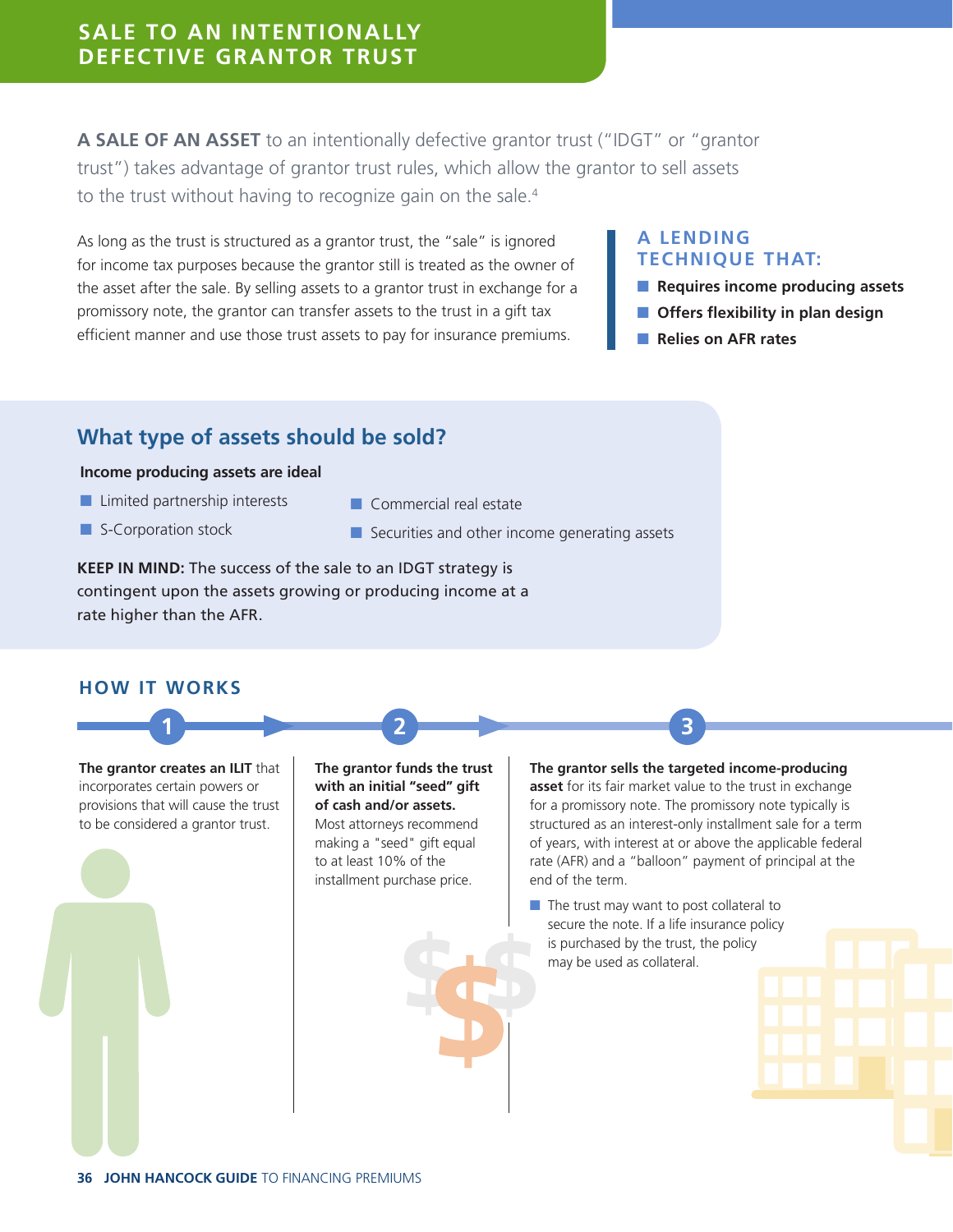# SALE TO AN INTENTIONALLY DEFECTIVE GRANTOR TRUST

**A SALE OF AN ASSET** to an intentionally defective grantor trust ("IDGT" or "grantor trust") takes advantage of grantor trust rules, which allow the grantor to sell assets to the trust without having to recognize gain on the sale.[4]

As long as the trust is structured as a grantor trust, the "sale" is ignored for income tax purposes because the grantor still is treated as the owner of the asset after the sale. By selling assets to a grantor trust in exchange for a promissory note, the grantor can transfer assets to the trust in a gift tax efficient manner and use those trust assets to pay for insurance premiums.

### A LENDING TECHNIQUE THAT:

- **Requires income producing assets**
- **Offers flexibility in plan design**
- **Relies on AFR rates**

## What type of assets should be sold?

**Income producing assets are ideal**

- Limited partnership interests
- S-Corporation stock
- Commercial real estate
- Securities and other income generating assets

**KEEP IN MIND:** The success of the sale to an IDGT strategy is contingent upon the assets growing or producing income at a rate higher than the AFR.

## HOW IT WORKS

**1** **The grantor creates an ILIT** that incorporates certain powers or provisions that will cause the trust to be considered a grantor trust.

**2** **The grantor funds the trust with an initial "seed" gift of cash and/or assets.** Most attorneys recommend making a "seed" gift equal to at least 10% of the installment purchase price.

**3** **The grantor sells the targeted income-producing asset** for its fair market value to the trust in exchange for a promissory note. The promissory note typically is structured as an interest-only installment sale for a term of years, with interest at or above the applicable federal rate (AFR) and a "balloon" payment of principal at the end of the term.

- The trust may want to post collateral to secure the note. If a life insurance policy is purchased by the trust, the policy may be used as collateral.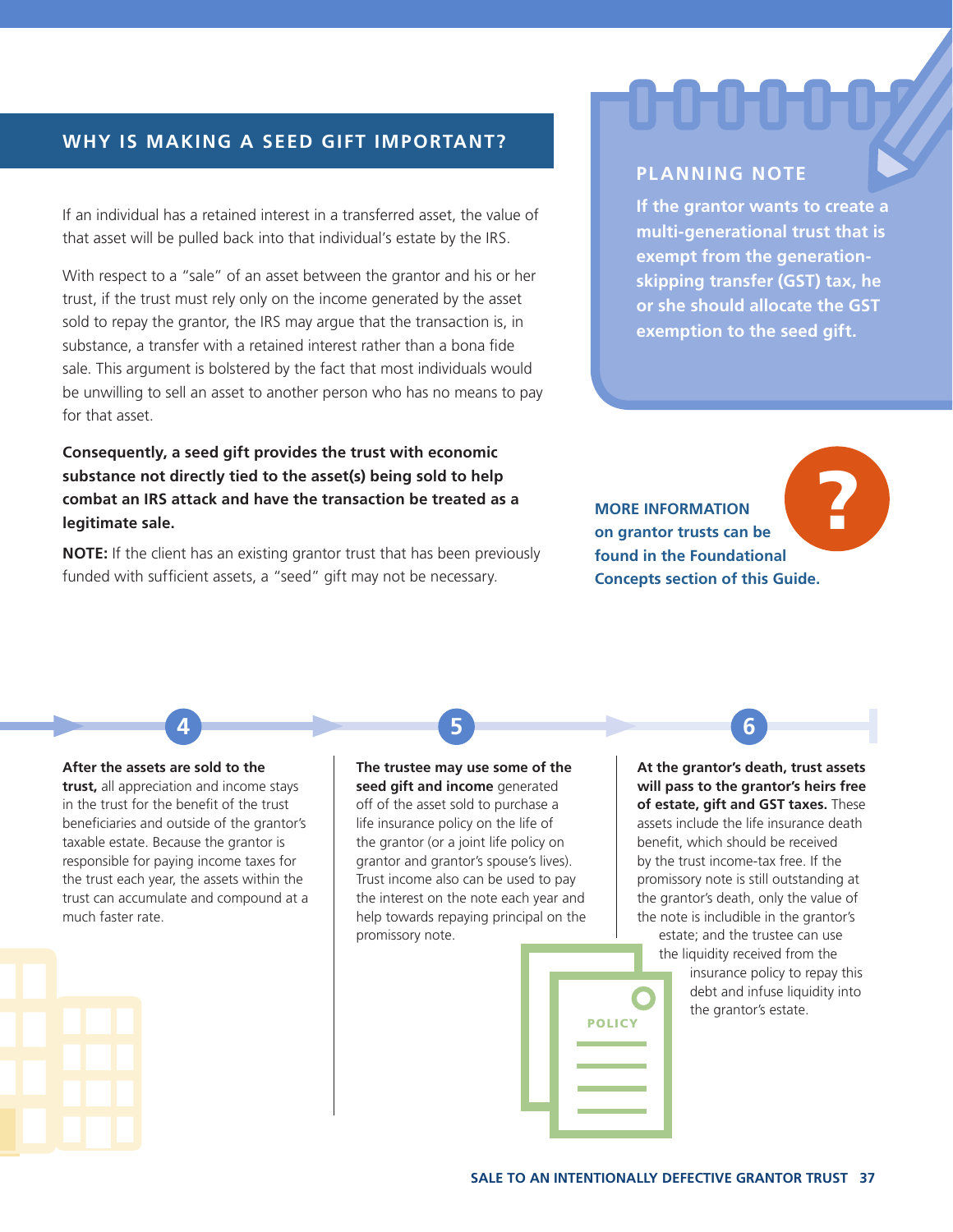## WHY IS MAKING A SEED GIFT IMPORTANT?

If an individual has a retained interest in a transferred asset, the value of that asset will be pulled back into that individual's estate by the IRS.

With respect to a "sale" of an asset between the grantor and his or her trust, if the trust must rely only on the income generated by the asset sold to repay the grantor, the IRS may argue that the transaction is, in substance, a transfer with a retained interest rather than a bona fide sale. This argument is bolstered by the fact that most individuals would be unwilling to sell an asset to another person who has no means to pay for that asset.

**Consequently, a seed gift provides the trust with economic substance not directly tied to the asset(s) being sold to help combat an IRS attack and have the transaction be treated as a legitimate sale.**

**NOTE:** If the client has an existing grantor trust that has been previously funded with sufficient assets, a "seed" gift may not be necessary.

### PLANNING NOTE

**If the grantor wants to create a multi-generational trust that is exempt from the generation-skipping transfer (GST) tax, he or she should allocate the GST exemption to the seed gift.**

**MORE INFORMATION on grantor trusts can be found in the Foundational Concepts section of this Guide.**

### 4

**After the assets are sold to the trust,** all appreciation and income stays in the trust for the benefit of the trust beneficiaries and outside of the grantor's taxable estate. Because the grantor is responsible for paying income taxes for the trust each year, the assets within the trust can accumulate and compound at a much faster rate.

### 5

**The trustee may use some of the seed gift and income** generated off of the asset sold to purchase a life insurance policy on the life of the grantor (or a joint life policy on grantor and grantor's spouse's lives). Trust income also can be used to pay the interest on the note each year and help towards repaying principal on the promissory note.

### 6

**At the grantor's death, trust assets will pass to the grantor's heirs free of estate, gift and GST taxes.** These assets include the life insurance death benefit, which should be received by the trust income-tax free. If the promissory note is still outstanding at the grantor's death, only the value of the note is includible in the grantor's estate; and the trustee can use the liquidity received from the insurance policy to repay this debt and infuse liquidity into the grantor's estate.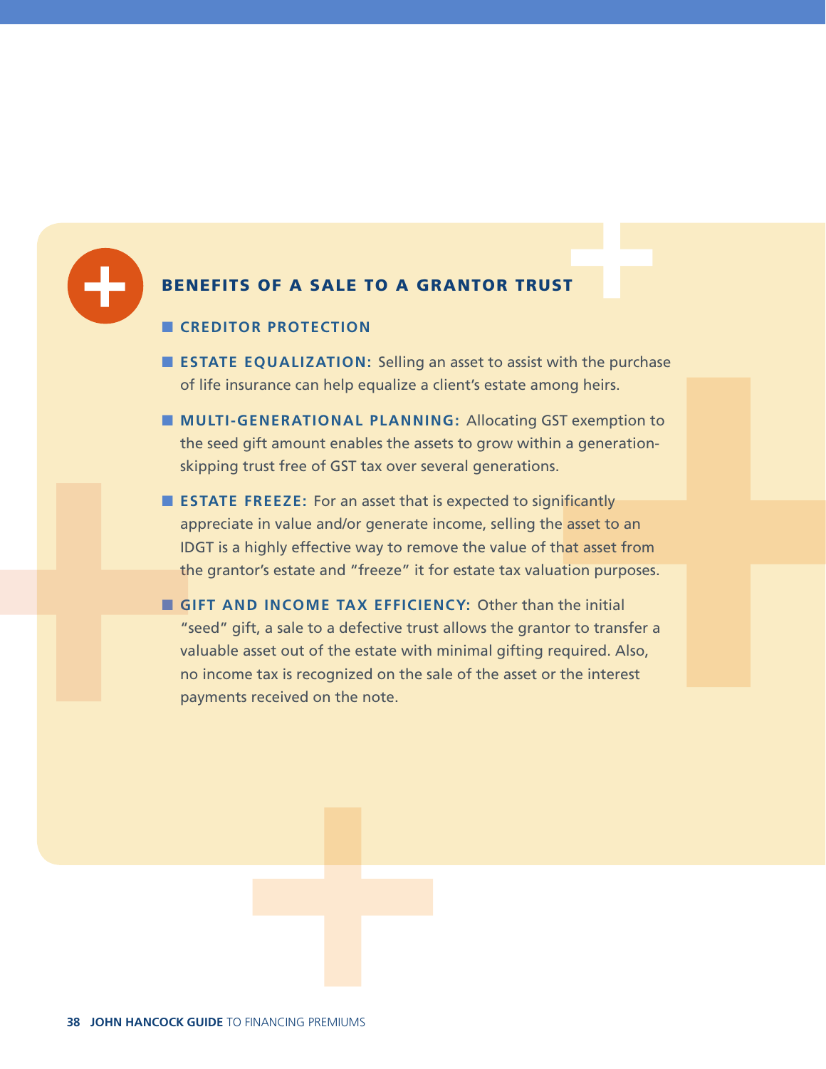## BENEFITS OF A SALE TO A GRANTOR TRUST

- **CREDITOR PROTECTION**
- **ESTATE EQUALIZATION:** Selling an asset to assist with the purchase of life insurance can help equalize a client's estate among heirs.
- **MULTI-GENERATIONAL PLANNING:** Allocating GST exemption to the seed gift amount enables the assets to grow within a generation-skipping trust free of GST tax over several generations.
- **ESTATE FREEZE:** For an asset that is expected to significantly appreciate in value and/or generate income, selling the asset to an IDGT is a highly effective way to remove the value of that asset from the grantor's estate and "freeze" it for estate tax valuation purposes.
- **GIFT AND INCOME TAX EFFICIENCY:** Other than the initial "seed" gift, a sale to a defective trust allows the grantor to transfer a valuable asset out of the estate with minimal gifting required. Also, no income tax is recognized on the sale of the asset or the interest payments received on the note.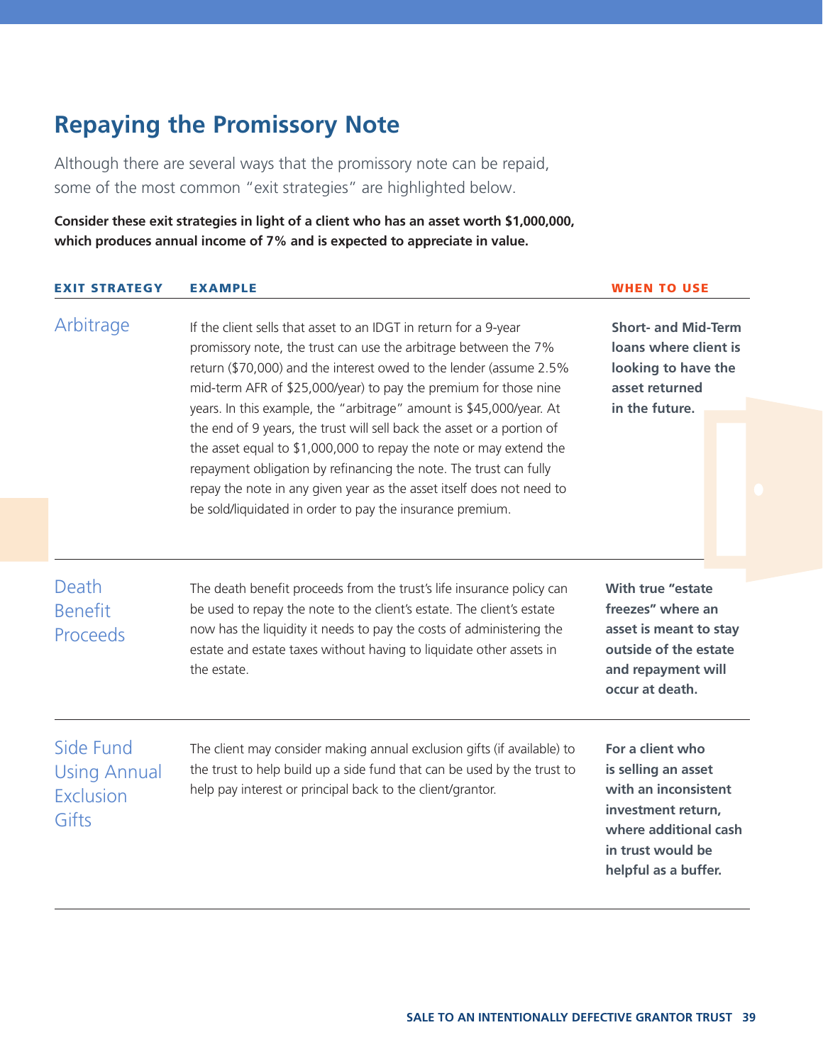## Repaying the Promissory Note

Although there are several ways that the promissory note can be repaid, some of the most common "exit strategies" are highlighted below.

**Consider these exit strategies in light of a client who has an asset worth $1,000,000, which produces annual income of 7% and is expected to appreciate in value.**

| EXIT STRATEGY | EXAMPLE | WHEN TO USE |
| --- | --- | --- |
| Arbitrage | If the client sells that asset to an IDGT in return for a 9-year promissory note, the trust can use the arbitrage between the 7% return ($70,000) and the interest owed to the lender (assume 2.5% mid-term AFR of $25,000/year) to pay the premium for those nine years. In this example, the "arbitrage" amount is $45,000/year. At the end of 9 years, the trust will sell back the asset or a portion of the asset equal to $1,000,000 to repay the note or may extend the repayment obligation by refinancing the note. The trust can fully repay the note in any given year as the asset itself does not need to be sold/liquidated in order to pay the insurance premium. | **Short- and Mid-Term loans where client is looking to have the asset returned in the future.** |
| Death Benefit Proceeds | The death benefit proceeds from the trust's life insurance policy can be used to repay the note to the client's estate. The client's estate now has the liquidity it needs to pay the costs of administering the estate and estate taxes without having to liquidate other assets in the estate. | **With true "estate freezes" where an asset is meant to stay outside of the estate and repayment will occur at death.** |
| Side Fund Using Annual Exclusion Gifts | The client may consider making annual exclusion gifts (if available) to the trust to help build up a side fund that can be used by the trust to help pay interest or principal back to the client/grantor. | **For a client who is selling an asset with an inconsistent investment return, where additional cash in trust would be helpful as a buffer.** |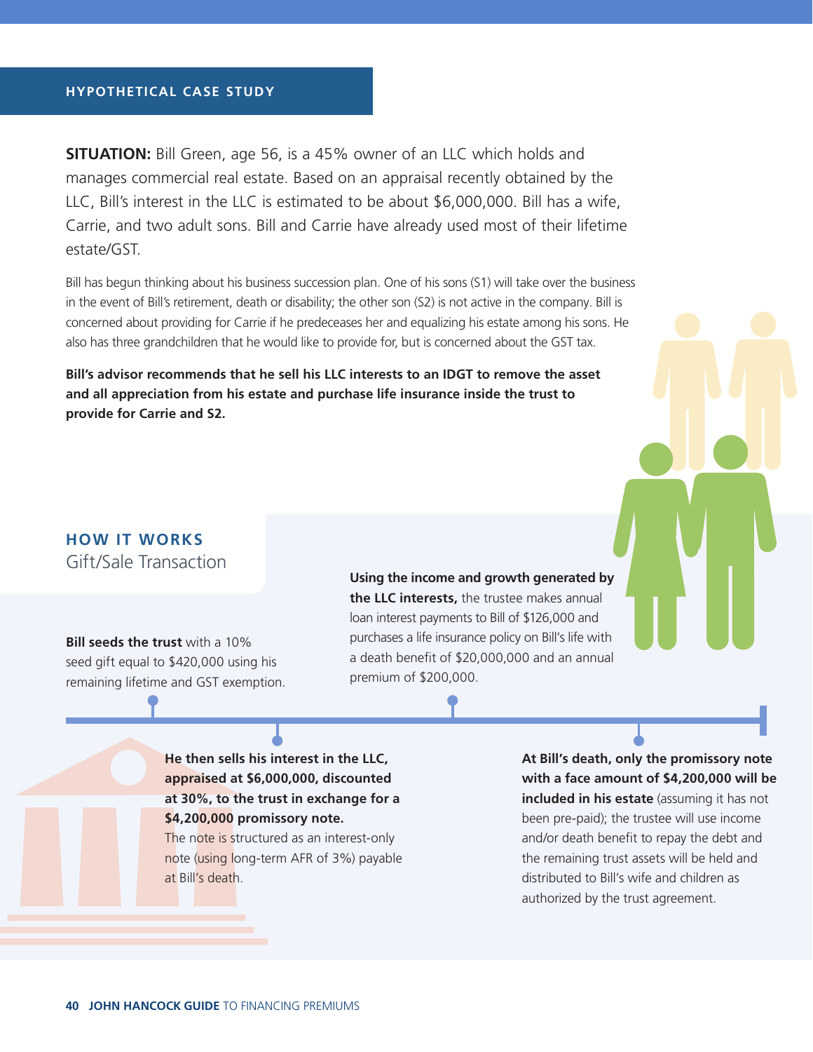## HYPOTHETICAL CASE STUDY

**SITUATION:** Bill Green, age 56, is a 45% owner of an LLC which holds and manages commercial real estate. Based on an appraisal recently obtained by the LLC, Bill's interest in the LLC is estimated to be about $6,000,000. Bill has a wife, Carrie, and two adult sons. Bill and Carrie have already used most of their lifetime estate/GST.

Bill has begun thinking about his business succession plan. One of his sons (S1) will take over the business in the event of Bill's retirement, death or disability; the other son (S2) is not active in the company. Bill is concerned about providing for Carrie if he predeceases her and equalizing his estate among his sons. He also has three grandchildren that he would like to provide for, but is concerned about the GST tax.

**Bill's advisor recommends that he sell his LLC interests to an IDGT to remove the asset and all appreciation from his estate and purchase life insurance inside the trust to provide for Carrie and S2.**

### HOW IT WORKS

Gift/Sale Transaction

**Bill seeds the trust** with a 10% seed gift equal to $420,000 using his remaining lifetime and GST exemption.

**He then sells his interest in the LLC, appraised at $6,000,000, discounted at 30%, to the trust in exchange for a $4,200,000 promissory note.** The note is structured as an interest-only note (using long-term AFR of 3%) payable at Bill's death.

**Using the income and growth generated by the LLC interests,** the trustee makes annual loan interest payments to Bill of $126,000 and purchases a life insurance policy on Bill's life with a death benefit of $20,000,000 and an annual premium of $200,000.

**At Bill's death, only the promissory note with a face amount of $4,200,000 will be included in his estate** (assuming it has not been pre-paid); the trustee will use income and/or death benefit to repay the debt and the remaining trust assets will be held and distributed to Bill's wife and children as authorized by the trust agreement.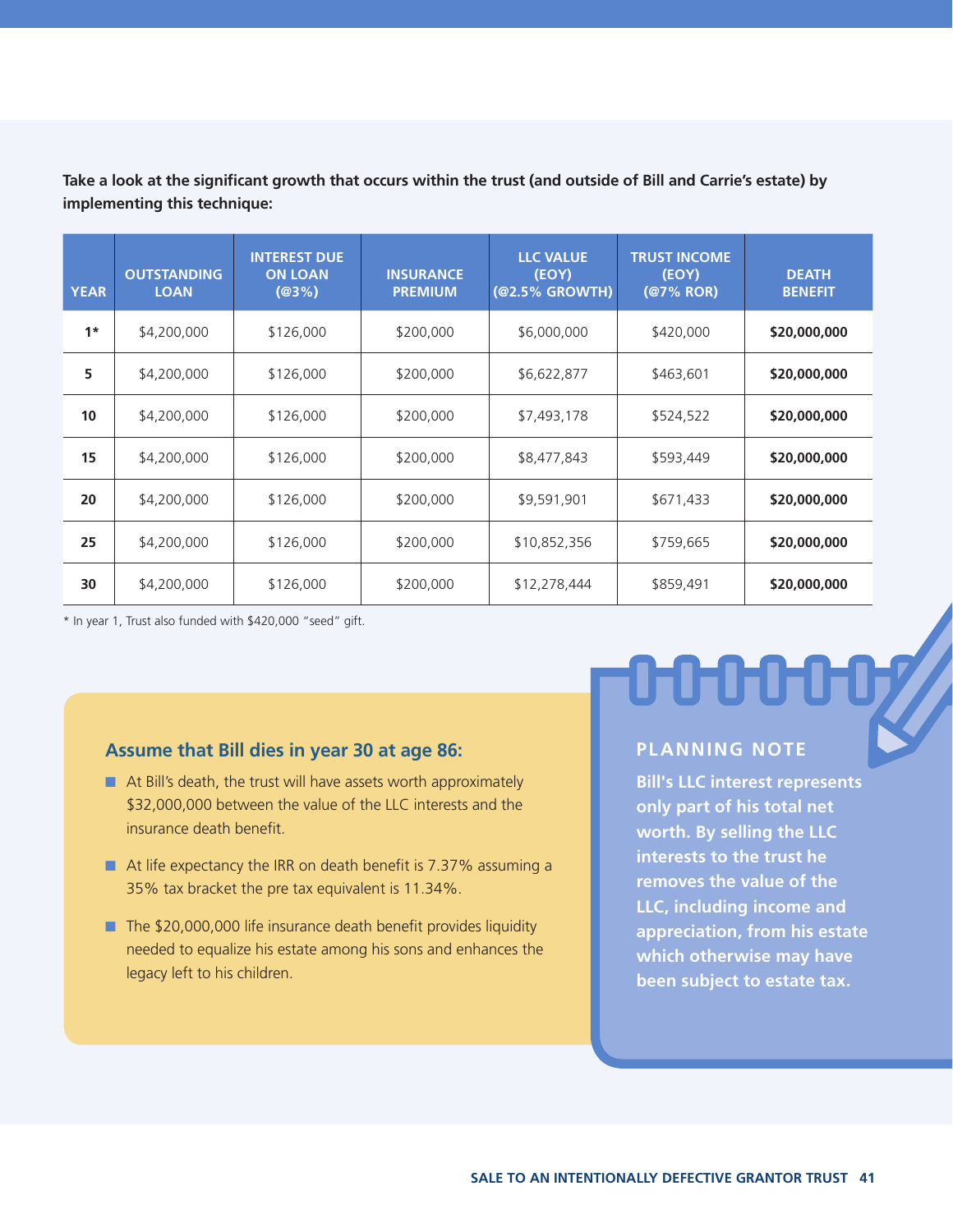**Take a look at the significant growth that occurs within the trust (and outside of Bill and Carrie's estate) by implementing this technique:**

| YEAR | OUTSTANDING LOAN | INTEREST DUE ON LOAN (@3%) | INSURANCE PREMIUM | LLC VALUE (EOY) (@2.5% GROWTH) | TRUST INCOME (EOY) (@7% ROR) | DEATH BENEFIT |
|---|---|---|---|---|---|---|
| **1*** | $4,200,000 | $126,000 | $200,000 | $6,000,000 | $420,000 | **$20,000,000** |
| **5** | $4,200,000 | $126,000 | $200,000 | $6,622,877 | $463,601 | **$20,000,000** |
| **10** | $4,200,000 | $126,000 | $200,000 | $7,493,178 | $524,522 | **$20,000,000** |
| **15** | $4,200,000 | $126,000 | $200,000 | $8,477,843 | $593,449 | **$20,000,000** |
| **20** | $4,200,000 | $126,000 | $200,000 | $9,591,901 | $671,433 | **$20,000,000** |
| **25** | $4,200,000 | $126,000 | $200,000 | $10,852,356 | $759,665 | **$20,000,000** |
| **30** | $4,200,000 | $126,000 | $200,000 | $12,278,444 | $859,491 | **$20,000,000** |

* In year 1, Trust also funded with $420,000 "seed" gift.

### Assume that Bill dies in year 30 at age 86:

- At Bill's death, the trust will have assets worth approximately $32,000,000 between the value of the LLC interests and the insurance death benefit.
- At life expectancy the IRR on death benefit is 7.37% assuming a 35% tax bracket the pre tax equivalent is 11.34%.
- The $20,000,000 life insurance death benefit provides liquidity needed to equalize his estate among his sons and enhances the legacy left to his children.

**PLANNING NOTE**

**Bill's LLC interest represents only part of his total net worth. By selling the LLC interests to the trust he removes the value of the LLC, including income and appreciation, from his estate which otherwise may have been subject to estate tax.**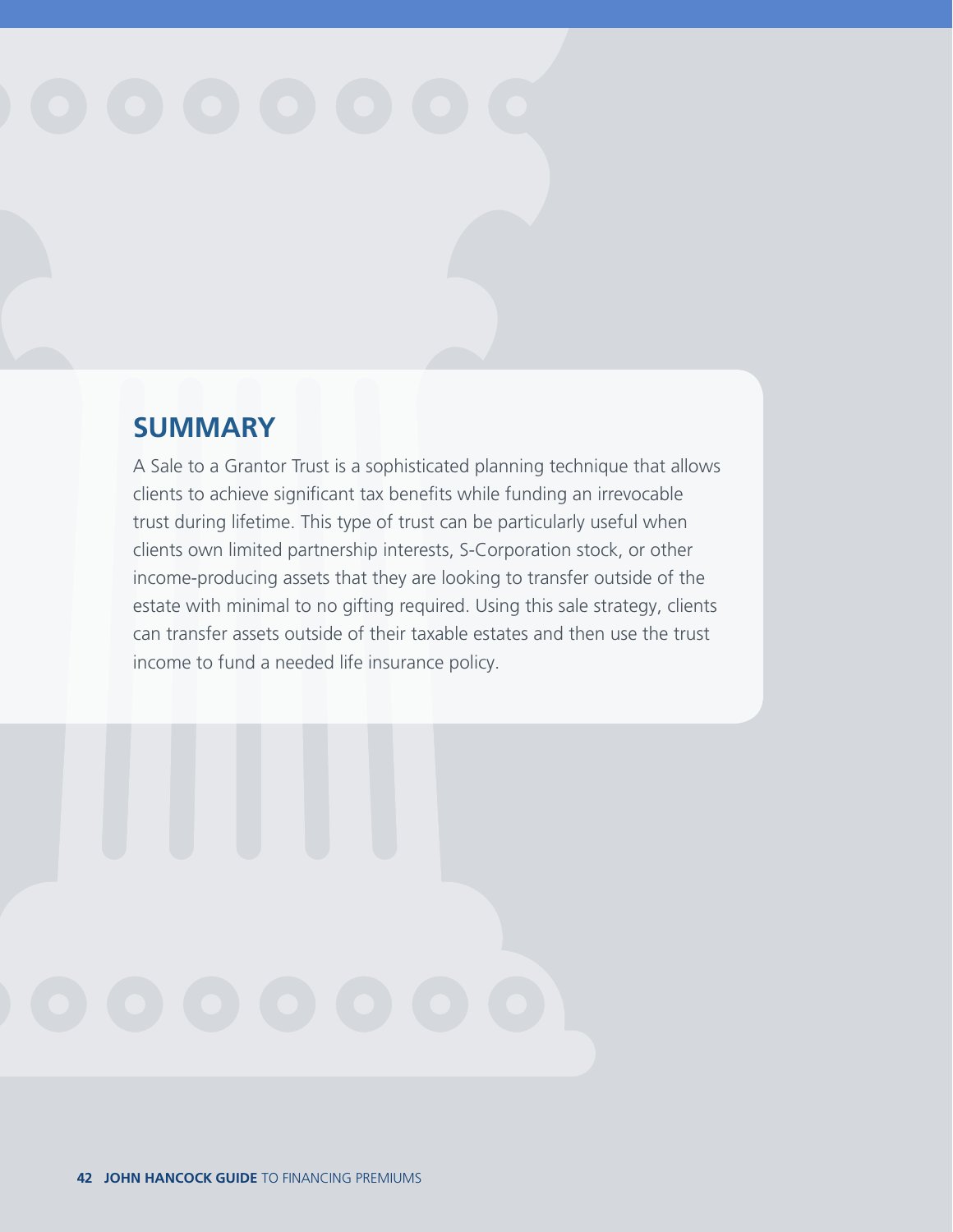## SUMMARY

A Sale to a Grantor Trust is a sophisticated planning technique that allows clients to achieve significant tax benefits while funding an irrevocable trust during lifetime. This type of trust can be particularly useful when clients own limited partnership interests, S-Corporation stock, or other income-producing assets that they are looking to transfer outside of the estate with minimal to no gifting required. Using this sale strategy, clients can transfer assets outside of their taxable estates and then use the trust income to fund a needed life insurance policy.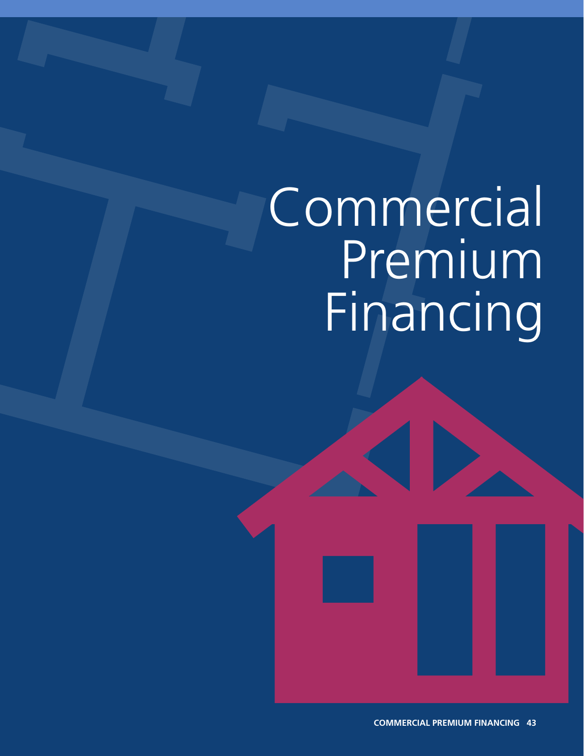# Commercial Premium Financing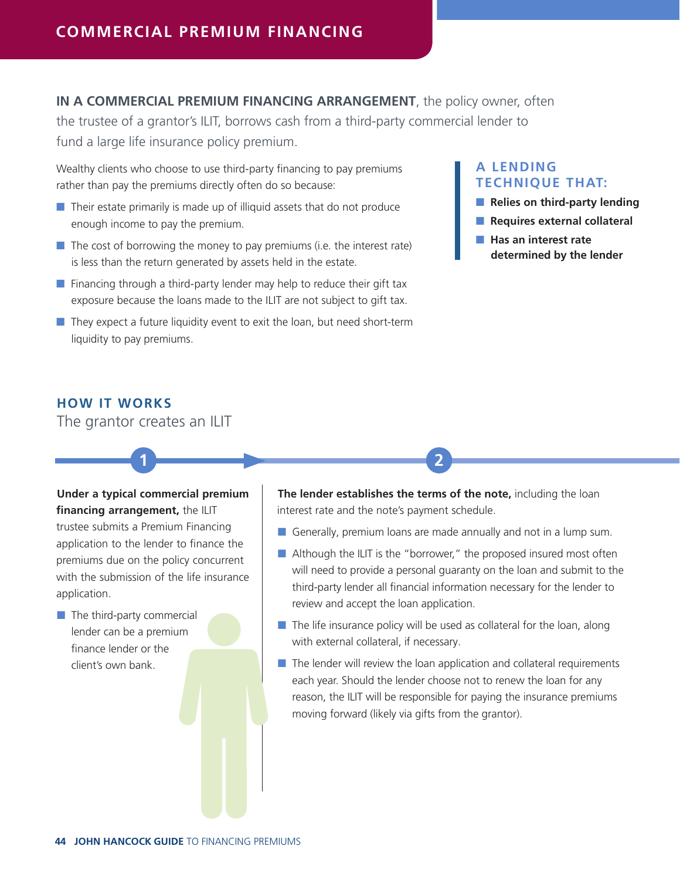# COMMERCIAL PREMIUM FINANCING

**IN A COMMERCIAL PREMIUM FINANCING ARRANGEMENT**, the policy owner, often the trustee of a grantor's ILIT, borrows cash from a third-party commercial lender to fund a large life insurance policy premium.

Wealthy clients who choose to use third-party financing to pay premiums rather than pay the premiums directly often do so because:

- Their estate primarily is made up of illiquid assets that do not produce enough income to pay the premium.
- The cost of borrowing the money to pay premiums (i.e. the interest rate) is less than the return generated by assets held in the estate.
- Financing through a third-party lender may help to reduce their gift tax exposure because the loans made to the ILIT are not subject to gift tax.
- They expect a future liquidity event to exit the loan, but need short-term liquidity to pay premiums.

### A LENDING TECHNIQUE THAT:

- **Relies on third-party lending**
- **Requires external collateral**
- **Has an interest rate determined by the lender**

## HOW IT WORKS

The grantor creates an ILIT

**1**

**Under a typical commercial premium financing arrangement,** the ILIT trustee submits a Premium Financing application to the lender to finance the premiums due on the policy concurrent with the submission of the life insurance application.

- The third-party commercial lender can be a premium finance lender or the client's own bank.

**2**

**The lender establishes the terms of the note,** including the loan interest rate and the note's payment schedule.

- Generally, premium loans are made annually and not in a lump sum.
- Although the ILIT is the "borrower," the proposed insured most often will need to provide a personal guaranty on the loan and submit to the third-party lender all financial information necessary for the lender to review and accept the loan application.
- The life insurance policy will be used as collateral for the loan, along with external collateral, if necessary.
- The lender will review the loan application and collateral requirements each year. Should the lender choose not to renew the loan for any reason, the ILIT will be responsible for paying the insurance premiums moving forward (likely via gifts from the grantor).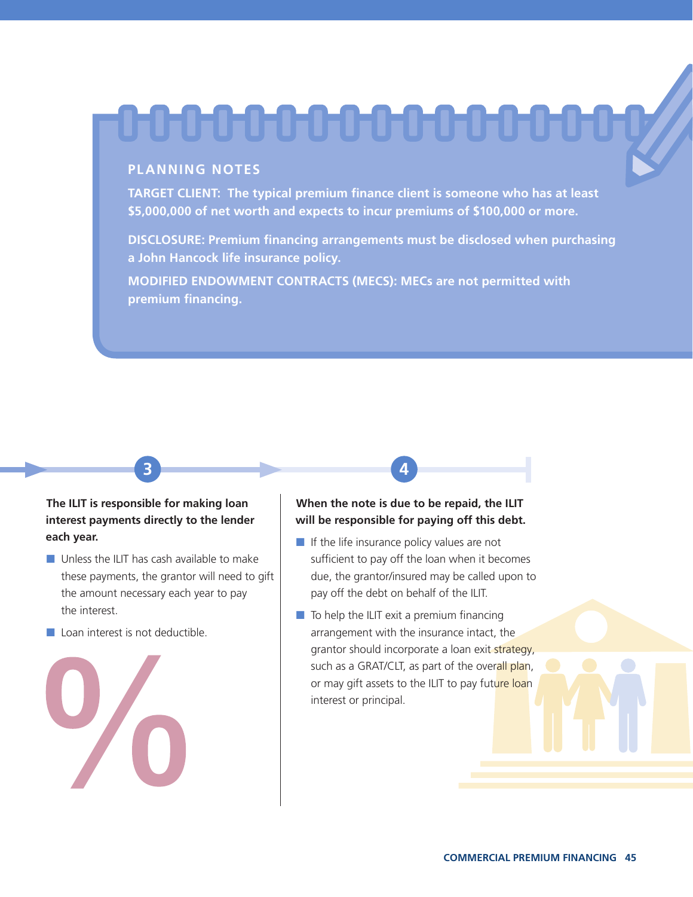## PLANNING NOTES

**TARGET CLIENT: The typical premium finance client is someone who has at least $5,000,000 of net worth and expects to incur premiums of $100,000 or more.**

**DISCLOSURE: Premium financing arrangements must be disclosed when purchasing a John Hancock life insurance policy.**

**MODIFIED ENDOWMENT CONTRACTS (MECS): MECs are not permitted with premium financing.**

### 3

**The ILIT is responsible for making loan interest payments directly to the lender each year.**

- Unless the ILIT has cash available to make these payments, the grantor will need to gift the amount necessary each year to pay the interest.
- Loan interest is not deductible.

### 4

**When the note is due to be repaid, the ILIT will be responsible for paying off this debt.**

- If the life insurance policy values are not sufficient to pay off the loan when it becomes due, the grantor/insured may be called upon to pay off the debt on behalf of the ILIT.
- To help the ILIT exit a premium financing arrangement with the insurance intact, the grantor should incorporate a loan exit strategy, such as a GRAT/CLT, as part of the overall plan, or may gift assets to the ILIT to pay future loan interest or principal.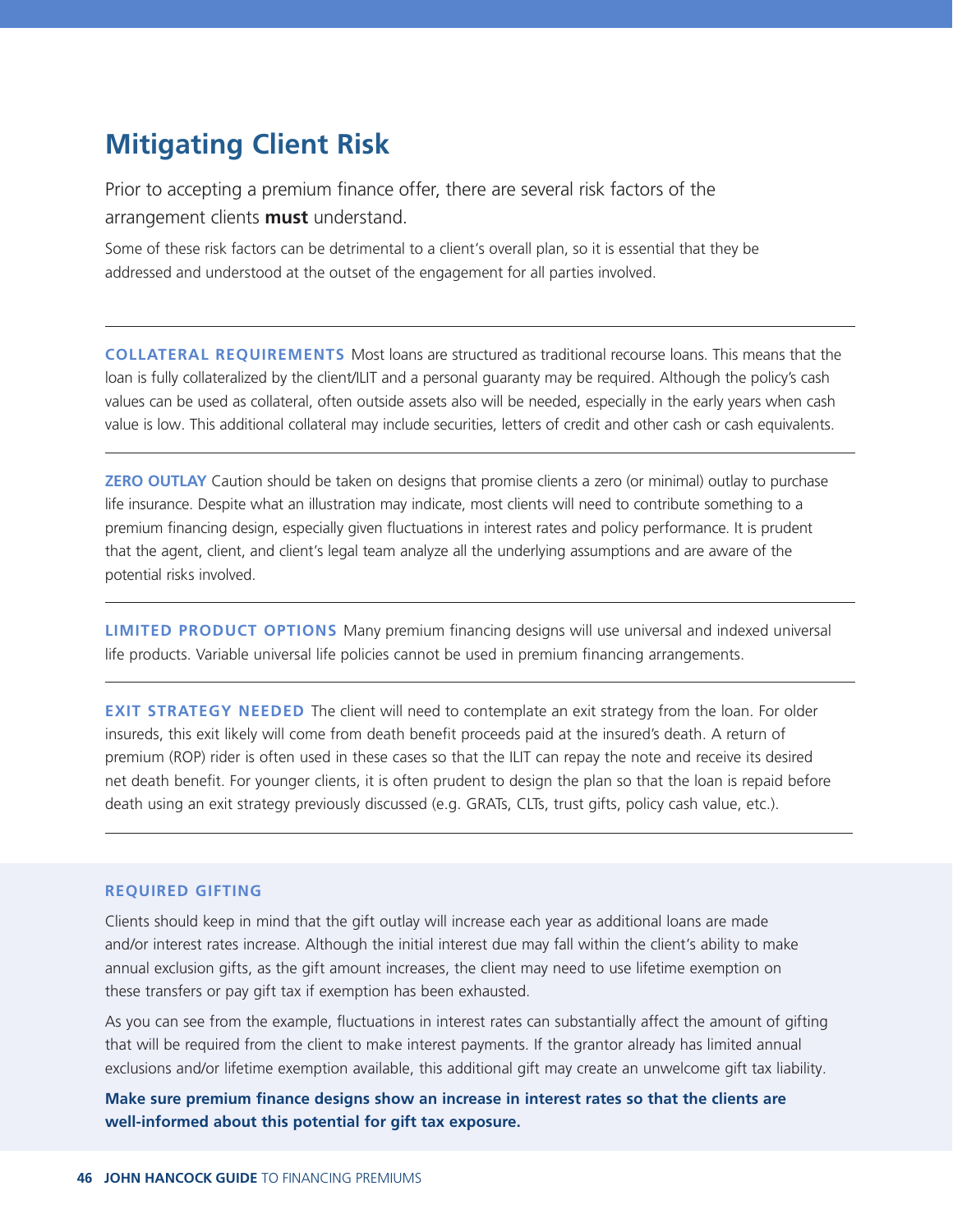# Mitigating Client Risk

Prior to accepting a premium finance offer, there are several risk factors of the arrangement clients **must** understand.

Some of these risk factors can be detrimental to a client's overall plan, so it is essential that they be addressed and understood at the outset of the engagement for all parties involved.

---

**COLLATERAL REQUIREMENTS** Most loans are structured as traditional recourse loans. This means that the loan is fully collateralized by the client/ILIT and a personal guaranty may be required. Although the policy's cash values can be used as collateral, often outside assets also will be needed, especially in the early years when cash value is low. This additional collateral may include securities, letters of credit and other cash or cash equivalents.

---

**ZERO OUTLAY** Caution should be taken on designs that promise clients a zero (or minimal) outlay to purchase life insurance. Despite what an illustration may indicate, most clients will need to contribute something to a premium financing design, especially given fluctuations in interest rates and policy performance. It is prudent that the agent, client, and client's legal team analyze all the underlying assumptions and are aware of the potential risks involved.

---

**LIMITED PRODUCT OPTIONS** Many premium financing designs will use universal and indexed universal life products. Variable universal life policies cannot be used in premium financing arrangements.

---

**EXIT STRATEGY NEEDED** The client will need to contemplate an exit strategy from the loan. For older insureds, this exit likely will come from death benefit proceeds paid at the insured's death. A return of premium (ROP) rider is often used in these cases so that the ILIT can repay the note and receive its desired net death benefit. For younger clients, it is often prudent to design the plan so that the loan is repaid before death using an exit strategy previously discussed (e.g. GRATs, CLTs, trust gifts, policy cash value, etc.).

---

**REQUIRED GIFTING**

Clients should keep in mind that the gift outlay will increase each year as additional loans are made and/or interest rates increase. Although the initial interest due may fall within the client's ability to make annual exclusion gifts, as the gift amount increases, the client may need to use lifetime exemption on these transfers or pay gift tax if exemption has been exhausted.

As you can see from the example, fluctuations in interest rates can substantially affect the amount of gifting that will be required from the client to make interest payments. If the grantor already has limited annual exclusions and/or lifetime exemption available, this additional gift may create an unwelcome gift tax liability.

**Make sure premium finance designs show an increase in interest rates so that the clients are well-informed about this potential for gift tax exposure.**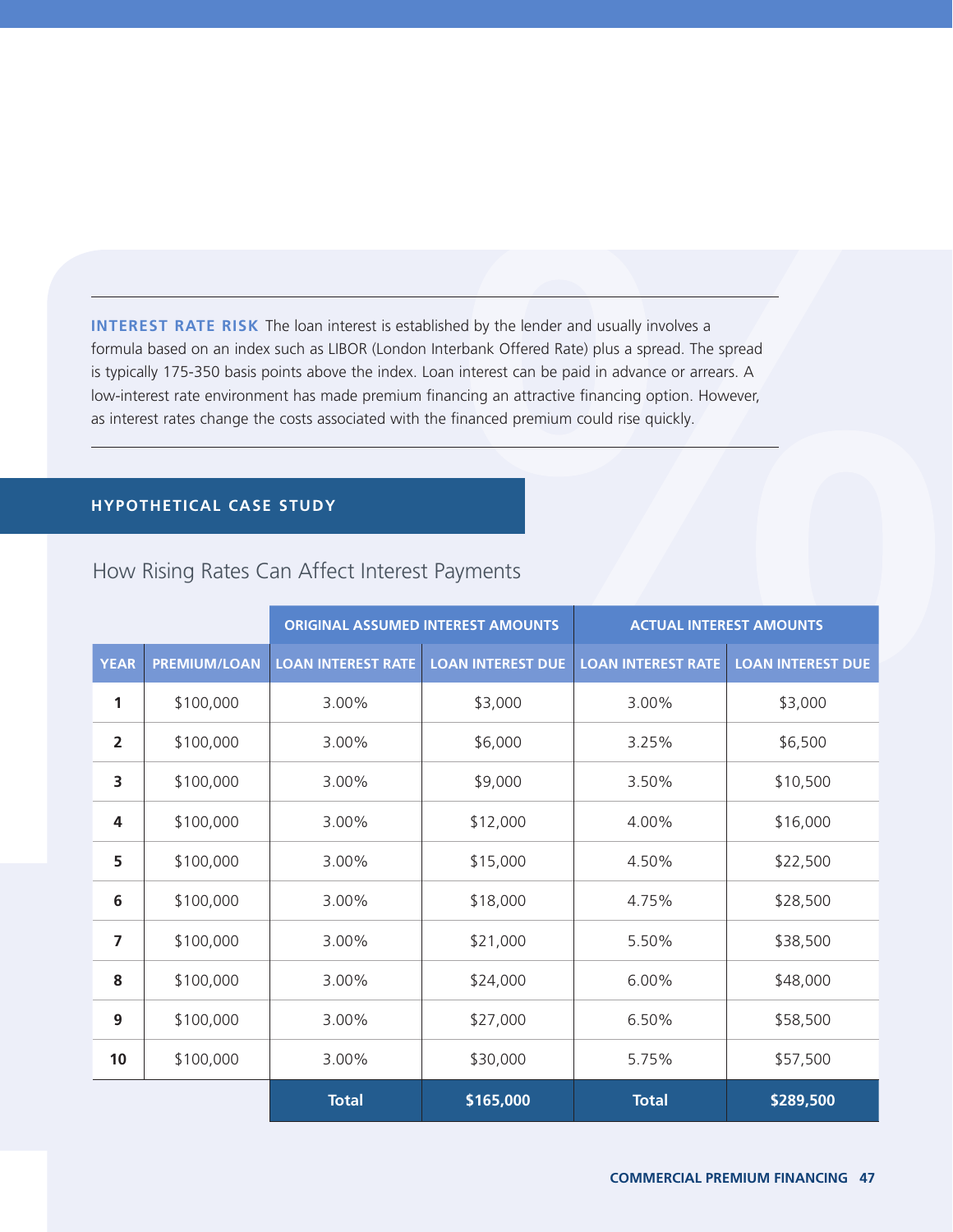**INTEREST RATE RISK** The loan interest is established by the lender and usually involves a formula based on an index such as LIBOR (London Interbank Offered Rate) plus a spread. The spread is typically 175-350 basis points above the index. Loan interest can be paid in advance or arrears. A low-interest rate environment has made premium financing an attractive financing option. However, as interest rates change the costs associated with the financed premium could rise quickly.

## HYPOTHETICAL CASE STUDY

### How Rising Rates Can Affect Interest Payments

| | | ORIGINAL ASSUMED INTEREST AMOUNTS | | ACTUAL INTEREST AMOUNTS | |
|---|---|---|---|---|---|
| YEAR | PREMIUM/LOAN | LOAN INTEREST RATE | LOAN INTEREST DUE | LOAN INTEREST RATE | LOAN INTEREST DUE |
| 1 | $100,000 | 3.00% | $3,000 | 3.00% | $3,000 |
| 2 | $100,000 | 3.00% | $6,000 | 3.25% | $6,500 |
| 3 | $100,000 | 3.00% | $9,000 | 3.50% | $10,500 |
| 4 | $100,000 | 3.00% | $12,000 | 4.00% | $16,000 |
| 5 | $100,000 | 3.00% | $15,000 | 4.50% | $22,500 |
| 6 | $100,000 | 3.00% | $18,000 | 4.75% | $28,500 |
| 7 | $100,000 | 3.00% | $21,000 | 5.50% | $38,500 |
| 8 | $100,000 | 3.00% | $24,000 | 6.00% | $48,000 |
| 9 | $100,000 | 3.00% | $27,000 | 6.50% | $58,500 |
| 10 | $100,000 | 3.00% | $30,000 | 5.75% | $57,500 |
| | | **Total** | **$165,000** | **Total** | **$289,500** |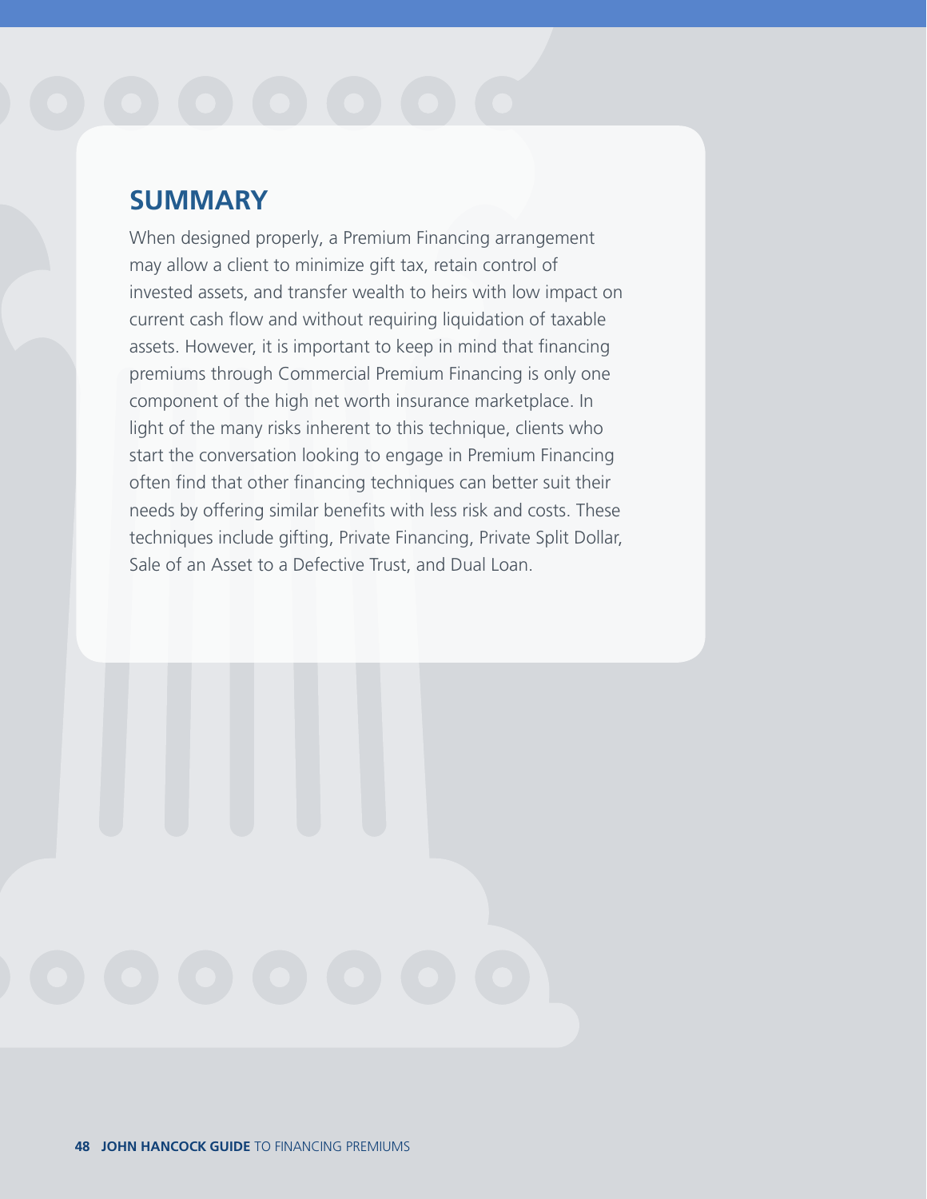## SUMMARY

When designed properly, a Premium Financing arrangement may allow a client to minimize gift tax, retain control of invested assets, and transfer wealth to heirs with low impact on current cash flow and without requiring liquidation of taxable assets. However, it is important to keep in mind that financing premiums through Commercial Premium Financing is only one component of the high net worth insurance marketplace. In light of the many risks inherent to this technique, clients who start the conversation looking to engage in Premium Financing often find that other financing techniques can better suit their needs by offering similar benefits with less risk and costs. These techniques include gifting, Private Financing, Private Split Dollar, Sale of an Asset to a Defective Trust, and Dual Loan.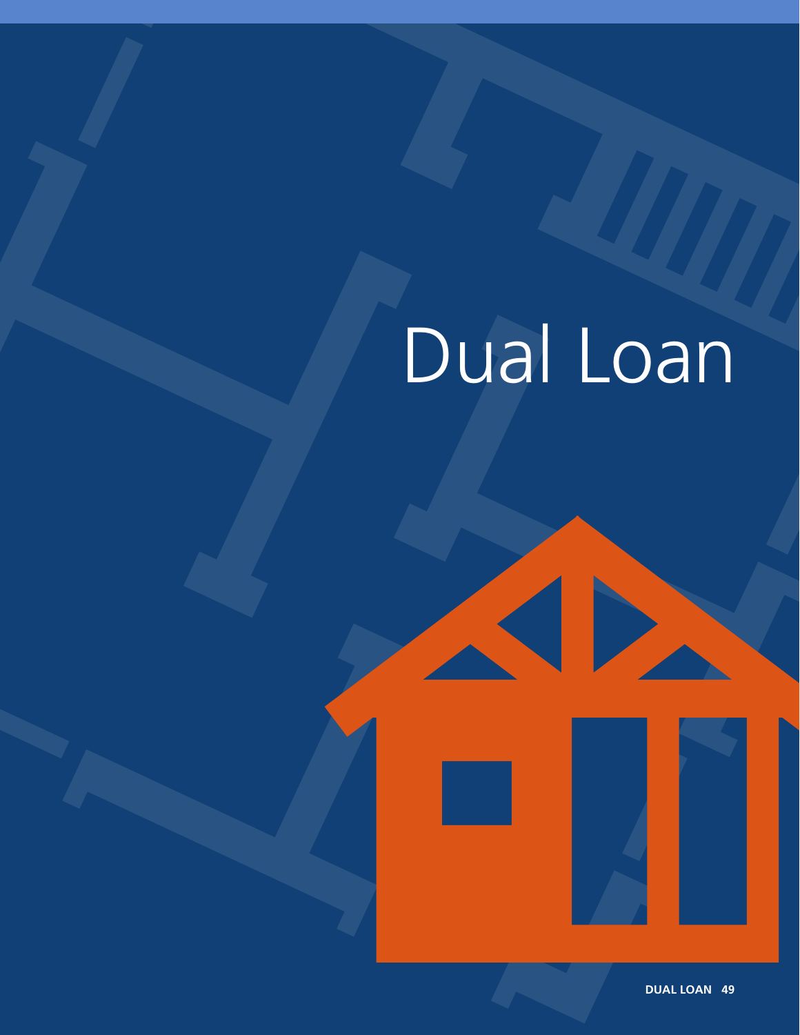# Dual Loan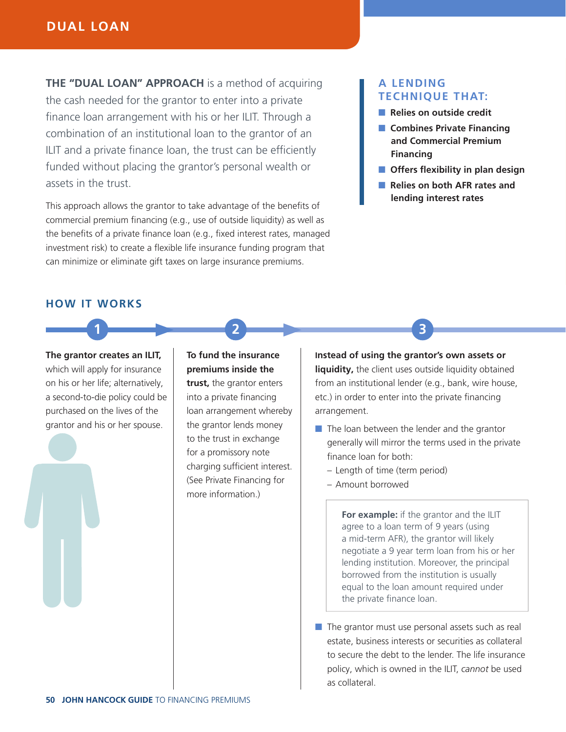# DUAL LOAN

**THE "DUAL LOAN" APPROACH** is a method of acquiring the cash needed for the grantor to enter into a private finance loan arrangement with his or her ILIT. Through a combination of an institutional loan to the grantor of an ILIT and a private finance loan, the trust can be efficiently funded without placing the grantor's personal wealth or assets in the trust.

This approach allows the grantor to take advantage of the benefits of commercial premium financing (e.g., use of outside liquidity) as well as the benefits of a private finance loan (e.g., fixed interest rates, managed investment risk) to create a flexible life insurance funding program that can minimize or eliminate gift taxes on large insurance premiums.

### A LENDING TECHNIQUE THAT:

- **Relies on outside credit**
- **Combines Private Financing and Commercial Premium Financing**
- **Offers flexibility in plan design**
- **Relies on both AFR rates and lending interest rates**

## HOW IT WORKS

**1**

**The grantor creates an ILIT,** which will apply for insurance on his or her life; alternatively, a second-to-die policy could be purchased on the lives of the grantor and his or her spouse.

**2**

**To fund the insurance premiums inside the trust,** the grantor enters into a private financing loan arrangement whereby the grantor lends money to the trust in exchange for a promissory note charging sufficient interest. (See Private Financing for more information.)

**3**

**Instead of using the grantor's own assets or liquidity,** the client uses outside liquidity obtained from an institutional lender (e.g., bank, wire house, etc.) in order to enter into the private financing arrangement.

- The loan between the lender and the grantor generally will mirror the terms used in the private finance loan for both:
  - Length of time (term period)
  - Amount borrowed

> **For example:** if the grantor and the ILIT agree to a loan term of 9 years (using a mid-term AFR), the grantor will likely negotiate a 9 year term loan from his or her lending institution. Moreover, the principal borrowed from the institution is usually equal to the loan amount required under the private finance loan.

- The grantor must use personal assets such as real estate, business interests or securities as collateral to secure the debt to the lender. The life insurance policy, which is owned in the ILIT, *cannot* be used as collateral.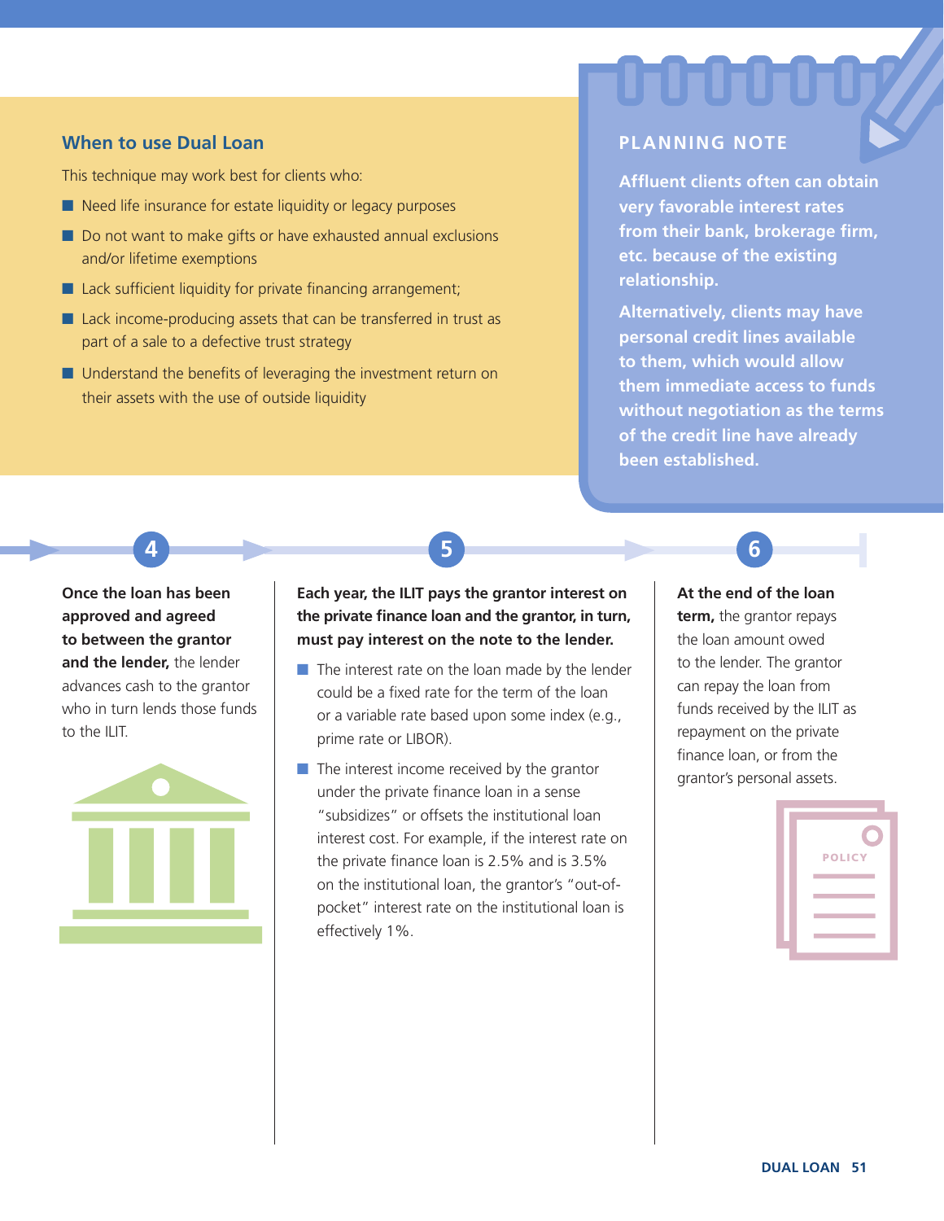## When to use Dual Loan

This technique may work best for clients who:

- Need life insurance for estate liquidity or legacy purposes
- Do not want to make gifts or have exhausted annual exclusions and/or lifetime exemptions
- Lack sufficient liquidity for private financing arrangement;
- Lack income-producing assets that can be transferred in trust as part of a sale to a defective trust strategy
- Understand the benefits of leveraging the investment return on their assets with the use of outside liquidity

### PLANNING NOTE

**Affluent clients often can obtain very favorable interest rates from their bank, brokerage firm, etc. because of the existing relationship.**

**Alternatively, clients may have personal credit lines available to them, which would allow them immediate access to funds without negotiation as the terms of the credit line have already been established.**

### 4

**Once the loan has been approved and agreed to between the grantor and the lender,** the lender advances cash to the grantor who in turn lends those funds to the ILIT.

### 5

**Each year, the ILIT pays the grantor interest on the private finance loan and the grantor, in turn, must pay interest on the note to the lender.**

- The interest rate on the loan made by the lender could be a fixed rate for the term of the loan or a variable rate based upon some index (e.g., prime rate or LIBOR).
- The interest income received by the grantor under the private finance loan in a sense "subsidizes" or offsets the institutional loan interest cost. For example, if the interest rate on the private finance loan is 2.5% and is 3.5% on the institutional loan, the grantor's "out-of-pocket" interest rate on the institutional loan is effectively 1%.

### 6

**At the end of the loan term,** the grantor repays the loan amount owed to the lender. The grantor can repay the loan from funds received by the ILIT as repayment on the private finance loan, or from the grantor's personal assets.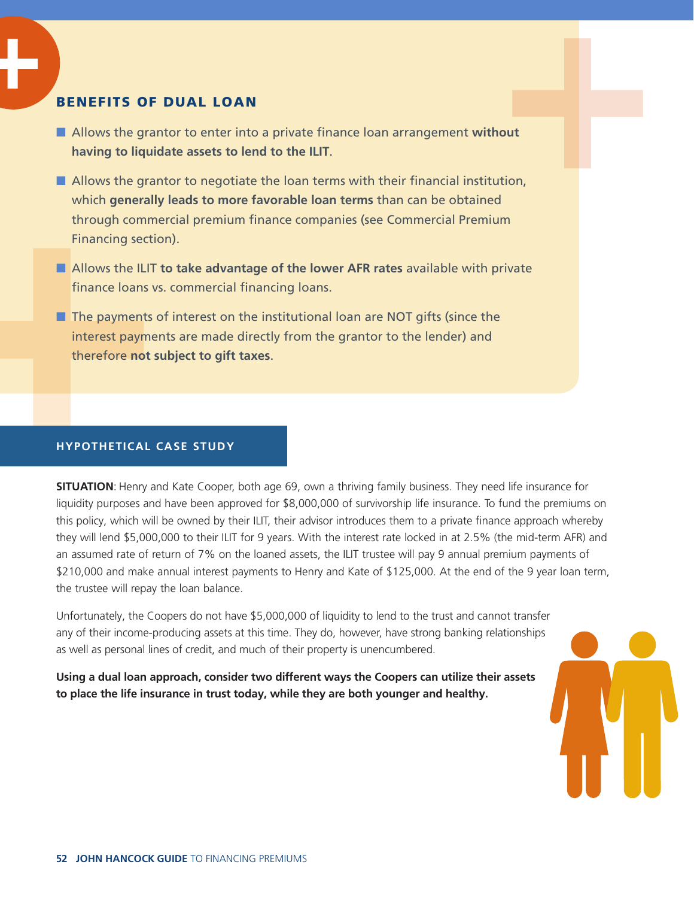## BENEFITS OF DUAL LOAN

- Allows the grantor to enter into a private finance loan arrangement **without having to liquidate assets to lend to the ILIT**.
- Allows the grantor to negotiate the loan terms with their financial institution, which **generally leads to more favorable loan terms** than can be obtained through commercial premium finance companies (see Commercial Premium Financing section).
- Allows the ILIT **to take advantage of the lower AFR rates** available with private finance loans vs. commercial financing loans.
- The payments of interest on the institutional loan are NOT gifts (since the interest payments are made directly from the grantor to the lender) and therefore **not subject to gift taxes**.

### HYPOTHETICAL CASE STUDY

**SITUATION**: Henry and Kate Cooper, both age 69, own a thriving family business. They need life insurance for liquidity purposes and have been approved for $8,000,000 of survivorship life insurance. To fund the premiums on this policy, which will be owned by their ILIT, their advisor introduces them to a private finance approach whereby they will lend $5,000,000 to their ILIT for 9 years. With the interest rate locked in at 2.5% (the mid-term AFR) and an assumed rate of return of 7% on the loaned assets, the ILIT trustee will pay 9 annual premium payments of $210,000 and make annual interest payments to Henry and Kate of $125,000. At the end of the 9 year loan term, the trustee will repay the loan balance.

Unfortunately, the Coopers do not have $5,000,000 of liquidity to lend to the trust and cannot transfer any of their income-producing assets at this time. They do, however, have strong banking relationships as well as personal lines of credit, and much of their property is unencumbered.

**Using a dual loan approach, consider two different ways the Coopers can utilize their assets to place the life insurance in trust today, while they are both younger and healthy.**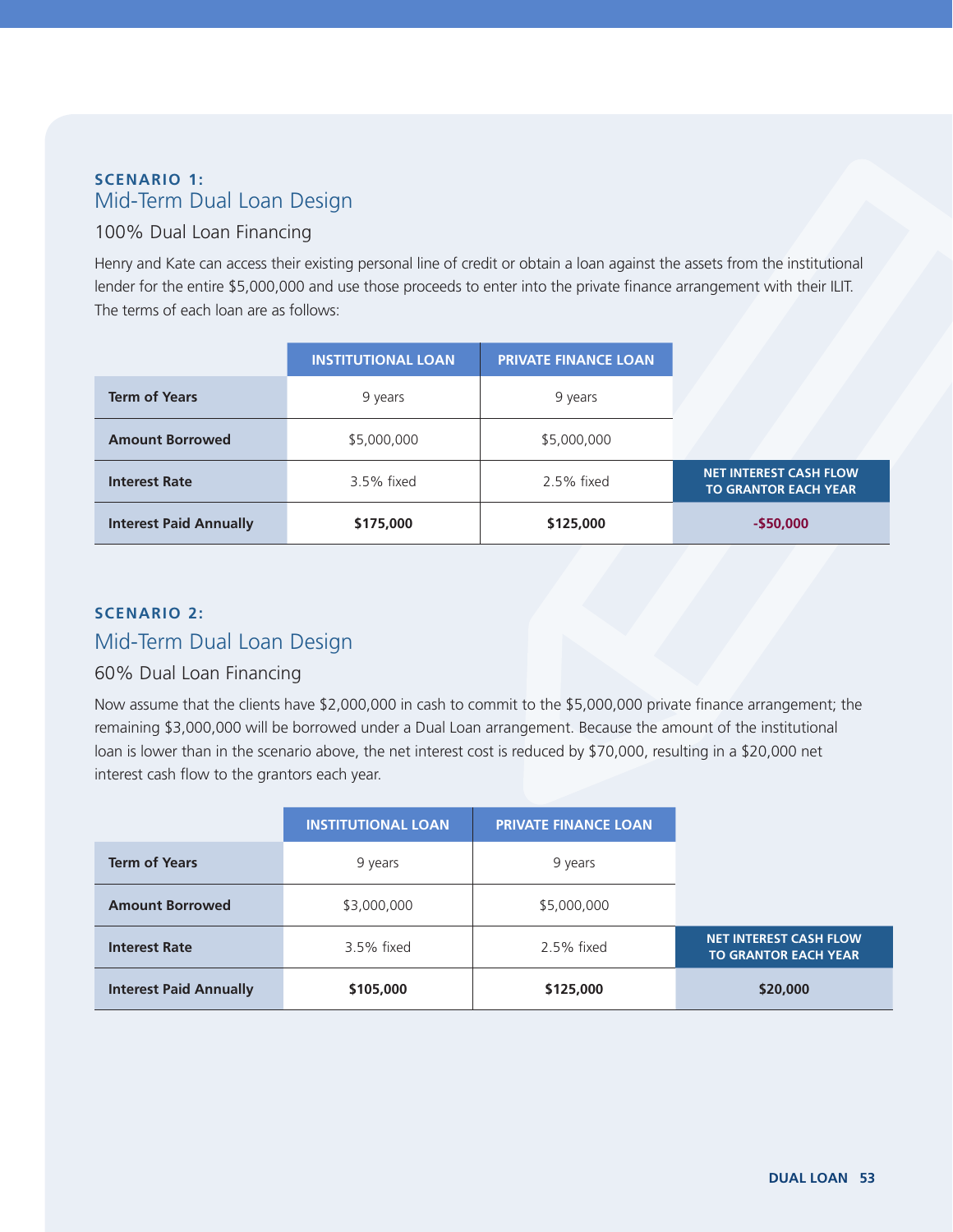**SCENARIO 1:**

## Mid-Term Dual Loan Design

### 100% Dual Loan Financing

Henry and Kate can access their existing personal line of credit or obtain a loan against the assets from the institutional lender for the entire $5,000,000 and use those proceeds to enter into the private finance arrangement with their ILIT. The terms of each loan are as follows:

| | INSTITUTIONAL LOAN | PRIVATE FINANCE LOAN | |
|---|---|---|---|
| **Term of Years** | 9 years | 9 years | |
| **Amount Borrowed** | $5,000,000 | $5,000,000 | |
| **Interest Rate** | 3.5% fixed | 2.5% fixed | **NET INTEREST CASH FLOW TO GRANTOR EACH YEAR** |
| **Interest Paid Annually** | **$175,000** | **$125,000** | **-$50,000** |

**SCENARIO 2:**

## Mid-Term Dual Loan Design

### 60% Dual Loan Financing

Now assume that the clients have $2,000,000 in cash to commit to the $5,000,000 private finance arrangement; the remaining $3,000,000 will be borrowed under a Dual Loan arrangement. Because the amount of the institutional loan is lower than in the scenario above, the net interest cost is reduced by $70,000, resulting in a $20,000 net interest cash flow to the grantors each year.

| | INSTITUTIONAL LOAN | PRIVATE FINANCE LOAN | |
|---|---|---|---|
| **Term of Years** | 9 years | 9 years | |
| **Amount Borrowed** | $3,000,000 | $5,000,000 | |
| **Interest Rate** | 3.5% fixed | 2.5% fixed | **NET INTEREST CASH FLOW TO GRANTOR EACH YEAR** |
| **Interest Paid Annually** | **$105,000** | **$125,000** | **$20,000** |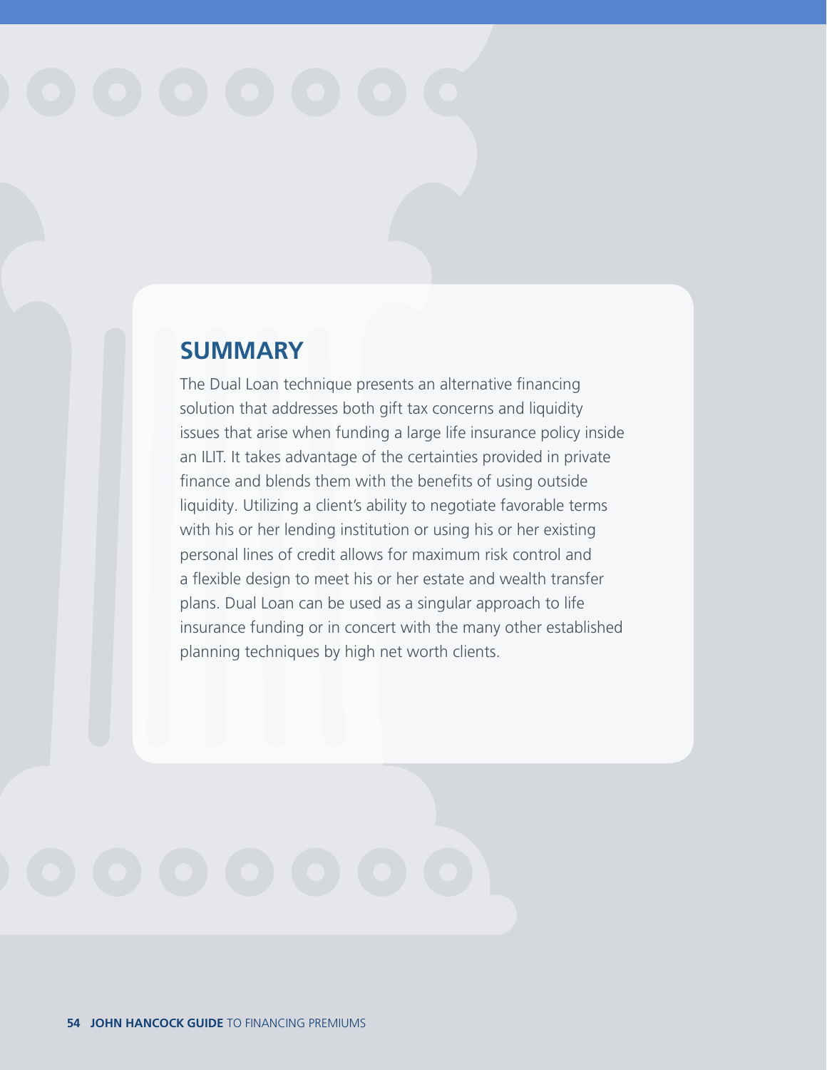## SUMMARY

The Dual Loan technique presents an alternative financing solution that addresses both gift tax concerns and liquidity issues that arise when funding a large life insurance policy inside an ILIT. It takes advantage of the certainties provided in private finance and blends them with the benefits of using outside liquidity. Utilizing a client's ability to negotiate favorable terms with his or her lending institution or using his or her existing personal lines of credit allows for maximum risk control and a flexible design to meet his or her estate and wealth transfer plans. Dual Loan can be used as a singular approach to life insurance funding or in concert with the many other established planning techniques by high net worth clients.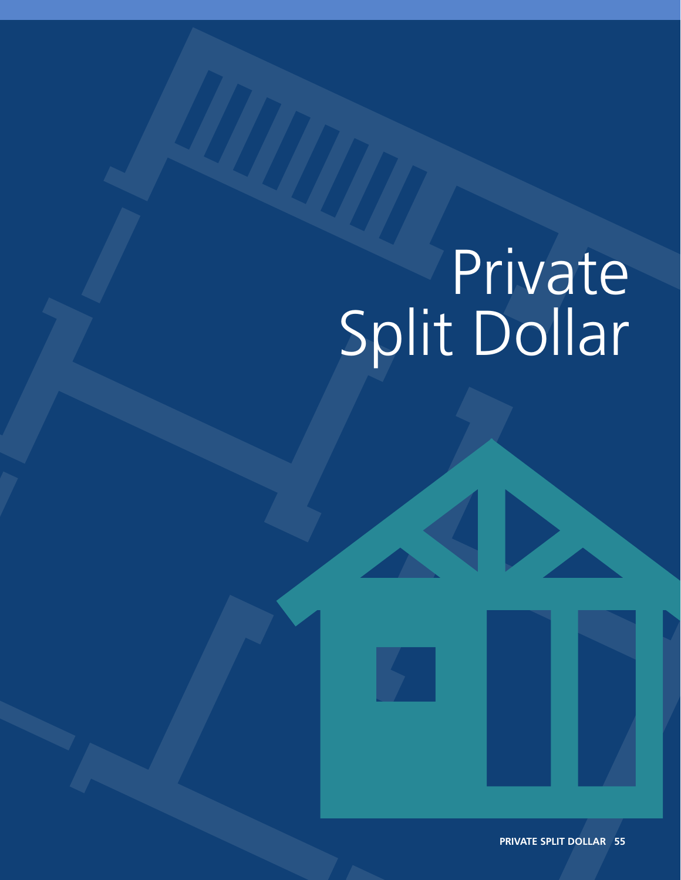# Private Split Dollar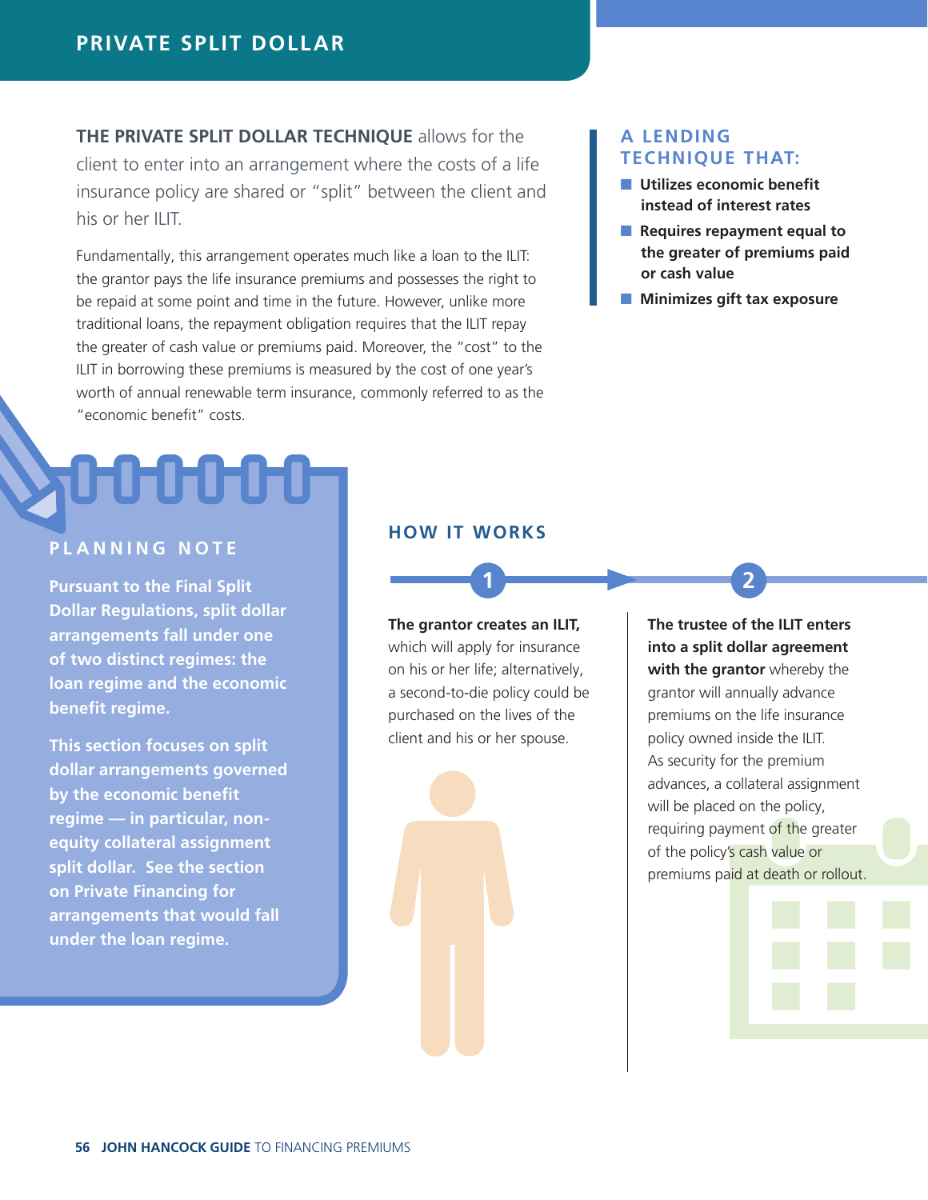# PRIVATE SPLIT DOLLAR

**THE PRIVATE SPLIT DOLLAR TECHNIQUE** allows for the client to enter into an arrangement where the costs of a life insurance policy are shared or "split" between the client and his or her ILIT.

Fundamentally, this arrangement operates much like a loan to the ILIT: the grantor pays the life insurance premiums and possesses the right to be repaid at some point and time in the future. However, unlike more traditional loans, the repayment obligation requires that the ILIT repay the greater of cash value or premiums paid. Moreover, the "cost" to the ILIT in borrowing these premiums is measured by the cost of one year's worth of annual renewable term insurance, commonly referred to as the "economic benefit" costs.

### A LENDING TECHNIQUE THAT:

- **Utilizes economic benefit instead of interest rates**
- **Requires repayment equal to the greater of premiums paid or cash value**
- **Minimizes gift tax exposure**

### PLANNING NOTE

**Pursuant to the Final Split Dollar Regulations, split dollar arrangements fall under one of two distinct regimes: the loan regime and the economic benefit regime.**

**This section focuses on split dollar arrangements governed by the economic benefit regime — in particular, non-equity collateral assignment split dollar. See the section on Private Financing for arrangements that would fall under the loan regime.**

## HOW IT WORKS

**1**

**The grantor creates an ILIT,** which will apply for insurance on his or her life; alternatively, a second-to-die policy could be purchased on the lives of the client and his or her spouse.

**2**

**The trustee of the ILIT enters into a split dollar agreement with the grantor** whereby the grantor will annually advance premiums on the life insurance policy owned inside the ILIT. As security for the premium advances, a collateral assignment will be placed on the policy, requiring payment of the greater of the policy's cash value or premiums paid at death or rollout.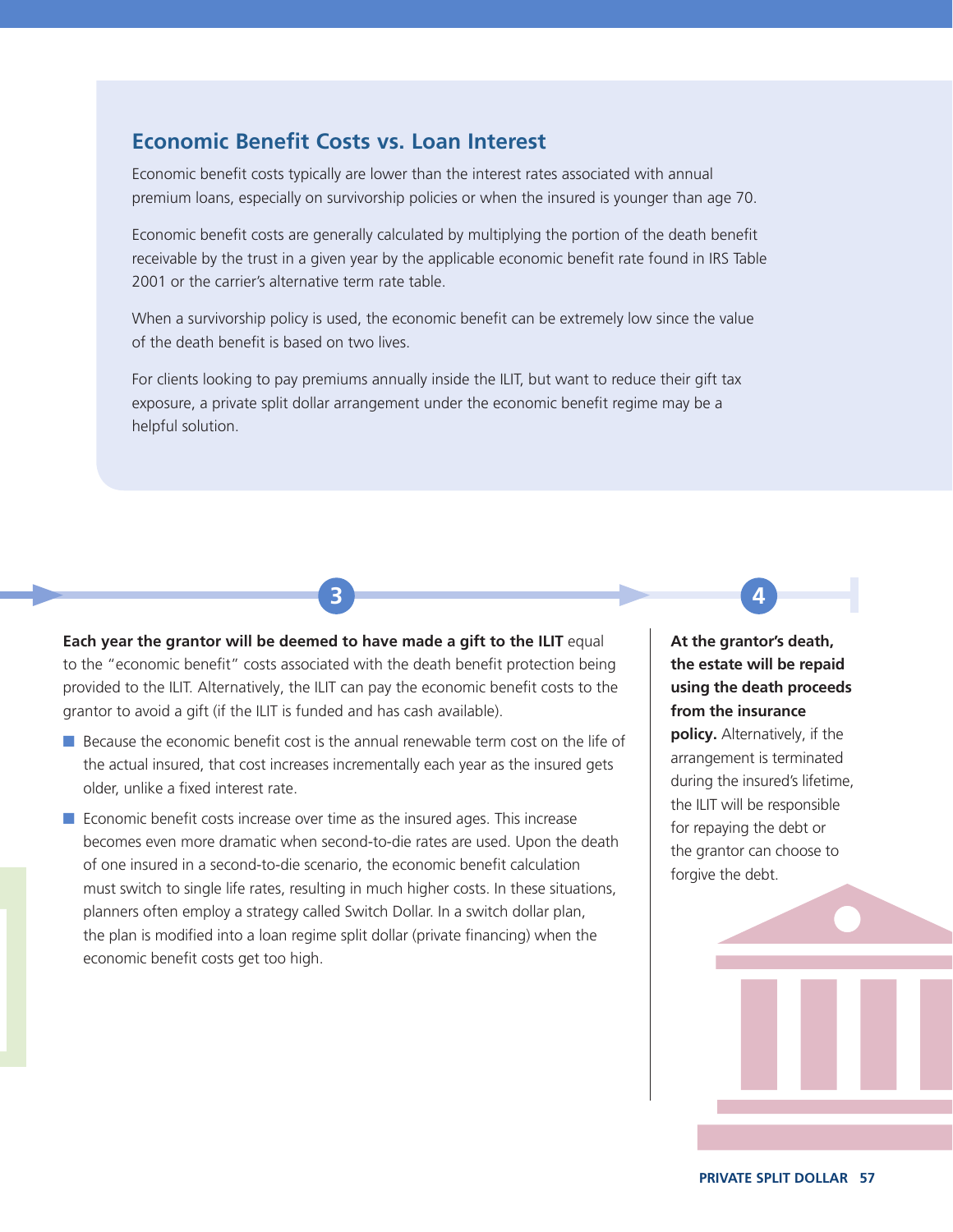## Economic Benefit Costs vs. Loan Interest

Economic benefit costs typically are lower than the interest rates associated with annual premium loans, especially on survivorship policies or when the insured is younger than age 70.

Economic benefit costs are generally calculated by multiplying the portion of the death benefit receivable by the trust in a given year by the applicable economic benefit rate found in IRS Table 2001 or the carrier's alternative term rate table.

When a survivorship policy is used, the economic benefit can be extremely low since the value of the death benefit is based on two lives.

For clients looking to pay premiums annually inside the ILIT, but want to reduce their gift tax exposure, a private split dollar arrangement under the economic benefit regime may be a helpful solution.

### 3

**Each year the grantor will be deemed to have made a gift to the ILIT** equal to the "economic benefit" costs associated with the death benefit protection being provided to the ILIT. Alternatively, the ILIT can pay the economic benefit costs to the grantor to avoid a gift (if the ILIT is funded and has cash available).

- Because the economic benefit cost is the annual renewable term cost on the life of the actual insured, that cost increases incrementally each year as the insured gets older, unlike a fixed interest rate.
- Economic benefit costs increase over time as the insured ages. This increase becomes even more dramatic when second-to-die rates are used. Upon the death of one insured in a second-to-die scenario, the economic benefit calculation must switch to single life rates, resulting in much higher costs. In these situations, planners often employ a strategy called Switch Dollar. In a switch dollar plan, the plan is modified into a loan regime split dollar (private financing) when the economic benefit costs get too high.

### 4

**At the grantor's death, the estate will be repaid using the death proceeds from the insurance policy.** Alternatively, if the arrangement is terminated during the insured's lifetime, the ILIT will be responsible for repaying the debt or the grantor can choose to forgive the debt.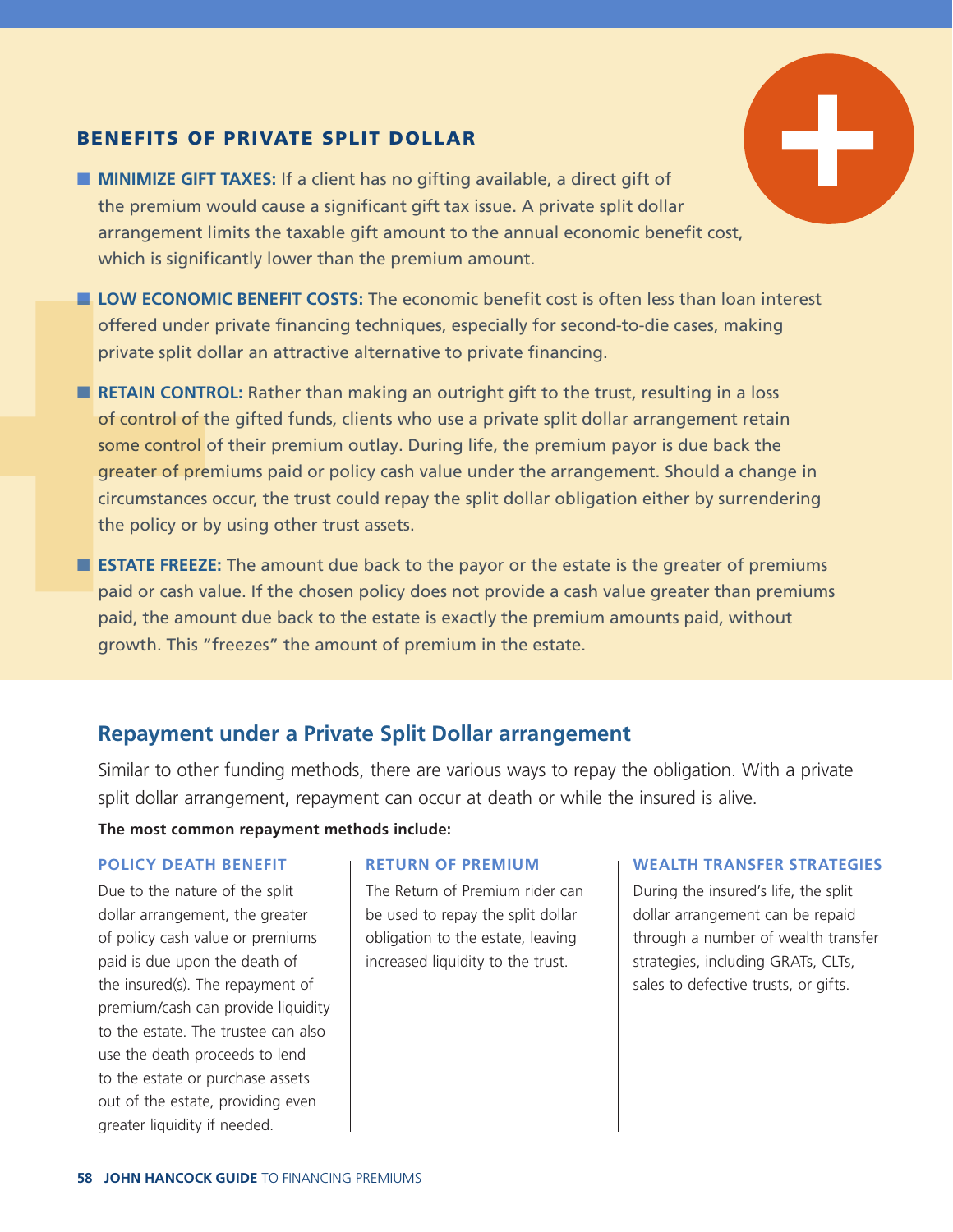## BENEFITS OF PRIVATE SPLIT DOLLAR

- **MINIMIZE GIFT TAXES:** If a client has no gifting available, a direct gift of the premium would cause a significant gift tax issue. A private split dollar arrangement limits the taxable gift amount to the annual economic benefit cost, which is significantly lower than the premium amount.
- **LOW ECONOMIC BENEFIT COSTS:** The economic benefit cost is often less than loan interest offered under private financing techniques, especially for second-to-die cases, making private split dollar an attractive alternative to private financing.
- **RETAIN CONTROL:** Rather than making an outright gift to the trust, resulting in a loss of control of the gifted funds, clients who use a private split dollar arrangement retain some control of their premium outlay. During life, the premium payor is due back the greater of premiums paid or policy cash value under the arrangement. Should a change in circumstances occur, the trust could repay the split dollar obligation either by surrendering the policy or by using other trust assets.
- **ESTATE FREEZE:** The amount due back to the payor or the estate is the greater of premiums paid or cash value. If the chosen policy does not provide a cash value greater than premiums paid, the amount due back to the estate is exactly the premium amounts paid, without growth. This "freezes" the amount of premium in the estate.

## Repayment under a Private Split Dollar arrangement

Similar to other funding methods, there are various ways to repay the obligation. With a private split dollar arrangement, repayment can occur at death or while the insured is alive.

**The most common repayment methods include:**

### POLICY DEATH BENEFIT

Due to the nature of the split dollar arrangement, the greater of policy cash value or premiums paid is due upon the death of the insured(s). The repayment of premium/cash can provide liquidity to the estate. The trustee can also use the death proceeds to lend to the estate or purchase assets out of the estate, providing even greater liquidity if needed.

### RETURN OF PREMIUM

The Return of Premium rider can be used to repay the split dollar obligation to the estate, leaving increased liquidity to the trust.

### WEALTH TRANSFER STRATEGIES

During the insured's life, the split dollar arrangement can be repaid through a number of wealth transfer strategies, including GRATs, CLTs, sales to defective trusts, or gifts.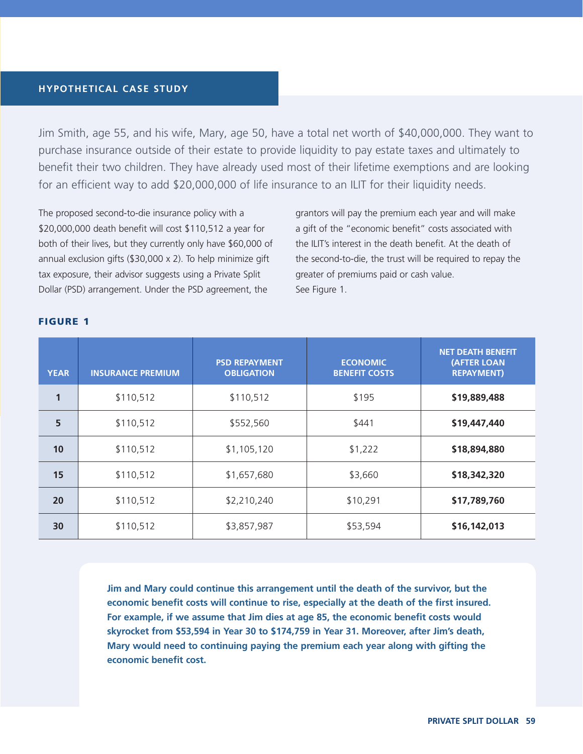## HYPOTHETICAL CASE STUDY

Jim Smith, age 55, and his wife, Mary, age 50, have a total net worth of $40,000,000. They want to purchase insurance outside of their estate to provide liquidity to pay estate taxes and ultimately to benefit their two children. They have already used most of their lifetime exemptions and are looking for an efficient way to add $20,000,000 of life insurance to an ILIT for their liquidity needs.

The proposed second-to-die insurance policy with a $20,000,000 death benefit will cost $110,512 a year for both of their lives, but they currently only have $60,000 of annual exclusion gifts ($30,000 x 2). To help minimize gift tax exposure, their advisor suggests using a Private Split Dollar (PSD) arrangement. Under the PSD agreement, the grantors will pay the premium each year and will make a gift of the "economic benefit" costs associated with the ILIT's interest in the death benefit. At the death of the second-to-die, the trust will be required to repay the greater of premiums paid or cash value. See Figure 1.

### FIGURE 1

| YEAR | INSURANCE PREMIUM | PSD REPAYMENT OBLIGATION | ECONOMIC BENEFIT COSTS | NET DEATH BENEFIT (AFTER LOAN REPAYMENT) |
|---|---|---|---|---|
| 1 | $110,512 | $110,512 | $195 | **$19,889,488** |
| 5 | $110,512 | $552,560 | $441 | **$19,447,440** |
| 10 | $110,512 | $1,105,120 | $1,222 | **$18,894,880** |
| 15 | $110,512 | $1,657,680 | $3,660 | **$18,342,320** |
| 20 | $110,512 | $2,210,240 | $10,291 | **$17,789,760** |
| 30 | $110,512 | $3,857,987 | $53,594 | **$16,142,013** |

**Jim and Mary could continue this arrangement until the death of the survivor, but the economic benefit costs will continue to rise, especially at the death of the first insured. For example, if we assume that Jim dies at age 85, the economic benefit costs would skyrocket from $53,594 in Year 30 to $174,759 in Year 31. Moreover, after Jim's death, Mary would need to continuing paying the premium each year along with gifting the economic benefit cost.**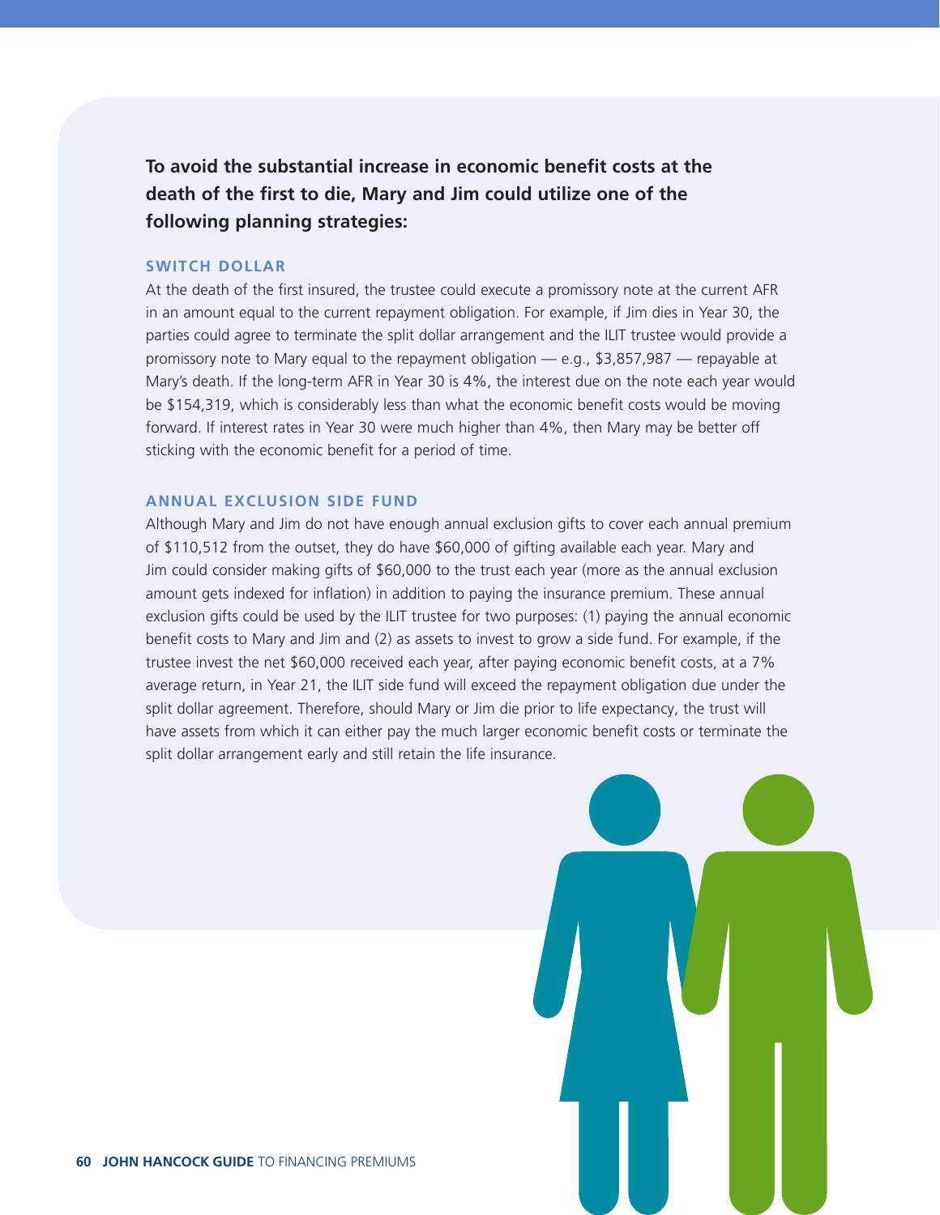**To avoid the substantial increase in economic benefit costs at the death of the first to die, Mary and Jim could utilize one of the following planning strategies:**

### SWITCH DOLLAR

At the death of the first insured, the trustee could execute a promissory note at the current AFR in an amount equal to the current repayment obligation. For example, if Jim dies in Year 30, the parties could agree to terminate the split dollar arrangement and the ILIT trustee would provide a promissory note to Mary equal to the repayment obligation — e.g., $3,857,987 — repayable at Mary's death. If the long-term AFR in Year 30 is 4%, the interest due on the note each year would be $154,319, which is considerably less than what the economic benefit costs would be moving forward. If interest rates in Year 30 were much higher than 4%, then Mary may be better off sticking with the economic benefit for a period of time.

### ANNUAL EXCLUSION SIDE FUND

Although Mary and Jim do not have enough annual exclusion gifts to cover each annual premium of $110,512 from the outset, they do have $60,000 of gifting available each year. Mary and Jim could consider making gifts of $60,000 to the trust each year (more as the annual exclusion amount gets indexed for inflation) in addition to paying the insurance premium. These annual exclusion gifts could be used by the ILIT trustee for two purposes: (1) paying the annual economic benefit costs to Mary and Jim and (2) as assets to invest to grow a side fund. For example, if the trustee invest the net $60,000 received each year, after paying economic benefit costs, at a 7% average return, in Year 21, the ILIT side fund will exceed the repayment obligation due under the split dollar agreement. Therefore, should Mary or Jim die prior to life expectancy, the trust will have assets from which it can either pay the much larger economic benefit costs or terminate the split dollar arrangement early and still retain the life insurance.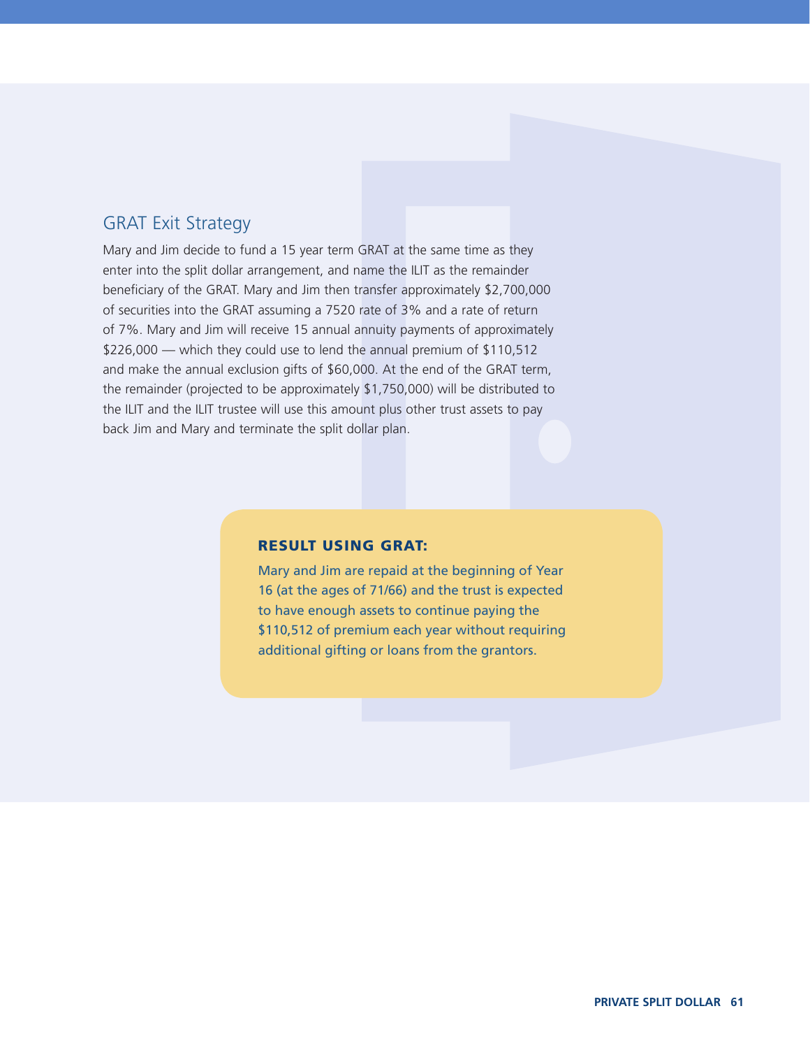## GRAT Exit Strategy

Mary and Jim decide to fund a 15 year term GRAT at the same time as they enter into the split dollar arrangement, and name the ILIT as the remainder beneficiary of the GRAT. Mary and Jim then transfer approximately $2,700,000 of securities into the GRAT assuming a 7520 rate of 3% and a rate of return of 7%. Mary and Jim will receive 15 annual annuity payments of approximately $226,000 — which they could use to lend the annual premium of $110,512 and make the annual exclusion gifts of $60,000. At the end of the GRAT term, the remainder (projected to be approximately $1,750,000) will be distributed to the ILIT and the ILIT trustee will use this amount plus other trust assets to pay back Jim and Mary and terminate the split dollar plan.

**RESULT USING GRAT:**

Mary and Jim are repaid at the beginning of Year 16 (at the ages of 71/66) and the trust is expected to have enough assets to continue paying the $110,512 of premium each year without requiring additional gifting or loans from the grantors.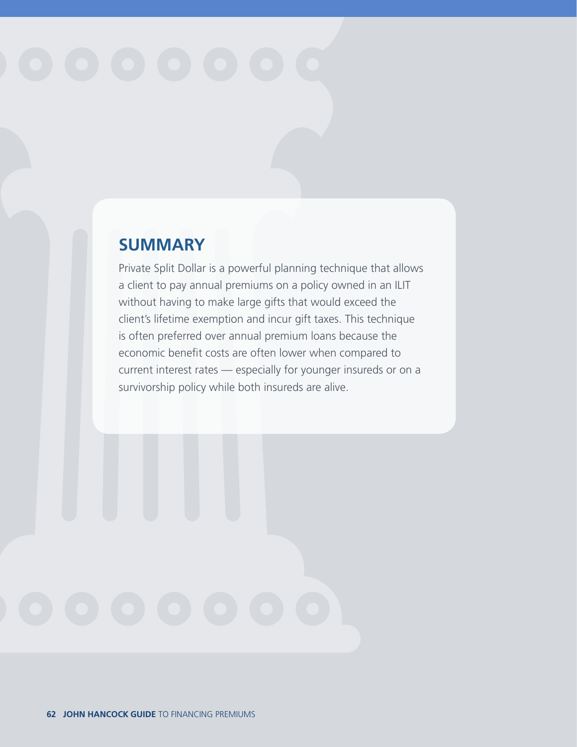## SUMMARY

Private Split Dollar is a powerful planning technique that allows a client to pay annual premiums on a policy owned in an ILIT without having to make large gifts that would exceed the client's lifetime exemption and incur gift taxes. This technique is often preferred over annual premium loans because the economic benefit costs are often lower when compared to current interest rates — especially for younger insureds or on a survivorship policy while both insureds are alive.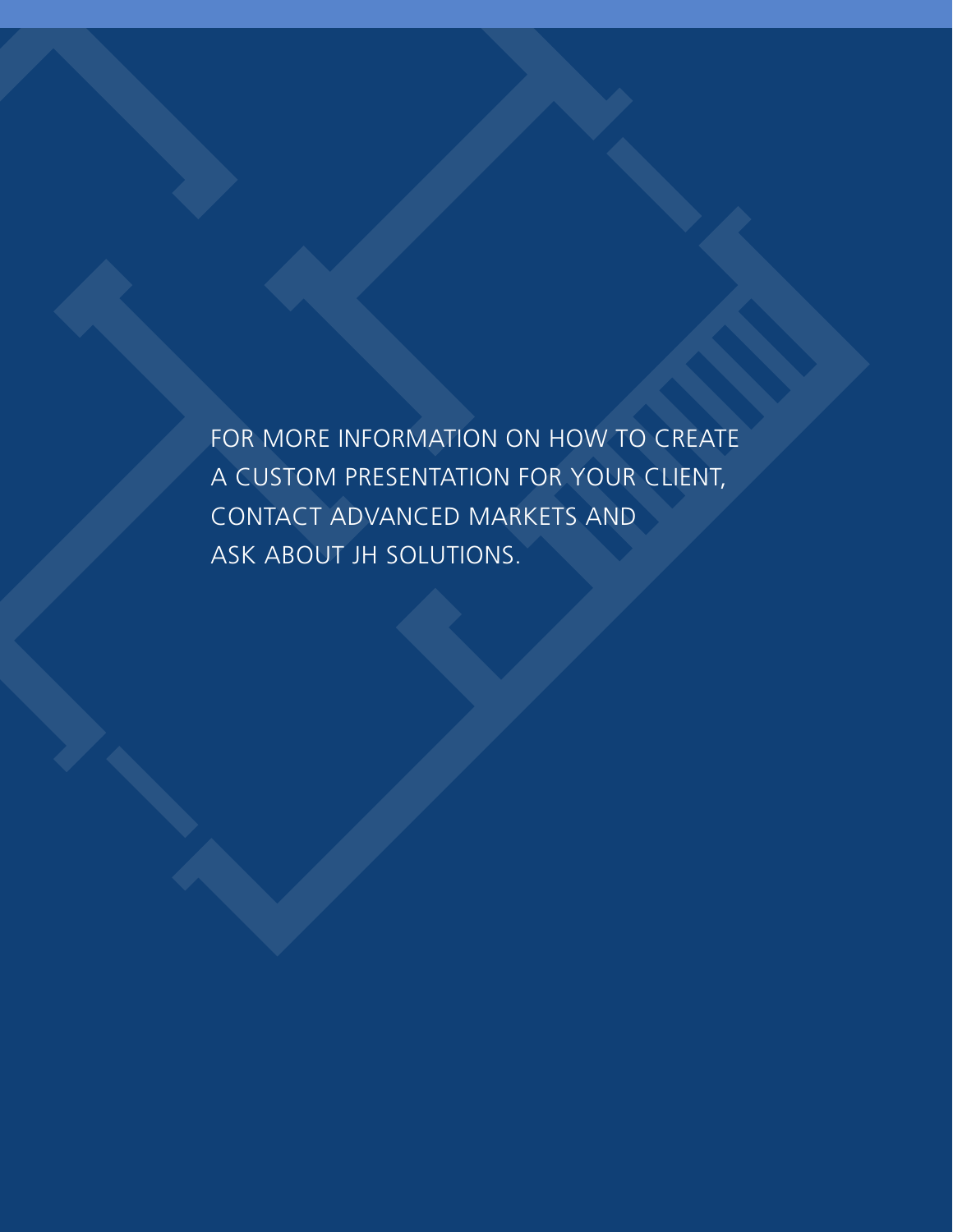FOR MORE INFORMATION ON HOW TO CREATE A CUSTOM PRESENTATION FOR YOUR CLIENT, CONTACT ADVANCED MARKETS AND ASK ABOUT JH SOLUTIONS.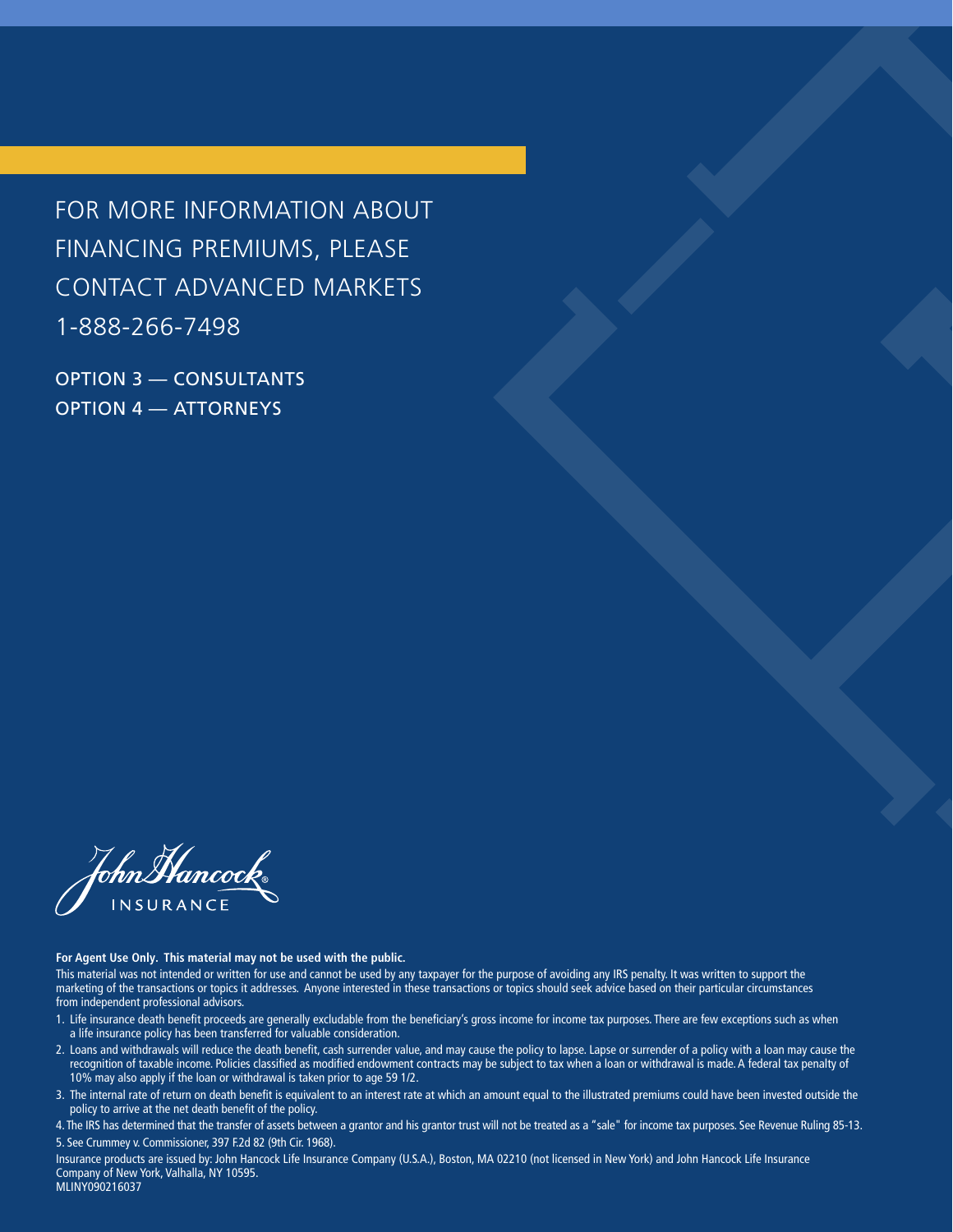# FOR MORE INFORMATION ABOUT FINANCING PREMIUMS, PLEASE CONTACT ADVANCED MARKETS 1-888-266-7498

OPTION 3 — CONSULTANTS
OPTION 4 — ATTORNEYS

John Hancock® INSURANCE

**For Agent Use Only. This material may not be used with the public.**

This material was not intended or written for use and cannot be used by any taxpayer for the purpose of avoiding any IRS penalty. It was written to support the marketing of the transactions or topics it addresses. Anyone interested in these transactions or topics should seek advice based on their particular circumstances from independent professional advisors.

1. Life insurance death benefit proceeds are generally excludable from the beneficiary's gross income for income tax purposes. There are few exceptions such as when a life insurance policy has been transferred for valuable consideration.
2. Loans and withdrawals will reduce the death benefit, cash surrender value, and may cause the policy to lapse. Lapse or surrender of a policy with a loan may cause the recognition of taxable income. Policies classified as modified endowment contracts may be subject to tax when a loan or withdrawal is made. A federal tax penalty of 10% may also apply if the loan or withdrawal is taken prior to age 59 1/2.
3. The internal rate of return on death benefit is equivalent to an interest rate at which an amount equal to the illustrated premiums could have been invested outside the policy to arrive at the net death benefit of the policy.
4. The IRS has determined that the transfer of assets between a grantor and his grantor trust will not be treated as a "sale" for income tax purposes. See Revenue Ruling 85-13.
5. See Crummey v. Commissioner, 397 F.2d 82 (9th Cir. 1968).

Insurance products are issued by: John Hancock Life Insurance Company (U.S.A.), Boston, MA 02210 (not licensed in New York) and John Hancock Life Insurance Company of New York, Valhalla, NY 10595.
MLINY090216037